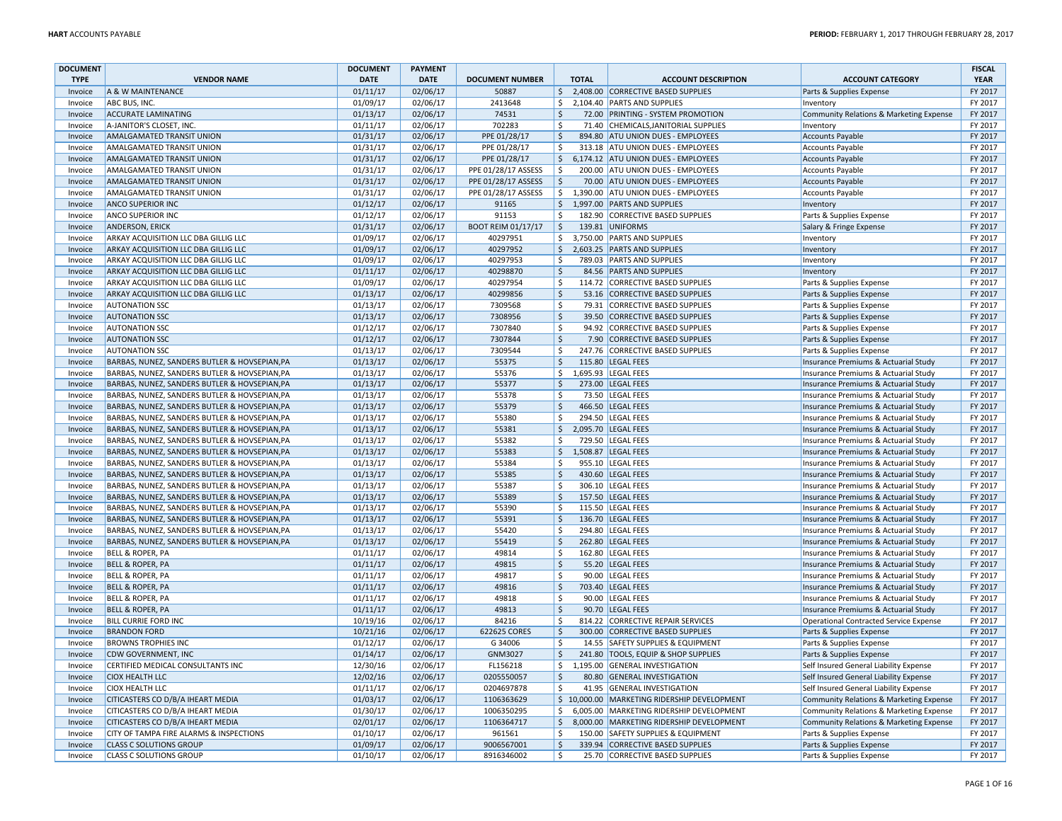| DOCUMENT TYPE | VENDOR NAME | DOCUMENT DATE | PAYMENT DATE | DOCUMENT NUMBER | TOTAL | ACCOUNT DESCRIPTION | ACCOUNT CATEGORY | FISCAL YEAR |
|---|---|---|---|---|---|---|---|---|
| Invoice | A & W MAINTENANCE | 01/11/17 | 02/06/17 | 50887 | $ 2,408.00 | CORRECTIVE BASED SUPPLIES | Parts & Supplies Expense | FY 2017 |
| Invoice | ABC BUS, INC. | 01/09/17 | 02/06/17 | 2413648 | $ 2,104.40 | PARTS AND SUPPLIES | Inventory | FY 2017 |
| Invoice | ACCURATE LAMINATING | 01/13/17 | 02/06/17 | 74531 | $ 72.00 | PRINTING - SYSTEM PROMOTION | Community Relations & Marketing Expense | FY 2017 |
| Invoice | A-JANITOR'S CLOSET, INC. | 01/11/17 | 02/06/17 | 702283 | $ 71.40 | CHEMICALS,JANITORIAL SUPPLIES | Inventory | FY 2017 |
| Invoice | AMALGAMATED TRANSIT UNION | 01/31/17 | 02/06/17 | PPE 01/28/17 | $ 894.80 | ATU UNION DUES - EMPLOYEES | Accounts Payable | FY 2017 |
| Invoice | AMALGAMATED TRANSIT UNION | 01/31/17 | 02/06/17 | PPE 01/28/17 | $ 313.18 | ATU UNION DUES - EMPLOYEES | Accounts Payable | FY 2017 |
| Invoice | AMALGAMATED TRANSIT UNION | 01/31/17 | 02/06/17 | PPE 01/28/17 | $ 6,174.12 | ATU UNION DUES - EMPLOYEES | Accounts Payable | FY 2017 |
| Invoice | AMALGAMATED TRANSIT UNION | 01/31/17 | 02/06/17 | PPE 01/28/17 ASSESS | $ 200.00 | ATU UNION DUES - EMPLOYEES | Accounts Payable | FY 2017 |
| Invoice | AMALGAMATED TRANSIT UNION | 01/31/17 | 02/06/17 | PPE 01/28/17 ASSESS | $ 70.00 | ATU UNION DUES - EMPLOYEES | Accounts Payable | FY 2017 |
| Invoice | AMALGAMATED TRANSIT UNION | 01/31/17 | 02/06/17 | PPE 01/28/17 ASSESS | $ 1,390.00 | ATU UNION DUES - EMPLOYEES | Accounts Payable | FY 2017 |
| Invoice | ANCO SUPERIOR INC | 01/12/17 | 02/06/17 | 91165 | $ 1,997.00 | PARTS AND SUPPLIES | Inventory | FY 2017 |
| Invoice | ANCO SUPERIOR INC | 01/12/17 | 02/06/17 | 91153 | $ 182.90 | CORRECTIVE BASED SUPPLIES | Parts & Supplies Expense | FY 2017 |
| Invoice | ANDERSON, ERICK | 01/31/17 | 02/06/17 | BOOT REIM 01/17/17 | $ 139.81 | UNIFORMS | Salary & Fringe Expense | FY 2017 |
| Invoice | ARKAY ACQUISITION LLC DBA GILLIG LLC | 01/09/17 | 02/06/17 | 40297951 | $ 3,750.00 | PARTS AND SUPPLIES | Inventory | FY 2017 |
| Invoice | ARKAY ACQUISITION LLC DBA GILLIG LLC | 01/09/17 | 02/06/17 | 40297952 | $ 2,603.25 | PARTS AND SUPPLIES | Inventory | FY 2017 |
| Invoice | ARKAY ACQUISITION LLC DBA GILLIG LLC | 01/09/17 | 02/06/17 | 40297953 | $ 789.03 | PARTS AND SUPPLIES | Inventory | FY 2017 |
| Invoice | ARKAY ACQUISITION LLC DBA GILLIG LLC | 01/11/17 | 02/06/17 | 40298870 | $ 84.56 | PARTS AND SUPPLIES | Inventory | FY 2017 |
| Invoice | ARKAY ACQUISITION LLC DBA GILLIG LLC | 01/09/17 | 02/06/17 | 40297954 | $ 114.72 | CORRECTIVE BASED SUPPLIES | Parts & Supplies Expense | FY 2017 |
| Invoice | ARKAY ACQUISITION LLC DBA GILLIG LLC | 01/13/17 | 02/06/17 | 40299856 | $ 53.16 | CORRECTIVE BASED SUPPLIES | Parts & Supplies Expense | FY 2017 |
| Invoice | AUTONATION SSC | 01/13/17 | 02/06/17 | 7309568 | $ 79.31 | CORRECTIVE BASED SUPPLIES | Parts & Supplies Expense | FY 2017 |
| Invoice | AUTONATION SSC | 01/13/17 | 02/06/17 | 7308956 | $ 39.50 | CORRECTIVE BASED SUPPLIES | Parts & Supplies Expense | FY 2017 |
| Invoice | AUTONATION SSC | 01/12/17 | 02/06/17 | 7307840 | $ 94.92 | CORRECTIVE BASED SUPPLIES | Parts & Supplies Expense | FY 2017 |
| Invoice | AUTONATION SSC | 01/12/17 | 02/06/17 | 7307844 | $ 7.90 | CORRECTIVE BASED SUPPLIES | Parts & Supplies Expense | FY 2017 |
| Invoice | AUTONATION SSC | 01/13/17 | 02/06/17 | 7309544 | $ 247.76 | CORRECTIVE BASED SUPPLIES | Parts & Supplies Expense | FY 2017 |
| Invoice | BARBAS, NUNEZ, SANDERS BUTLER & HOVSEPIAN,PA | 01/13/17 | 02/06/17 | 55375 | $ 115.80 | LEGAL FEES | Insurance Premiums & Actuarial Study | FY 2017 |
| Invoice | BARBAS, NUNEZ, SANDERS BUTLER & HOVSEPIAN,PA | 01/13/17 | 02/06/17 | 55376 | $ 1,695.93 | LEGAL FEES | Insurance Premiums & Actuarial Study | FY 2017 |
| Invoice | BARBAS, NUNEZ, SANDERS BUTLER & HOVSEPIAN,PA | 01/13/17 | 02/06/17 | 55377 | $ 273.00 | LEGAL FEES | Insurance Premiums & Actuarial Study | FY 2017 |
| Invoice | BARBAS, NUNEZ, SANDERS BUTLER & HOVSEPIAN,PA | 01/13/17 | 02/06/17 | 55378 | $ 73.50 | LEGAL FEES | Insurance Premiums & Actuarial Study | FY 2017 |
| Invoice | BARBAS, NUNEZ, SANDERS BUTLER & HOVSEPIAN,PA | 01/13/17 | 02/06/17 | 55379 | $ 466.50 | LEGAL FEES | Insurance Premiums & Actuarial Study | FY 2017 |
| Invoice | BARBAS, NUNEZ, SANDERS BUTLER & HOVSEPIAN,PA | 01/13/17 | 02/06/17 | 55380 | $ 294.50 | LEGAL FEES | Insurance Premiums & Actuarial Study | FY 2017 |
| Invoice | BARBAS, NUNEZ, SANDERS BUTLER & HOVSEPIAN,PA | 01/13/17 | 02/06/17 | 55381 | $ 2,095.70 | LEGAL FEES | Insurance Premiums & Actuarial Study | FY 2017 |
| Invoice | BARBAS, NUNEZ, SANDERS BUTLER & HOVSEPIAN,PA | 01/13/17 | 02/06/17 | 55382 | $ 729.50 | LEGAL FEES | Insurance Premiums & Actuarial Study | FY 2017 |
| Invoice | BARBAS, NUNEZ, SANDERS BUTLER & HOVSEPIAN,PA | 01/13/17 | 02/06/17 | 55383 | $ 1,508.87 | LEGAL FEES | Insurance Premiums & Actuarial Study | FY 2017 |
| Invoice | BARBAS, NUNEZ, SANDERS BUTLER & HOVSEPIAN,PA | 01/13/17 | 02/06/17 | 55384 | $ 955.10 | LEGAL FEES | Insurance Premiums & Actuarial Study | FY 2017 |
| Invoice | BARBAS, NUNEZ, SANDERS BUTLER & HOVSEPIAN,PA | 01/13/17 | 02/06/17 | 55385 | $ 430.60 | LEGAL FEES | Insurance Premiums & Actuarial Study | FY 2017 |
| Invoice | BARBAS, NUNEZ, SANDERS BUTLER & HOVSEPIAN,PA | 01/13/17 | 02/06/17 | 55387 | $ 306.10 | LEGAL FEES | Insurance Premiums & Actuarial Study | FY 2017 |
| Invoice | BARBAS, NUNEZ, SANDERS BUTLER & HOVSEPIAN,PA | 01/13/17 | 02/06/17 | 55389 | $ 157.50 | LEGAL FEES | Insurance Premiums & Actuarial Study | FY 2017 |
| Invoice | BARBAS, NUNEZ, SANDERS BUTLER & HOVSEPIAN,PA | 01/13/17 | 02/06/17 | 55390 | $ 115.50 | LEGAL FEES | Insurance Premiums & Actuarial Study | FY 2017 |
| Invoice | BARBAS, NUNEZ, SANDERS BUTLER & HOVSEPIAN,PA | 01/13/17 | 02/06/17 | 55391 | $ 136.70 | LEGAL FEES | Insurance Premiums & Actuarial Study | FY 2017 |
| Invoice | BARBAS, NUNEZ, SANDERS BUTLER & HOVSEPIAN,PA | 01/13/17 | 02/06/17 | 55420 | $ 294.80 | LEGAL FEES | Insurance Premiums & Actuarial Study | FY 2017 |
| Invoice | BARBAS, NUNEZ, SANDERS BUTLER & HOVSEPIAN,PA | 01/13/17 | 02/06/17 | 55419 | $ 262.80 | LEGAL FEES | Insurance Premiums & Actuarial Study | FY 2017 |
| Invoice | BELL & ROPER, PA | 01/11/17 | 02/06/17 | 49814 | $ 162.80 | LEGAL FEES | Insurance Premiums & Actuarial Study | FY 2017 |
| Invoice | BELL & ROPER, PA | 01/11/17 | 02/06/17 | 49815 | $ 55.20 | LEGAL FEES | Insurance Premiums & Actuarial Study | FY 2017 |
| Invoice | BELL & ROPER, PA | 01/11/17 | 02/06/17 | 49817 | $ 90.00 | LEGAL FEES | Insurance Premiums & Actuarial Study | FY 2017 |
| Invoice | BELL & ROPER, PA | 01/11/17 | 02/06/17 | 49816 | $ 703.40 | LEGAL FEES | Insurance Premiums & Actuarial Study | FY 2017 |
| Invoice | BELL & ROPER, PA | 01/11/17 | 02/06/17 | 49818 | $ 90.00 | LEGAL FEES | Insurance Premiums & Actuarial Study | FY 2017 |
| Invoice | BELL & ROPER, PA | 01/11/17 | 02/06/17 | 49813 | $ 90.70 | LEGAL FEES | Insurance Premiums & Actuarial Study | FY 2017 |
| Invoice | BILL CURRIE FORD INC | 10/19/16 | 02/06/17 | 84216 | $ 814.22 | CORRECTIVE REPAIR SERVICES | Operational Contracted Service Expense | FY 2017 |
| Invoice | BRANDON FORD | 10/21/16 | 02/06/17 | 622625 CORES | $ 300.00 | CORRECTIVE BASED SUPPLIES | Parts & Supplies Expense | FY 2017 |
| Invoice | BROWNS TROPHIES INC | 01/12/17 | 02/06/17 | G 34006 | $ 14.55 | SAFETY SUPPLIES & EQUIPMENT | Parts & Supplies Expense | FY 2017 |
| Invoice | CDW GOVERNMENT, INC | 01/14/17 | 02/06/17 | GNM3027 | $ 241.80 | TOOLS, EQUIP & SHOP SUPPLIES | Parts & Supplies Expense | FY 2017 |
| Invoice | CERTIFIED MEDICAL CONSULTANTS INC | 12/30/16 | 02/06/17 | FL156218 | $ 1,195.00 | GENERAL INVESTIGATION | Self Insured General Liability Expense | FY 2017 |
| Invoice | CIOX HEALTH LLC | 12/02/16 | 02/06/17 | 0205550057 | $ 80.80 | GENERAL INVESTIGATION | Self Insured General Liability Expense | FY 2017 |
| Invoice | CIOX HEALTH LLC | 01/11/17 | 02/06/17 | 0204697878 | $ 41.95 | GENERAL INVESTIGATION | Self Insured General Liability Expense | FY 2017 |
| Invoice | CITICASTERS CO D/B/A IHEART MEDIA | 01/03/17 | 02/06/17 | 1106363629 | $ 10,000.00 | MARKETING RIDERSHIP DEVELOPMENT | Community Relations & Marketing Expense | FY 2017 |
| Invoice | CITICASTERS CO D/B/A IHEART MEDIA | 01/30/17 | 02/06/17 | 1006350295 | $ 6,005.00 | MARKETING RIDERSHIP DEVELOPMENT | Community Relations & Marketing Expense | FY 2017 |
| Invoice | CITICASTERS CO D/B/A IHEART MEDIA | 02/01/17 | 02/06/17 | 1106364717 | $ 8,000.00 | MARKETING RIDERSHIP DEVELOPMENT | Community Relations & Marketing Expense | FY 2017 |
| Invoice | CITY OF TAMPA FIRE ALARMS & INSPECTIONS | 01/10/17 | 02/06/17 | 961561 | $ 150.00 | SAFETY SUPPLIES & EQUIPMENT | Parts & Supplies Expense | FY 2017 |
| Invoice | CLASS C SOLUTIONS GROUP | 01/09/17 | 02/06/17 | 9006567001 | $ 339.94 | CORRECTIVE BASED SUPPLIES | Parts & Supplies Expense | FY 2017 |
| Invoice | CLASS C SOLUTIONS GROUP | 01/10/17 | 02/06/17 | 8916346002 | $ 25.70 | CORRECTIVE BASED SUPPLIES | Parts & Supplies Expense | FY 2017 |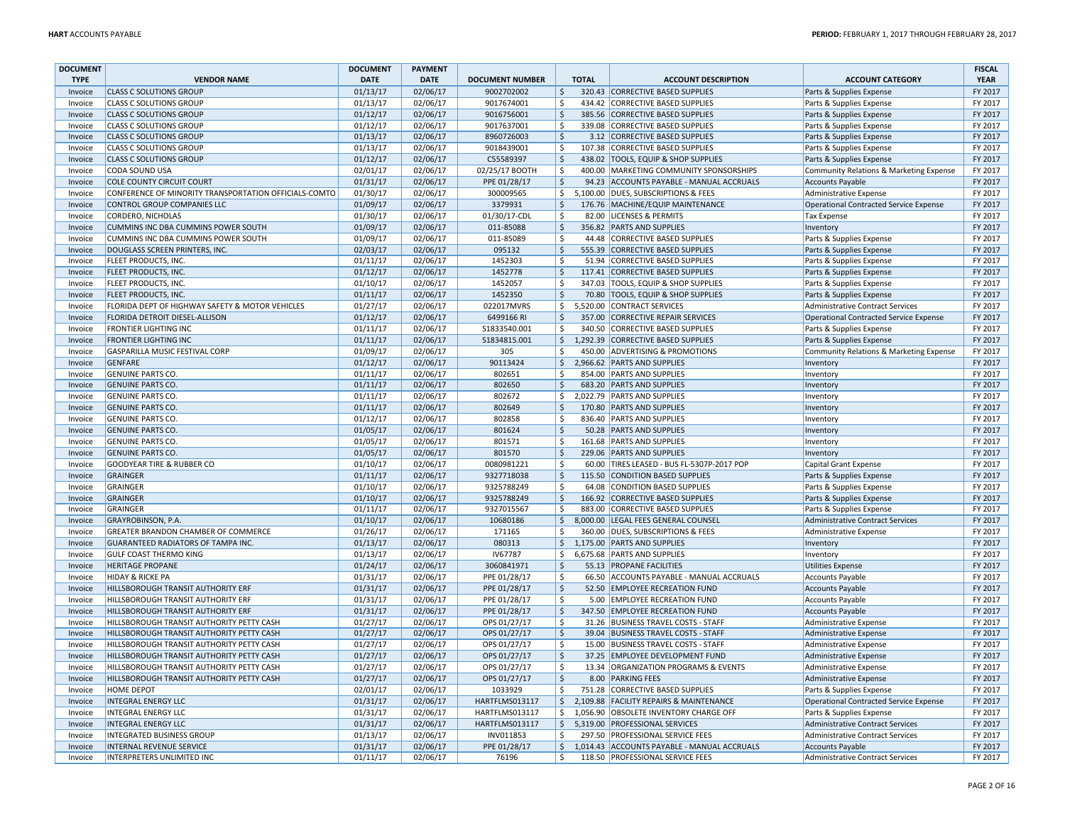| DOCUMENT TYPE | VENDOR NAME | DOCUMENT DATE | PAYMENT DATE | DOCUMENT NUMBER | TOTAL | ACCOUNT DESCRIPTION | ACCOUNT CATEGORY | FISCAL YEAR |
|---|---|---|---|---|---|---|---|---|
| Invoice | CLASS C SOLUTIONS GROUP | 01/13/17 | 02/06/17 | 9002702002 | $ 320.43 | CORRECTIVE BASED SUPPLIES | Parts & Supplies Expense | FY 2017 |
| Invoice | CLASS C SOLUTIONS GROUP | 01/13/17 | 02/06/17 | 9017674001 | $ 434.42 | CORRECTIVE BASED SUPPLIES | Parts & Supplies Expense | FY 2017 |
| Invoice | CLASS C SOLUTIONS GROUP | 01/12/17 | 02/06/17 | 9016756001 | $ 385.56 | CORRECTIVE BASED SUPPLIES | Parts & Supplies Expense | FY 2017 |
| Invoice | CLASS C SOLUTIONS GROUP | 01/12/17 | 02/06/17 | 9017637001 | $ 339.08 | CORRECTIVE BASED SUPPLIES | Parts & Supplies Expense | FY 2017 |
| Invoice | CLASS C SOLUTIONS GROUP | 01/13/17 | 02/06/17 | 8960726003 | $ 3.12 | CORRECTIVE BASED SUPPLIES | Parts & Supplies Expense | FY 2017 |
| Invoice | CLASS C SOLUTIONS GROUP | 01/13/17 | 02/06/17 | 9018439001 | $ 107.38 | CORRECTIVE BASED SUPPLIES | Parts & Supplies Expense | FY 2017 |
| Invoice | CLASS C SOLUTIONS GROUP | 01/12/17 | 02/06/17 | C55589397 | $ 438.02 | TOOLS, EQUIP & SHOP SUPPLIES | Parts & Supplies Expense | FY 2017 |
| Invoice | CODA SOUND USA | 02/01/17 | 02/06/17 | 02/25/17 BOOTH | $ 400.00 | MARKETING COMMUNITY SPONSORSHIPS | Community Relations & Marketing Expense | FY 2017 |
| Invoice | COLE COUNTY CIRCUIT COURT | 01/31/17 | 02/06/17 | PPE 01/28/17 | $ 94.23 | ACCOUNTS PAYABLE - MANUAL ACCRUALS | Accounts Payable | FY 2017 |
| Invoice | CONFERENCE OF MINORITY TRANSPORTATION OFFICIALS-COMTO | 01/30/17 | 02/06/17 | 300009565 | $ 5,100.00 | DUES, SUBSCRIPTIONS & FEES | Administrative Expense | FY 2017 |
| Invoice | CONTROL GROUP COMPANIES LLC | 01/09/17 | 02/06/17 | 3379931 | $ 176.76 | MACHINE/EQUIP MAINTENANCE | Operational Contracted Service Expense | FY 2017 |
| Invoice | CORDERO, NICHOLAS | 01/30/17 | 02/06/17 | 01/30/17-CDL | $ 82.00 | LICENSES & PERMITS | Tax Expense | FY 2017 |
| Invoice | CUMMINS INC DBA CUMMINS POWER SOUTH | 01/09/17 | 02/06/17 | 011-85088 | $ 356.82 | PARTS AND SUPPLIES | Inventory | FY 2017 |
| Invoice | CUMMINS INC DBA CUMMINS POWER SOUTH | 01/09/17 | 02/06/17 | 011-85089 | $ 44.48 | CORRECTIVE BASED SUPPLIES | Parts & Supplies Expense | FY 2017 |
| Invoice | DOUGLASS SCREEN PRINTERS, INC. | 02/03/17 | 02/06/17 | 095132 | $ 555.39 | CORRECTIVE BASED SUPPLIES | Parts & Supplies Expense | FY 2017 |
| Invoice | FLEET PRODUCTS, INC. | 01/11/17 | 02/06/17 | 1452303 | $ 51.94 | CORRECTIVE BASED SUPPLIES | Parts & Supplies Expense | FY 2017 |
| Invoice | FLEET PRODUCTS, INC. | 01/12/17 | 02/06/17 | 1452778 | $ 117.41 | CORRECTIVE BASED SUPPLIES | Parts & Supplies Expense | FY 2017 |
| Invoice | FLEET PRODUCTS, INC. | 01/10/17 | 02/06/17 | 1452057 | $ 347.03 | TOOLS, EQUIP & SHOP SUPPLIES | Parts & Supplies Expense | FY 2017 |
| Invoice | FLEET PRODUCTS, INC. | 01/11/17 | 02/06/17 | 1452350 | $ 70.80 | TOOLS, EQUIP & SHOP SUPPLIES | Parts & Supplies Expense | FY 2017 |
| Invoice | FLORIDA DEPT OF HIGHWAY SAFETY & MOTOR VEHICLES | 01/27/17 | 02/06/17 | 022017MVRS | $ 5,520.00 | CONTRACT SERVICES | Administrative Contract Services | FY 2017 |
| Invoice | FLORIDA DETROIT DIESEL-ALLISON | 01/12/17 | 02/06/17 | 6499166 RI | $ 357.00 | CORRECTIVE REPAIR SERVICES | Operational Contracted Service Expense | FY 2017 |
| Invoice | FRONTIER LIGHTING INC | 01/11/17 | 02/06/17 | S1833540.001 | $ 340.50 | CORRECTIVE BASED SUPPLIES | Parts & Supplies Expense | FY 2017 |
| Invoice | FRONTIER LIGHTING INC | 01/11/17 | 02/06/17 | S1834815.001 | $ 1,292.39 | CORRECTIVE BASED SUPPLIES | Parts & Supplies Expense | FY 2017 |
| Invoice | GASPARILLA MUSIC FESTIVAL CORP | 01/09/17 | 02/06/17 | 305 | $ 450.00 | ADVERTISING & PROMOTIONS | Community Relations & Marketing Expense | FY 2017 |
| Invoice | GENFARE | 01/12/17 | 02/06/17 | 90113424 | $ 2,966.62 | PARTS AND SUPPLIES | Inventory | FY 2017 |
| Invoice | GENUINE PARTS CO. | 01/11/17 | 02/06/17 | 802651 | $ 854.00 | PARTS AND SUPPLIES | Inventory | FY 2017 |
| Invoice | GENUINE PARTS CO. | 01/11/17 | 02/06/17 | 802650 | $ 683.20 | PARTS AND SUPPLIES | Inventory | FY 2017 |
| Invoice | GENUINE PARTS CO. | 01/11/17 | 02/06/17 | 802672 | $ 2,022.79 | PARTS AND SUPPLIES | Inventory | FY 2017 |
| Invoice | GENUINE PARTS CO. | 01/11/17 | 02/06/17 | 802649 | $ 170.80 | PARTS AND SUPPLIES | Inventory | FY 2017 |
| Invoice | GENUINE PARTS CO. | 01/12/17 | 02/06/17 | 802858 | $ 836.40 | PARTS AND SUPPLIES | Inventory | FY 2017 |
| Invoice | GENUINE PARTS CO. | 01/05/17 | 02/06/17 | 801624 | $ 50.28 | PARTS AND SUPPLIES | Inventory | FY 2017 |
| Invoice | GENUINE PARTS CO. | 01/05/17 | 02/06/17 | 801571 | $ 161.68 | PARTS AND SUPPLIES | Inventory | FY 2017 |
| Invoice | GENUINE PARTS CO. | 01/05/17 | 02/06/17 | 801570 | $ 229.06 | PARTS AND SUPPLIES | Inventory | FY 2017 |
| Invoice | GOODYEAR TIRE & RUBBER CO | 01/10/17 | 02/06/17 | 0080981221 | $ 60.00 | TIRES LEASED - BUS FL-5307P-2017 POP | Capital Grant Expense | FY 2017 |
| Invoice | GRAINGER | 01/11/17 | 02/06/17 | 9327718038 | $ 115.50 | CONDITION BASED SUPPLIES | Parts & Supplies Expense | FY 2017 |
| Invoice | GRAINGER | 01/10/17 | 02/06/17 | 9325788249 | $ 64.08 | CONDITION BASED SUPPLIES | Parts & Supplies Expense | FY 2017 |
| Invoice | GRAINGER | 01/10/17 | 02/06/17 | 9325788249 | $ 166.92 | CORRECTIVE BASED SUPPLIES | Parts & Supplies Expense | FY 2017 |
| Invoice | GRAINGER | 01/11/17 | 02/06/17 | 9327015567 | $ 883.00 | CORRECTIVE BASED SUPPLIES | Parts & Supplies Expense | FY 2017 |
| Invoice | GRAYROBINSON, P.A. | 01/10/17 | 02/06/17 | 10680186 | $ 8,000.00 | LEGAL FEES GENERAL COUNSEL | Administrative Contract Services | FY 2017 |
| Invoice | GREATER BRANDON CHAMBER OF COMMERCE | 01/26/17 | 02/06/17 | 171165 | $ 360.00 | DUES, SUBSCRIPTIONS & FEES | Administrative Expense | FY 2017 |
| Invoice | GUARANTEED RADIATORS OF TAMPA INC. | 01/13/17 | 02/06/17 | 080313 | $ 1,175.00 | PARTS AND SUPPLIES | Inventory | FY 2017 |
| Invoice | GULF COAST THERMO KING | 01/13/17 | 02/06/17 | IV67787 | $ 6,675.68 | PARTS AND SUPPLIES | Inventory | FY 2017 |
| Invoice | HERITAGE PROPANE | 01/24/17 | 02/06/17 | 3060841971 | $ 55.13 | PROPANE FACILITIES | Utilities Expense | FY 2017 |
| Invoice | HIDAY & RICKE PA | 01/31/17 | 02/06/17 | PPE 01/28/17 | $ 66.50 | ACCOUNTS PAYABLE - MANUAL ACCRUALS | Accounts Payable | FY 2017 |
| Invoice | HILLSBOROUGH TRANSIT AUTHORITY ERF | 01/31/17 | 02/06/17 | PPE 01/28/17 | $ 52.50 | EMPLOYEE RECREATION FUND | Accounts Payable | FY 2017 |
| Invoice | HILLSBOROUGH TRANSIT AUTHORITY ERF | 01/31/17 | 02/06/17 | PPE 01/28/17 | $ 5.00 | EMPLOYEE RECREATION FUND | Accounts Payable | FY 2017 |
| Invoice | HILLSBOROUGH TRANSIT AUTHORITY ERF | 01/31/17 | 02/06/17 | PPE 01/28/17 | $ 347.50 | EMPLOYEE RECREATION FUND | Accounts Payable | FY 2017 |
| Invoice | HILLSBOROUGH TRANSIT AUTHORITY PETTY CASH | 01/27/17 | 02/06/17 | OPS 01/27/17 | $ 31.26 | BUSINESS TRAVEL COSTS - STAFF | Administrative Expense | FY 2017 |
| Invoice | HILLSBOROUGH TRANSIT AUTHORITY PETTY CASH | 01/27/17 | 02/06/17 | OPS 01/27/17 | $ 39.04 | BUSINESS TRAVEL COSTS - STAFF | Administrative Expense | FY 2017 |
| Invoice | HILLSBOROUGH TRANSIT AUTHORITY PETTY CASH | 01/27/17 | 02/06/17 | OPS 01/27/17 | $ 15.00 | BUSINESS TRAVEL COSTS - STAFF | Administrative Expense | FY 2017 |
| Invoice | HILLSBOROUGH TRANSIT AUTHORITY PETTY CASH | 01/27/17 | 02/06/17 | OPS 01/27/17 | $ 37.25 | EMPLOYEE DEVELOPMENT FUND | Administrative Expense | FY 2017 |
| Invoice | HILLSBOROUGH TRANSIT AUTHORITY PETTY CASH | 01/27/17 | 02/06/17 | OPS 01/27/17 | $ 13.34 | ORGANIZATION PROGRAMS & EVENTS | Administrative Expense | FY 2017 |
| Invoice | HILLSBOROUGH TRANSIT AUTHORITY PETTY CASH | 01/27/17 | 02/06/17 | OPS 01/27/17 | $ 8.00 | PARKING FEES | Administrative Expense | FY 2017 |
| Invoice | HOME DEPOT | 02/01/17 | 02/06/17 | 1033929 | $ 751.28 | CORRECTIVE BASED SUPPLIES | Parts & Supplies Expense | FY 2017 |
| Invoice | INTEGRAL ENERGY LLC | 01/31/17 | 02/06/17 | HARTFLMS013117 | $ 2,109.88 | FACILITY REPAIRS & MAINTENANCE | Operational Contracted Service Expense | FY 2017 |
| Invoice | INTEGRAL ENERGY LLC | 01/31/17 | 02/06/17 | HARTFLMS013117 | $ 1,056.90 | OBSOLETE INVENTORY CHARGE OFF | Parts & Supplies Expense | FY 2017 |
| Invoice | INTEGRAL ENERGY LLC | 01/31/17 | 02/06/17 | HARTFLMS013117 | $ 5,319.00 | PROFESSIONAL SERVICES | Administrative Contract Services | FY 2017 |
| Invoice | INTEGRATED BUSINESS GROUP | 01/13/17 | 02/06/17 | INV011853 | $ 297.50 | PROFESSIONAL SERVICE FEES | Administrative Contract Services | FY 2017 |
| Invoice | INTERNAL REVENUE SERVICE | 01/31/17 | 02/06/17 | PPE 01/28/17 | $ 1,014.43 | ACCOUNTS PAYABLE - MANUAL ACCRUALS | Accounts Payable | FY 2017 |
| Invoice | INTERPRETERS UNLIMITED INC | 01/11/17 | 02/06/17 | 76196 | $ 118.50 | PROFESSIONAL SERVICE FEES | Administrative Contract Services | FY 2017 |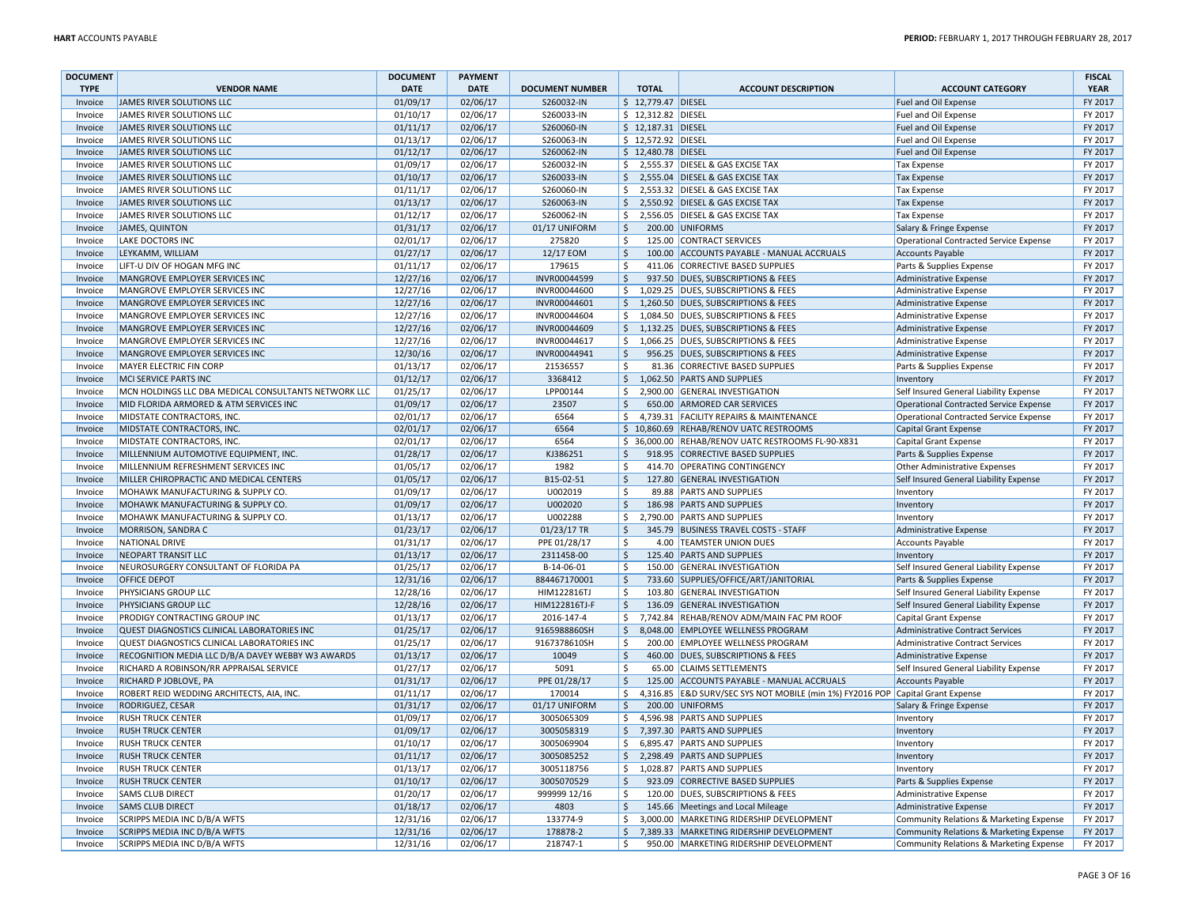| DOCUMENT TYPE | VENDOR NAME | DOCUMENT DATE | PAYMENT DATE | DOCUMENT NUMBER | TOTAL | ACCOUNT DESCRIPTION | ACCOUNT CATEGORY | FISCAL YEAR |
|---|---|---|---|---|---|---|---|---|
| Invoice | JAMES RIVER SOLUTIONS LLC | 01/09/17 | 02/06/17 | S260032-IN | $ 12,779.47 | DIESEL | Fuel and Oil Expense | FY 2017 |
| Invoice | JAMES RIVER SOLUTIONS LLC | 01/10/17 | 02/06/17 | S260033-IN | $ 12,312.82 | DIESEL | Fuel and Oil Expense | FY 2017 |
| Invoice | JAMES RIVER SOLUTIONS LLC | 01/11/17 | 02/06/17 | S260060-IN | $ 12,187.31 | DIESEL | Fuel and Oil Expense | FY 2017 |
| Invoice | JAMES RIVER SOLUTIONS LLC | 01/13/17 | 02/06/17 | S260063-IN | $ 12,572.92 | DIESEL | Fuel and Oil Expense | FY 2017 |
| Invoice | JAMES RIVER SOLUTIONS LLC | 01/12/17 | 02/06/17 | S260062-IN | $ 12,480.78 | DIESEL | Fuel and Oil Expense | FY 2017 |
| Invoice | JAMES RIVER SOLUTIONS LLC | 01/09/17 | 02/06/17 | S260032-IN | $ 2,555.37 | DIESEL & GAS EXCISE TAX | Tax Expense | FY 2017 |
| Invoice | JAMES RIVER SOLUTIONS LLC | 01/10/17 | 02/06/17 | S260033-IN | $ 2,555.04 | DIESEL & GAS EXCISE TAX | Tax Expense | FY 2017 |
| Invoice | JAMES RIVER SOLUTIONS LLC | 01/11/17 | 02/06/17 | S260060-IN | $ 2,553.32 | DIESEL & GAS EXCISE TAX | Tax Expense | FY 2017 |
| Invoice | JAMES RIVER SOLUTIONS LLC | 01/13/17 | 02/06/17 | S260063-IN | $ 2,550.92 | DIESEL & GAS EXCISE TAX | Tax Expense | FY 2017 |
| Invoice | JAMES RIVER SOLUTIONS LLC | 01/12/17 | 02/06/17 | S260062-IN | $ 2,556.05 | DIESEL & GAS EXCISE TAX | Tax Expense | FY 2017 |
| Invoice | JAMES, QUINTON | 01/31/17 | 02/06/17 | 01/17 UNIFORM | $ 200.00 | UNIFORMS | Salary & Fringe Expense | FY 2017 |
| Invoice | LAKE DOCTORS INC | 02/01/17 | 02/06/17 | 275820 | $ 125.00 | CONTRACT SERVICES | Operational Contracted Service Expense | FY 2017 |
| Invoice | LEYKAMM, WILLIAM | 01/27/17 | 02/06/17 | 12/17 EOM | $ 100.00 | ACCOUNTS PAYABLE - MANUAL ACCRUALS | Accounts Payable | FY 2017 |
| Invoice | LIFT-U DIV OF HOGAN MFG INC | 01/11/17 | 02/06/17 | 179615 | $ 411.06 | CORRECTIVE BASED SUPPLIES | Parts & Supplies Expense | FY 2017 |
| Invoice | MANGROVE EMPLOYER SERVICES INC | 12/27/16 | 02/06/17 | INVR00044599 | $ 937.50 | DUES, SUBSCRIPTIONS & FEES | Administrative Expense | FY 2017 |
| Invoice | MANGROVE EMPLOYER SERVICES INC | 12/27/16 | 02/06/17 | INVR00044600 | $ 1,029.25 | DUES, SUBSCRIPTIONS & FEES | Administrative Expense | FY 2017 |
| Invoice | MANGROVE EMPLOYER SERVICES INC | 12/27/16 | 02/06/17 | INVR00044601 | $ 1,260.50 | DUES, SUBSCRIPTIONS & FEES | Administrative Expense | FY 2017 |
| Invoice | MANGROVE EMPLOYER SERVICES INC | 12/27/16 | 02/06/17 | INVR00044604 | $ 1,084.50 | DUES, SUBSCRIPTIONS & FEES | Administrative Expense | FY 2017 |
| Invoice | MANGROVE EMPLOYER SERVICES INC | 12/27/16 | 02/06/17 | INVR00044609 | $ 1,132.25 | DUES, SUBSCRIPTIONS & FEES | Administrative Expense | FY 2017 |
| Invoice | MANGROVE EMPLOYER SERVICES INC | 12/27/16 | 02/06/17 | INVR00044617 | $ 1,066.25 | DUES, SUBSCRIPTIONS & FEES | Administrative Expense | FY 2017 |
| Invoice | MANGROVE EMPLOYER SERVICES INC | 12/30/16 | 02/06/17 | INVR00044941 | $ 956.25 | DUES, SUBSCRIPTIONS & FEES | Administrative Expense | FY 2017 |
| Invoice | MAYER ELECTRIC FIN CORP | 01/13/17 | 02/06/17 | 21536557 | $ 81.36 | CORRECTIVE BASED SUPPLIES | Parts & Supplies Expense | FY 2017 |
| Invoice | MCI SERVICE PARTS INC | 01/12/17 | 02/06/17 | 3368412 | $ 1,062.50 | PARTS AND SUPPLIES | Inventory | FY 2017 |
| Invoice | MCN HOLDINGS LLC DBA MEDICAL CONSULTANTS NETWORK LLC | 01/25/17 | 02/06/17 | LPP00144 | $ 2,900.00 | GENERAL INVESTIGATION | Self Insured General Liability Expense | FY 2017 |
| Invoice | MID FLORIDA ARMORED & ATM SERVICES INC | 01/09/17 | 02/06/17 | 23507 | $ 650.00 | ARMORED CAR SERVICES | Operational Contracted Service Expense | FY 2017 |
| Invoice | MIDSTATE CONTRACTORS, INC. | 02/01/17 | 02/06/17 | 6564 | $ 4,739.31 | FACILITY REPAIRS & MAINTENANCE | Operational Contracted Service Expense | FY 2017 |
| Invoice | MIDSTATE CONTRACTORS, INC. | 02/01/17 | 02/06/17 | 6564 | $ 10,860.69 | REHAB/RENOV UATC RESTROOMS | Capital Grant Expense | FY 2017 |
| Invoice | MIDSTATE CONTRACTORS, INC. | 02/01/17 | 02/06/17 | 6564 | $ 36,000.00 | REHAB/RENOV UATC RESTROOMS FL-90-X831 | Capital Grant Expense | FY 2017 |
| Invoice | MILLENNIUM AUTOMOTIVE EQUIPMENT, INC. | 01/28/17 | 02/06/17 | KJ386251 | $ 918.95 | CORRECTIVE BASED SUPPLIES | Parts & Supplies Expense | FY 2017 |
| Invoice | MILLENNIUM REFRESHMENT SERVICES INC | 01/05/17 | 02/06/17 | 1982 | $ 414.70 | OPERATING CONTINGENCY | Other Administrative Expenses | FY 2017 |
| Invoice | MILLER CHIROPRACTIC AND MEDICAL CENTERS | 01/05/17 | 02/06/17 | B15-02-51 | $ 127.80 | GENERAL INVESTIGATION | Self Insured General Liability Expense | FY 2017 |
| Invoice | MOHAWK MANUFACTURING & SUPPLY CO. | 01/09/17 | 02/06/17 | U002019 | $ 89.88 | PARTS AND SUPPLIES | Inventory | FY 2017 |
| Invoice | MOHAWK MANUFACTURING & SUPPLY CO. | 01/09/17 | 02/06/17 | U002020 | $ 186.98 | PARTS AND SUPPLIES | Inventory | FY 2017 |
| Invoice | MOHAWK MANUFACTURING & SUPPLY CO. | 01/13/17 | 02/06/17 | U002288 | $ 2,790.00 | PARTS AND SUPPLIES | Inventory | FY 2017 |
| Invoice | MORRISON, SANDRA C | 01/23/17 | 02/06/17 | 01/23/17 TR | $ 345.79 | BUSINESS TRAVEL COSTS - STAFF | Administrative Expense | FY 2017 |
| Invoice | NATIONAL DRIVE | 01/31/17 | 02/06/17 | PPE 01/28/17 | $ 4.00 | TEAMSTER UNION DUES | Accounts Payable | FY 2017 |
| Invoice | NEOPART TRANSIT LLC | 01/13/17 | 02/06/17 | 2311458-00 | $ 125.40 | PARTS AND SUPPLIES | Inventory | FY 2017 |
| Invoice | NEUROSURGERY CONSULTANT OF FLORIDA PA | 01/25/17 | 02/06/17 | B-14-06-01 | $ 150.00 | GENERAL INVESTIGATION | Self Insured General Liability Expense | FY 2017 |
| Invoice | OFFICE DEPOT | 12/31/16 | 02/06/17 | 884467170001 | $ 733.60 | SUPPLIES/OFFICE/ART/JANITORIAL | Parts & Supplies Expense | FY 2017 |
| Invoice | PHYSICIANS GROUP LLC | 12/28/16 | 02/06/17 | HIM122816TJ | $ 103.80 | GENERAL INVESTIGATION | Self Insured General Liability Expense | FY 2017 |
| Invoice | PHYSICIANS GROUP LLC | 12/28/16 | 02/06/17 | HIM122816TJ-F | $ 136.09 | GENERAL INVESTIGATION | Self Insured General Liability Expense | FY 2017 |
| Invoice | PRODIGY CONTRACTING GROUP INC | 01/13/17 | 02/06/17 | 2016-147-4 | $ 7,742.84 | REHAB/RENOV ADM/MAIN FAC PM ROOF | Capital Grant Expense | FY 2017 |
| Invoice | QUEST DIAGNOSTICS CLINICAL LABORATORIES INC | 01/25/17 | 02/06/17 | 9165988860SH | $ 8,048.00 | EMPLOYEE WELLNESS PROGRAM | Administrative Contract Services | FY 2017 |
| Invoice | QUEST DIAGNOSTICS CLINICAL LABORATORIES INC | 01/25/17 | 02/06/17 | 9167378610SH | $ 200.00 | EMPLOYEE WELLNESS PROGRAM | Administrative Contract Services | FY 2017 |
| Invoice | RECOGNITION MEDIA LLC D/B/A DAVEY WEBBY W3 AWARDS | 01/13/17 | 02/06/17 | 10049 | $ 460.00 | DUES, SUBSCRIPTIONS & FEES | Administrative Expense | FY 2017 |
| Invoice | RICHARD A ROBINSON/RR APPRAISAL SERVICE | 01/27/17 | 02/06/17 | 5091 | $ 65.00 | CLAIMS SETTLEMENTS | Self Insured General Liability Expense | FY 2017 |
| Invoice | RICHARD P JOBLOVE, PA | 01/31/17 | 02/06/17 | PPE 01/28/17 | $ 125.00 | ACCOUNTS PAYABLE - MANUAL ACCRUALS | Accounts Payable | FY 2017 |
| Invoice | ROBERT REID WEDDING ARCHITECTS, AIA, INC. | 01/11/17 | 02/06/17 | 170014 | $ 4,316.85 | E&D SURV/SEC SYS NOT MOBILE (min 1%) FY2016 POP | Capital Grant Expense | FY 2017 |
| Invoice | RODRIGUEZ, CESAR | 01/31/17 | 02/06/17 | 01/17 UNIFORM | $ 200.00 | UNIFORMS | Salary & Fringe Expense | FY 2017 |
| Invoice | RUSH TRUCK CENTER | 01/09/17 | 02/06/17 | 3005065309 | $ 4,596.98 | PARTS AND SUPPLIES | Inventory | FY 2017 |
| Invoice | RUSH TRUCK CENTER | 01/09/17 | 02/06/17 | 3005058319 | $ 7,397.30 | PARTS AND SUPPLIES | Inventory | FY 2017 |
| Invoice | RUSH TRUCK CENTER | 01/10/17 | 02/06/17 | 3005069904 | $ 6,895.47 | PARTS AND SUPPLIES | Inventory | FY 2017 |
| Invoice | RUSH TRUCK CENTER | 01/11/17 | 02/06/17 | 3005085252 | $ 2,298.49 | PARTS AND SUPPLIES | Inventory | FY 2017 |
| Invoice | RUSH TRUCK CENTER | 01/13/17 | 02/06/17 | 3005118756 | $ 1,028.87 | PARTS AND SUPPLIES | Inventory | FY 2017 |
| Invoice | RUSH TRUCK CENTER | 01/10/17 | 02/06/17 | 3005070529 | $ 923.09 | CORRECTIVE BASED SUPPLIES | Parts & Supplies Expense | FY 2017 |
| Invoice | SAMS CLUB DIRECT | 01/20/17 | 02/06/17 | 999999 12/16 | $ 120.00 | DUES, SUBSCRIPTIONS & FEES | Administrative Expense | FY 2017 |
| Invoice | SAMS CLUB DIRECT | 01/18/17 | 02/06/17 | 4803 | $ 145.66 | Meetings and Local Mileage | Administrative Expense | FY 2017 |
| Invoice | SCRIPPS MEDIA INC D/B/A WFTS | 12/31/16 | 02/06/17 | 133774-9 | $ 3,000.00 | MARKETING RIDERSHIP DEVELOPMENT | Community Relations & Marketing Expense | FY 2017 |
| Invoice | SCRIPPS MEDIA INC D/B/A WFTS | 12/31/16 | 02/06/17 | 178878-2 | $ 7,389.33 | MARKETING RIDERSHIP DEVELOPMENT | Community Relations & Marketing Expense | FY 2017 |
| Invoice | SCRIPPS MEDIA INC D/B/A WFTS | 12/31/16 | 02/06/17 | 218747-1 | $ 950.00 | MARKETING RIDERSHIP DEVELOPMENT | Community Relations & Marketing Expense | FY 2017 |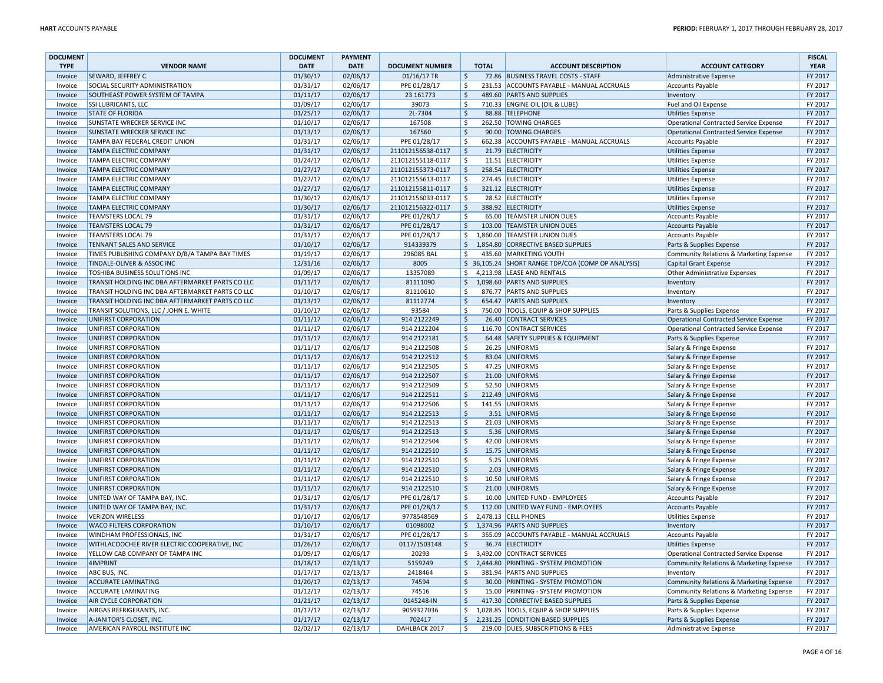| DOCUMENT TYPE | VENDOR NAME | DOCUMENT DATE | PAYMENT DATE | DOCUMENT NUMBER | TOTAL | ACCOUNT DESCRIPTION | ACCOUNT CATEGORY | FISCAL YEAR |
|---|---|---|---|---|---|---|---|---|
| Invoice | SEWARD, JEFFREY C. | 01/30/17 | 02/06/17 | 01/16/17 TR | $ 72.86 | BUSINESS TRAVEL COSTS - STAFF | Administrative Expense | FY 2017 |
| Invoice | SOCIAL SECURITY ADMINISTRATION | 01/31/17 | 02/06/17 | PPE 01/28/17 | $ 231.53 | ACCOUNTS PAYABLE - MANUAL ACCRUALS | Accounts Payable | FY 2017 |
| Invoice | SOUTHEAST POWER SYSTEM OF TAMPA | 01/11/17 | 02/06/17 | 23 161773 | $ 489.60 | PARTS AND SUPPLIES | Inventory | FY 2017 |
| Invoice | SSI LUBRICANTS, LLC | 01/09/17 | 02/06/17 | 39073 | $ 710.33 | ENGINE OIL (OIL & LUBE) | Fuel and Oil Expense | FY 2017 |
| Invoice | STATE OF FLORIDA | 01/25/17 | 02/06/17 | 2L-7304 | $ 88.88 | TELEPHONE | Utilities Expense | FY 2017 |
| Invoice | SUNSTATE WRECKER SERVICE INC | 01/10/17 | 02/06/17 | 167508 | $ 262.50 | TOWING CHARGES | Operational Contracted Service Expense | FY 2017 |
| Invoice | SUNSTATE WRECKER SERVICE INC | 01/13/17 | 02/06/17 | 167560 | $ 90.00 | TOWING CHARGES | Operational Contracted Service Expense | FY 2017 |
| Invoice | TAMPA BAY FEDERAL CREDIT UNION | 01/31/17 | 02/06/17 | PPE 01/28/17 | $ 662.38 | ACCOUNTS PAYABLE - MANUAL ACCRUALS | Accounts Payable | FY 2017 |
| Invoice | TAMPA ELECTRIC COMPANY | 01/31/17 | 02/06/17 | 211012156538-0117 | $ 21.79 | ELECTRICITY | Utilities Expense | FY 2017 |
| Invoice | TAMPA ELECTRIC COMPANY | 01/24/17 | 02/06/17 | 211012155118-0117 | $ 11.51 | ELECTRICITY | Utilities Expense | FY 2017 |
| Invoice | TAMPA ELECTRIC COMPANY | 01/27/17 | 02/06/17 | 211012155373-0117 | $ 258.54 | ELECTRICITY | Utilities Expense | FY 2017 |
| Invoice | TAMPA ELECTRIC COMPANY | 01/27/17 | 02/06/17 | 211012155613-0117 | $ 274.45 | ELECTRICITY | Utilities Expense | FY 2017 |
| Invoice | TAMPA ELECTRIC COMPANY | 01/27/17 | 02/06/17 | 211012155811-0117 | $ 321.12 | ELECTRICITY | Utilities Expense | FY 2017 |
| Invoice | TAMPA ELECTRIC COMPANY | 01/30/17 | 02/06/17 | 211012156033-0117 | $ 28.52 | ELECTRICITY | Utilities Expense | FY 2017 |
| Invoice | TAMPA ELECTRIC COMPANY | 01/30/17 | 02/06/17 | 211012156322-0117 | $ 388.92 | ELECTRICITY | Utilities Expense | FY 2017 |
| Invoice | TEAMSTERS LOCAL 79 | 01/31/17 | 02/06/17 | PPE 01/28/17 | $ 65.00 | TEAMSTER UNION DUES | Accounts Payable | FY 2017 |
| Invoice | TEAMSTERS LOCAL 79 | 01/31/17 | 02/06/17 | PPE 01/28/17 | $ 103.00 | TEAMSTER UNION DUES | Accounts Payable | FY 2017 |
| Invoice | TEAMSTERS LOCAL 79 | 01/31/17 | 02/06/17 | PPE 01/28/17 | $ 1,860.00 | TEAMSTER UNION DUES | Accounts Payable | FY 2017 |
| Invoice | TENNANT SALES AND SERVICE | 01/10/17 | 02/06/17 | 914339379 | $ 1,854.80 | CORRECTIVE BASED SUPPLIES | Parts & Supplies Expense | FY 2017 |
| Invoice | TIMES PUBLISHING COMPANY D/B/A TAMPA BAY TIMES | 01/19/17 | 02/06/17 | 296085 BAL | $ 435.60 | MARKETING YOUTH | Community Relations & Marketing Expense | FY 2017 |
| Invoice | TINDALE-OLIVER & ASSOC INC | 12/31/16 | 02/06/17 | 8005 | $ 36,105.24 | SHORT RANGE TDP/COA (COMP OP ANALYSIS) | Capital Grant Expense | FY 2017 |
| Invoice | TOSHIBA BUSINESS SOLUTIONS INC | 01/09/17 | 02/06/17 | 13357089 | $ 4,213.98 | LEASE AND RENTALS | Other Administrative Expenses | FY 2017 |
| Invoice | TRANSIT HOLDING INC DBA AFTERMARKET PARTS CO LLC | 01/11/17 | 02/06/17 | 81111090 | $ 1,098.60 | PARTS AND SUPPLIES | Inventory | FY 2017 |
| Invoice | TRANSIT HOLDING INC DBA AFTERMARKET PARTS CO LLC | 01/10/17 | 02/06/17 | 81110610 | $ 876.77 | PARTS AND SUPPLIES | Inventory | FY 2017 |
| Invoice | TRANSIT HOLDING INC DBA AFTERMARKET PARTS CO LLC | 01/13/17 | 02/06/17 | 81112774 | $ 654.47 | PARTS AND SUPPLIES | Inventory | FY 2017 |
| Invoice | TRANSIT SOLUTIONS, LLC / JOHN E. WHITE | 01/10/17 | 02/06/17 | 93584 | $ 750.00 | TOOLS, EQUIP & SHOP SUPPLIES | Parts & Supplies Expense | FY 2017 |
| Invoice | UNIFIRST CORPORATION | 01/11/17 | 02/06/17 | 914 2122249 | $ 26.40 | CONTRACT SERVICES | Operational Contracted Service Expense | FY 2017 |
| Invoice | UNIFIRST CORPORATION | 01/11/17 | 02/06/17 | 914 2122204 | $ 116.70 | CONTRACT SERVICES | Operational Contracted Service Expense | FY 2017 |
| Invoice | UNIFIRST CORPORATION | 01/11/17 | 02/06/17 | 914 2122181 | $ 64.48 | SAFETY SUPPLIES & EQUIPMENT | Parts & Supplies Expense | FY 2017 |
| Invoice | UNIFIRST CORPORATION | 01/11/17 | 02/06/17 | 914 2122508 | $ 26.25 | UNIFORMS | Salary & Fringe Expense | FY 2017 |
| Invoice | UNIFIRST CORPORATION | 01/11/17 | 02/06/17 | 914 2122512 | $ 83.04 | UNIFORMS | Salary & Fringe Expense | FY 2017 |
| Invoice | UNIFIRST CORPORATION | 01/11/17 | 02/06/17 | 914 2122505 | $ 47.25 | UNIFORMS | Salary & Fringe Expense | FY 2017 |
| Invoice | UNIFIRST CORPORATION | 01/11/17 | 02/06/17 | 914 2122507 | $ 21.00 | UNIFORMS | Salary & Fringe Expense | FY 2017 |
| Invoice | UNIFIRST CORPORATION | 01/11/17 | 02/06/17 | 914 2122509 | $ 52.50 | UNIFORMS | Salary & Fringe Expense | FY 2017 |
| Invoice | UNIFIRST CORPORATION | 01/11/17 | 02/06/17 | 914 2122511 | $ 212.49 | UNIFORMS | Salary & Fringe Expense | FY 2017 |
| Invoice | UNIFIRST CORPORATION | 01/11/17 | 02/06/17 | 914 2122506 | $ 141.55 | UNIFORMS | Salary & Fringe Expense | FY 2017 |
| Invoice | UNIFIRST CORPORATION | 01/11/17 | 02/06/17 | 914 2122513 | $ 3.51 | UNIFORMS | Salary & Fringe Expense | FY 2017 |
| Invoice | UNIFIRST CORPORATION | 01/11/17 | 02/06/17 | 914 2122513 | $ 21.03 | UNIFORMS | Salary & Fringe Expense | FY 2017 |
| Invoice | UNIFIRST CORPORATION | 01/11/17 | 02/06/17 | 914 2122513 | $ 5.36 | UNIFORMS | Salary & Fringe Expense | FY 2017 |
| Invoice | UNIFIRST CORPORATION | 01/11/17 | 02/06/17 | 914 2122504 | $ 42.00 | UNIFORMS | Salary & Fringe Expense | FY 2017 |
| Invoice | UNIFIRST CORPORATION | 01/11/17 | 02/06/17 | 914 2122510 | $ 15.75 | UNIFORMS | Salary & Fringe Expense | FY 2017 |
| Invoice | UNIFIRST CORPORATION | 01/11/17 | 02/06/17 | 914 2122510 | $ 5.25 | UNIFORMS | Salary & Fringe Expense | FY 2017 |
| Invoice | UNIFIRST CORPORATION | 01/11/17 | 02/06/17 | 914 2122510 | $ 2.03 | UNIFORMS | Salary & Fringe Expense | FY 2017 |
| Invoice | UNIFIRST CORPORATION | 01/11/17 | 02/06/17 | 914 2122510 | $ 10.50 | UNIFORMS | Salary & Fringe Expense | FY 2017 |
| Invoice | UNIFIRST CORPORATION | 01/11/17 | 02/06/17 | 914 2122510 | $ 21.00 | UNIFORMS | Salary & Fringe Expense | FY 2017 |
| Invoice | UNITED WAY OF TAMPA BAY, INC. | 01/31/17 | 02/06/17 | PPE 01/28/17 | $ 10.00 | UNITED FUND - EMPLOYEES | Accounts Payable | FY 2017 |
| Invoice | UNITED WAY OF TAMPA BAY, INC. | 01/31/17 | 02/06/17 | PPE 01/28/17 | $ 112.00 | UNITED WAY FUND - EMPLOYEES | Accounts Payable | FY 2017 |
| Invoice | VERIZON WIRELESS | 01/10/17 | 02/06/17 | 9778548569 | $ 2,478.13 | CELL PHONES | Utilities Expense | FY 2017 |
| Invoice | WACO FILTERS CORPORATION | 01/10/17 | 02/06/17 | 01098002 | $ 1,374.96 | PARTS AND SUPPLIES | Inventory | FY 2017 |
| Invoice | WINDHAM PROFESSIONALS, INC | 01/31/17 | 02/06/17 | PPE 01/28/17 | $ 355.09 | ACCOUNTS PAYABLE - MANUAL ACCRUALS | Accounts Payable | FY 2017 |
| Invoice | WITHLACOOCHEE RIVER ELECTRIC COOPERATIVE, INC | 01/26/17 | 02/06/17 | 0117/1503148 | $ 36.74 | ELECTRICITY | Utilities Expense | FY 2017 |
| Invoice | YELLOW CAB COMPANY OF TAMPA INC | 01/09/17 | 02/06/17 | 20293 | $ 3,492.00 | CONTRACT SERVICES | Operational Contracted Service Expense | FY 2017 |
| Invoice | 4IMPRINT | 01/18/17 | 02/13/17 | 5159249 | $ 2,444.80 | PRINTING - SYSTEM PROMOTION | Community Relations & Marketing Expense | FY 2017 |
| Invoice | ABC BUS, INC. | 01/17/17 | 02/13/17 | 2418464 | $ 381.94 | PARTS AND SUPPLIES | Inventory | FY 2017 |
| Invoice | ACCURATE LAMINATING | 01/20/17 | 02/13/17 | 74594 | $ 30.00 | PRINTING - SYSTEM PROMOTION | Community Relations & Marketing Expense | FY 2017 |
| Invoice | ACCURATE LAMINATING | 01/12/17 | 02/13/17 | 74516 | $ 15.00 | PRINTING - SYSTEM PROMOTION | Community Relations & Marketing Expense | FY 2017 |
| Invoice | AIR CYCLE CORPORATION | 01/21/17 | 02/13/17 | 0145248-IN | $ 417.30 | CORRECTIVE BASED SUPPLIES | Parts & Supplies Expense | FY 2017 |
| Invoice | AIRGAS REFRIGERANTS, INC. | 01/17/17 | 02/13/17 | 9059327036 | $ 1,028.85 | TOOLS, EQUIP & SHOP SUPPLIES | Parts & Supplies Expense | FY 2017 |
| Invoice | A-JANITOR'S CLOSET, INC. | 01/17/17 | 02/13/17 | 702417 | $ 2,231.25 | CONDITION BASED SUPPLIES | Parts & Supplies Expense | FY 2017 |
| Invoice | AMERICAN PAYROLL INSTITUTE INC | 02/02/17 | 02/13/17 | DAHLBACK 2017 | $ 219.00 | DUES, SUBSCRIPTIONS & FEES | Administrative Expense | FY 2017 |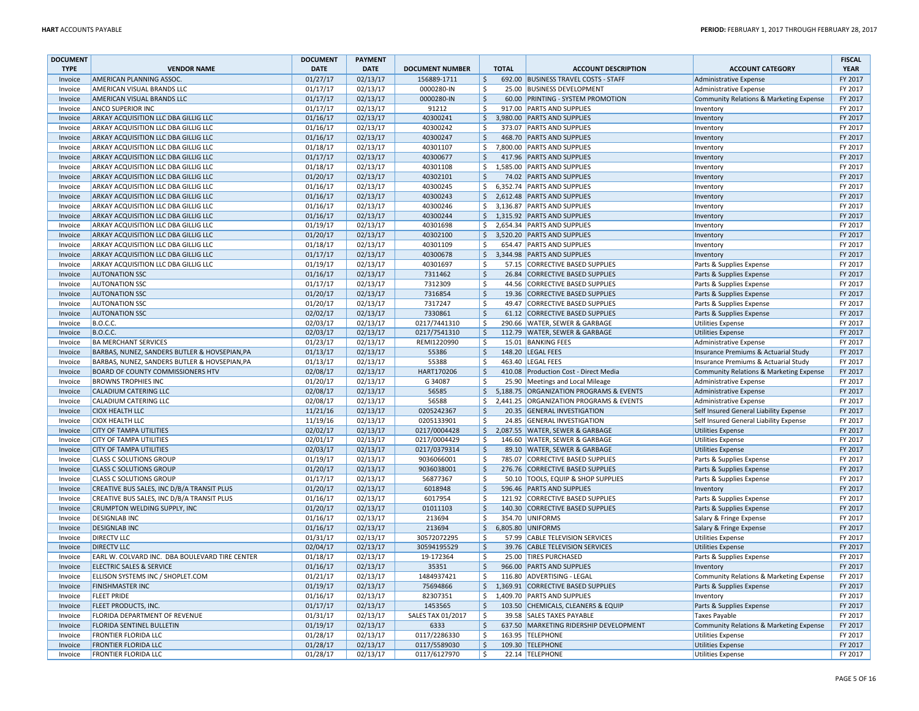| DOCUMENT TYPE | VENDOR NAME | DOCUMENT DATE | PAYMENT DATE | DOCUMENT NUMBER | TOTAL | ACCOUNT DESCRIPTION | ACCOUNT CATEGORY | FISCAL YEAR |
|---|---|---|---|---|---|---|---|---|
| Invoice | AMERICAN PLANNING ASSOC. | 01/27/17 | 02/13/17 | 156889-1711 | $ 692.00 | BUSINESS TRAVEL COSTS - STAFF | Administrative Expense | FY 2017 |
| Invoice | AMERICAN VISUAL BRANDS LLC | 01/17/17 | 02/13/17 | 0000280-IN | $ 25.00 | BUSINESS DEVELOPMENT | Administrative Expense | FY 2017 |
| Invoice | AMERICAN VISUAL BRANDS LLC | 01/17/17 | 02/13/17 | 0000280-IN | $ 60.00 | PRINTING - SYSTEM PROMOTION | Community Relations & Marketing Expense | FY 2017 |
| Invoice | ANCO SUPERIOR INC | 01/17/17 | 02/13/17 | 91212 | $ 917.00 | PARTS AND SUPPLIES | Inventory | FY 2017 |
| Invoice | ARKAY ACQUISITION LLC DBA GILLIG LLC | 01/16/17 | 02/13/17 | 40300241 | $ 3,980.00 | PARTS AND SUPPLIES | Inventory | FY 2017 |
| Invoice | ARKAY ACQUISITION LLC DBA GILLIG LLC | 01/16/17 | 02/13/17 | 40300242 | $ 373.07 | PARTS AND SUPPLIES | Inventory | FY 2017 |
| Invoice | ARKAY ACQUISITION LLC DBA GILLIG LLC | 01/16/17 | 02/13/17 | 40300247 | $ 468.70 | PARTS AND SUPPLIES | Inventory | FY 2017 |
| Invoice | ARKAY ACQUISITION LLC DBA GILLIG LLC | 01/18/17 | 02/13/17 | 40301107 | $ 7,800.00 | PARTS AND SUPPLIES | Inventory | FY 2017 |
| Invoice | ARKAY ACQUISITION LLC DBA GILLIG LLC | 01/17/17 | 02/13/17 | 40300677 | $ 417.96 | PARTS AND SUPPLIES | Inventory | FY 2017 |
| Invoice | ARKAY ACQUISITION LLC DBA GILLIG LLC | 01/18/17 | 02/13/17 | 40301108 | $ 1,585.00 | PARTS AND SUPPLIES | Inventory | FY 2017 |
| Invoice | ARKAY ACQUISITION LLC DBA GILLIG LLC | 01/20/17 | 02/13/17 | 40302101 | $ 74.02 | PARTS AND SUPPLIES | Inventory | FY 2017 |
| Invoice | ARKAY ACQUISITION LLC DBA GILLIG LLC | 01/16/17 | 02/13/17 | 40300245 | $ 6,352.74 | PARTS AND SUPPLIES | Inventory | FY 2017 |
| Invoice | ARKAY ACQUISITION LLC DBA GILLIG LLC | 01/16/17 | 02/13/17 | 40300243 | $ 2,612.48 | PARTS AND SUPPLIES | Inventory | FY 2017 |
| Invoice | ARKAY ACQUISITION LLC DBA GILLIG LLC | 01/16/17 | 02/13/17 | 40300246 | $ 3,136.87 | PARTS AND SUPPLIES | Inventory | FY 2017 |
| Invoice | ARKAY ACQUISITION LLC DBA GILLIG LLC | 01/16/17 | 02/13/17 | 40300244 | $ 1,315.92 | PARTS AND SUPPLIES | Inventory | FY 2017 |
| Invoice | ARKAY ACQUISITION LLC DBA GILLIG LLC | 01/19/17 | 02/13/17 | 40301698 | $ 2,654.34 | PARTS AND SUPPLIES | Inventory | FY 2017 |
| Invoice | ARKAY ACQUISITION LLC DBA GILLIG LLC | 01/20/17 | 02/13/17 | 40302100 | $ 3,520.20 | PARTS AND SUPPLIES | Inventory | FY 2017 |
| Invoice | ARKAY ACQUISITION LLC DBA GILLIG LLC | 01/18/17 | 02/13/17 | 40301109 | $ 654.47 | PARTS AND SUPPLIES | Inventory | FY 2017 |
| Invoice | ARKAY ACQUISITION LLC DBA GILLIG LLC | 01/17/17 | 02/13/17 | 40300678 | $ 3,344.98 | PARTS AND SUPPLIES | Inventory | FY 2017 |
| Invoice | ARKAY ACQUISITION LLC DBA GILLIG LLC | 01/19/17 | 02/13/17 | 40301697 | $ 57.15 | CORRECTIVE BASED SUPPLIES | Parts & Supplies Expense | FY 2017 |
| Invoice | AUTONATION SSC | 01/16/17 | 02/13/17 | 7311462 | $ 26.84 | CORRECTIVE BASED SUPPLIES | Parts & Supplies Expense | FY 2017 |
| Invoice | AUTONATION SSC | 01/17/17 | 02/13/17 | 7312309 | $ 44.56 | CORRECTIVE BASED SUPPLIES | Parts & Supplies Expense | FY 2017 |
| Invoice | AUTONATION SSC | 01/20/17 | 02/13/17 | 7316854 | $ 19.36 | CORRECTIVE BASED SUPPLIES | Parts & Supplies Expense | FY 2017 |
| Invoice | AUTONATION SSC | 01/20/17 | 02/13/17 | 7317247 | $ 49.47 | CORRECTIVE BASED SUPPLIES | Parts & Supplies Expense | FY 2017 |
| Invoice | AUTONATION SSC | 02/02/17 | 02/13/17 | 7330861 | $ 61.12 | CORRECTIVE BASED SUPPLIES | Parts & Supplies Expense | FY 2017 |
| Invoice | B.O.C.C. | 02/03/17 | 02/13/17 | 0217/7441310 | $ 290.66 | WATER, SEWER & GARBAGE | Utilities Expense | FY 2017 |
| Invoice | B.O.C.C. | 02/03/17 | 02/13/17 | 0217/7541310 | $ 112.79 | WATER, SEWER & GARBAGE | Utilities Expense | FY 2017 |
| Invoice | BA MERCHANT SERVICES | 01/23/17 | 02/13/17 | REMI1220990 | $ 15.01 | BANKING FEES | Administrative Expense | FY 2017 |
| Invoice | BARBAS, NUNEZ, SANDERS BUTLER & HOVSEPIAN,PA | 01/13/17 | 02/13/17 | 55386 | $ 148.20 | LEGAL FEES | Insurance Premiums & Actuarial Study | FY 2017 |
| Invoice | BARBAS, NUNEZ, SANDERS BUTLER & HOVSEPIAN,PA | 01/13/17 | 02/13/17 | 55388 | $ 463.40 | LEGAL FEES | Insurance Premiums & Actuarial Study | FY 2017 |
| Invoice | BOARD OF COUNTY COMMISSIONERS HTV | 02/08/17 | 02/13/17 | HART170206 | $ 410.08 | Production Cost - Direct Media | Community Relations & Marketing Expense | FY 2017 |
| Invoice | BROWNS TROPHIES INC | 01/20/17 | 02/13/17 | G 34087 | $ 25.90 | Meetings and Local Mileage | Administrative Expense | FY 2017 |
| Invoice | CALADIUM CATERING LLC | 02/08/17 | 02/13/17 | 56585 | $ 5,188.75 | ORGANIZATION PROGRAMS & EVENTS | Administrative Expense | FY 2017 |
| Invoice | CALADIUM CATERING LLC | 02/08/17 | 02/13/17 | 56588 | $ 2,441.25 | ORGANIZATION PROGRAMS & EVENTS | Administrative Expense | FY 2017 |
| Invoice | CIOX HEALTH LLC | 11/21/16 | 02/13/17 | 0205242367 | $ 20.35 | GENERAL INVESTIGATION | Self Insured General Liability Expense | FY 2017 |
| Invoice | CIOX HEALTH LLC | 11/19/16 | 02/13/17 | 0205133901 | $ 24.85 | GENERAL INVESTIGATION | Self Insured General Liability Expense | FY 2017 |
| Invoice | CITY OF TAMPA UTILITIES | 02/02/17 | 02/13/17 | 0217/0004428 | $ 2,087.55 | WATER, SEWER & GARBAGE | Utilities Expense | FY 2017 |
| Invoice | CITY OF TAMPA UTILITIES | 02/01/17 | 02/13/17 | 0217/0004429 | $ 146.60 | WATER, SEWER & GARBAGE | Utilities Expense | FY 2017 |
| Invoice | CITY OF TAMPA UTILITIES | 02/03/17 | 02/13/17 | 0217/0379314 | $ 89.10 | WATER, SEWER & GARBAGE | Utilities Expense | FY 2017 |
| Invoice | CLASS C SOLUTIONS GROUP | 01/19/17 | 02/13/17 | 9036066001 | $ 785.07 | CORRECTIVE BASED SUPPLIES | Parts & Supplies Expense | FY 2017 |
| Invoice | CLASS C SOLUTIONS GROUP | 01/20/17 | 02/13/17 | 9036038001 | $ 276.76 | CORRECTIVE BASED SUPPLIES | Parts & Supplies Expense | FY 2017 |
| Invoice | CLASS C SOLUTIONS GROUP | 01/17/17 | 02/13/17 | 56877367 | $ 50.10 | TOOLS, EQUIP & SHOP SUPPLIES | Parts & Supplies Expense | FY 2017 |
| Invoice | CREATIVE BUS SALES, INC D/B/A TRANSIT PLUS | 01/20/17 | 02/13/17 | 6018948 | $ 596.46 | PARTS AND SUPPLIES | Inventory | FY 2017 |
| Invoice | CREATIVE BUS SALES, INC D/B/A TRANSIT PLUS | 01/16/17 | 02/13/17 | 6017954 | $ 121.92 | CORRECTIVE BASED SUPPLIES | Parts & Supplies Expense | FY 2017 |
| Invoice | CRUMPTON WELDING SUPPLY, INC | 01/20/17 | 02/13/17 | 01011103 | $ 140.30 | CORRECTIVE BASED SUPPLIES | Parts & Supplies Expense | FY 2017 |
| Invoice | DESIGNLAB INC | 01/16/17 | 02/13/17 | 213694 | $ 354.70 | UNIFORMS | Salary & Fringe Expense | FY 2017 |
| Invoice | DESIGNLAB INC | 01/16/17 | 02/13/17 | 213694 | $ 6,805.80 | UNIFORMS | Salary & Fringe Expense | FY 2017 |
| Invoice | DIRECTV LLC | 01/31/17 | 02/13/17 | 30572072295 | $ 57.99 | CABLE TELEVISION SERVICES | Utilities Expense | FY 2017 |
| Invoice | DIRECTV LLC | 02/04/17 | 02/13/17 | 30594195529 | $ 39.76 | CABLE TELEVISION SERVICES | Utilities Expense | FY 2017 |
| Invoice | EARL W. COLVARD INC. DBA BOULEVARD TIRE CENTER | 01/18/17 | 02/13/17 | 19-172364 | $ 25.00 | TIRES PURCHASED | Parts & Supplies Expense | FY 2017 |
| Invoice | ELECTRIC SALES & SERVICE | 01/16/17 | 02/13/17 | 35351 | $ 966.00 | PARTS AND SUPPLIES | Inventory | FY 2017 |
| Invoice | ELLISON SYSTEMS INC / SHOPLET.COM | 01/21/17 | 02/13/17 | 1484937421 | $ 116.80 | ADVERTISING - LEGAL | Community Relations & Marketing Expense | FY 2017 |
| Invoice | FINISHMASTER INC | 01/19/17 | 02/13/17 | 75694866 | $ 1,369.91 | CORRECTIVE BASED SUPPLIES | Parts & Supplies Expense | FY 2017 |
| Invoice | FLEET PRIDE | 01/16/17 | 02/13/17 | 82307351 | $ 1,409.70 | PARTS AND SUPPLIES | Inventory | FY 2017 |
| Invoice | FLEET PRODUCTS, INC. | 01/17/17 | 02/13/17 | 1453565 | $ 103.50 | CHEMICALS, CLEANERS & EQUIP | Parts & Supplies Expense | FY 2017 |
| Invoice | FLORIDA DEPARTMENT OF REVENUE | 01/31/17 | 02/13/17 | SALES TAX 01/2017 | $ 39.58 | SALES TAXES PAYABLE | Taxes Payable | FY 2017 |
| Invoice | FLORIDA SENTINEL BULLETIN | 01/19/17 | 02/13/17 | 6333 | $ 637.50 | MARKETING RIDERSHIP DEVELOPMENT | Community Relations & Marketing Expense | FY 2017 |
| Invoice | FRONTIER FLORIDA LLC | 01/28/17 | 02/13/17 | 0117/2286330 | $ 163.95 | TELEPHONE | Utilities Expense | FY 2017 |
| Invoice | FRONTIER FLORIDA LLC | 01/28/17 | 02/13/17 | 0117/5589030 | $ 109.30 | TELEPHONE | Utilities Expense | FY 2017 |
| Invoice | FRONTIER FLORIDA LLC | 01/28/17 | 02/13/17 | 0117/6127970 | $ 22.14 | TELEPHONE | Utilities Expense | FY 2017 |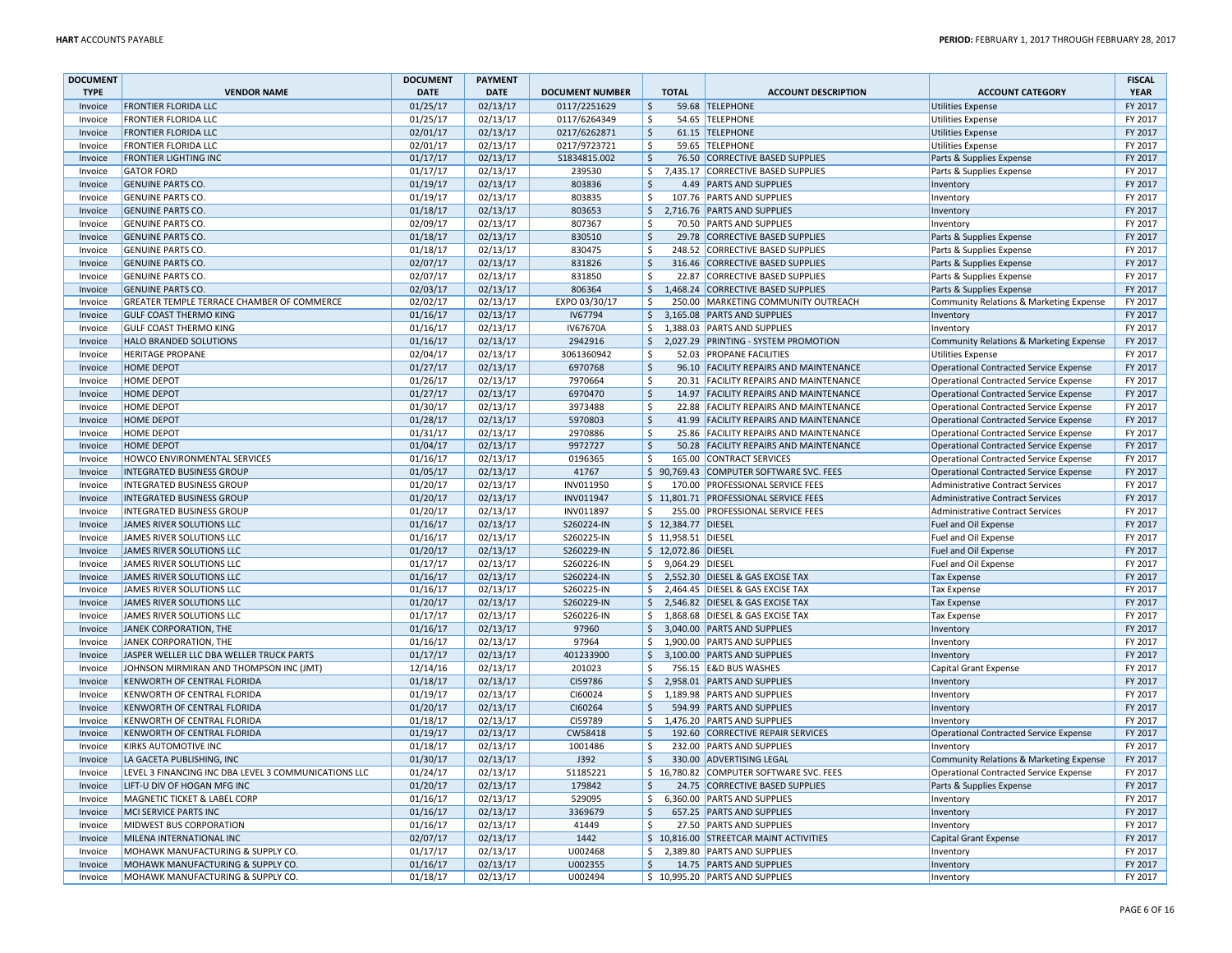| DOCUMENT TYPE | VENDOR NAME | DOCUMENT DATE | PAYMENT DATE | DOCUMENT NUMBER | TOTAL | ACCOUNT DESCRIPTION | ACCOUNT CATEGORY | FISCAL YEAR |
|---|---|---|---|---|---|---|---|---|
| Invoice | FRONTIER FLORIDA LLC | 01/25/17 | 02/13/17 | 0117/2251629 | $ 59.68 | TELEPHONE | Utilities Expense | FY 2017 |
| Invoice | FRONTIER FLORIDA LLC | 01/25/17 | 02/13/17 | 0117/6264349 | $ 54.65 | TELEPHONE | Utilities Expense | FY 2017 |
| Invoice | FRONTIER FLORIDA LLC | 02/01/17 | 02/13/17 | 0217/6262871 | $ 61.15 | TELEPHONE | Utilities Expense | FY 2017 |
| Invoice | FRONTIER FLORIDA LLC | 02/01/17 | 02/13/17 | 0217/9723721 | $ 59.65 | TELEPHONE | Utilities Expense | FY 2017 |
| Invoice | FRONTIER LIGHTING INC | 01/17/17 | 02/13/17 | S1834815.002 | $ 76.50 | CORRECTIVE BASED SUPPLIES | Parts & Supplies Expense | FY 2017 |
| Invoice | GATOR FORD | 01/17/17 | 02/13/17 | 239530 | $ 7,435.17 | CORRECTIVE BASED SUPPLIES | Parts & Supplies Expense | FY 2017 |
| Invoice | GENUINE PARTS CO. | 01/19/17 | 02/13/17 | 803836 | $ 4.49 | PARTS AND SUPPLIES | Inventory | FY 2017 |
| Invoice | GENUINE PARTS CO. | 01/19/17 | 02/13/17 | 803835 | $ 107.76 | PARTS AND SUPPLIES | Inventory | FY 2017 |
| Invoice | GENUINE PARTS CO. | 01/18/17 | 02/13/17 | 803653 | $ 2,716.76 | PARTS AND SUPPLIES | Inventory | FY 2017 |
| Invoice | GENUINE PARTS CO. | 02/09/17 | 02/13/17 | 807367 | $ 70.50 | PARTS AND SUPPLIES | Inventory | FY 2017 |
| Invoice | GENUINE PARTS CO. | 01/18/17 | 02/13/17 | 830510 | $ 29.78 | CORRECTIVE BASED SUPPLIES | Parts & Supplies Expense | FY 2017 |
| Invoice | GENUINE PARTS CO. | 01/18/17 | 02/13/17 | 830475 | $ 248.52 | CORRECTIVE BASED SUPPLIES | Parts & Supplies Expense | FY 2017 |
| Invoice | GENUINE PARTS CO. | 02/07/17 | 02/13/17 | 831826 | $ 316.46 | CORRECTIVE BASED SUPPLIES | Parts & Supplies Expense | FY 2017 |
| Invoice | GENUINE PARTS CO. | 02/07/17 | 02/13/17 | 831850 | $ 22.87 | CORRECTIVE BASED SUPPLIES | Parts & Supplies Expense | FY 2017 |
| Invoice | GENUINE PARTS CO. | 02/03/17 | 02/13/17 | 806364 | $ 1,468.24 | CORRECTIVE BASED SUPPLIES | Parts & Supplies Expense | FY 2017 |
| Invoice | GREATER TEMPLE TERRACE CHAMBER OF COMMERCE | 02/02/17 | 02/13/17 | EXPO 03/30/17 | $ 250.00 | MARKETING COMMUNITY OUTREACH | Community Relations & Marketing Expense | FY 2017 |
| Invoice | GULF COAST THERMO KING | 01/16/17 | 02/13/17 | IV67794 | $ 3,165.08 | PARTS AND SUPPLIES | Inventory | FY 2017 |
| Invoice | GULF COAST THERMO KING | 01/16/17 | 02/13/17 | IV67670A | $ 1,388.03 | PARTS AND SUPPLIES | Inventory | FY 2017 |
| Invoice | HALO BRANDED SOLUTIONS | 01/16/17 | 02/13/17 | 2942916 | $ 2,027.29 | PRINTING - SYSTEM PROMOTION | Community Relations & Marketing Expense | FY 2017 |
| Invoice | HERITAGE PROPANE | 02/04/17 | 02/13/17 | 3061360942 | $ 52.03 | PROPANE FACILITIES | Utilities Expense | FY 2017 |
| Invoice | HOME DEPOT | 01/27/17 | 02/13/17 | 6970768 | $ 96.10 | FACILITY REPAIRS AND MAINTENANCE | Operational Contracted Service Expense | FY 2017 |
| Invoice | HOME DEPOT | 01/26/17 | 02/13/17 | 7970664 | $ 20.31 | FACILITY REPAIRS AND MAINTENANCE | Operational Contracted Service Expense | FY 2017 |
| Invoice | HOME DEPOT | 01/27/17 | 02/13/17 | 6970470 | $ 14.97 | FACILITY REPAIRS AND MAINTENANCE | Operational Contracted Service Expense | FY 2017 |
| Invoice | HOME DEPOT | 01/30/17 | 02/13/17 | 3973488 | $ 22.88 | FACILITY REPAIRS AND MAINTENANCE | Operational Contracted Service Expense | FY 2017 |
| Invoice | HOME DEPOT | 01/28/17 | 02/13/17 | 5970803 | $ 41.99 | FACILITY REPAIRS AND MAINTENANCE | Operational Contracted Service Expense | FY 2017 |
| Invoice | HOME DEPOT | 01/31/17 | 02/13/17 | 2970886 | $ 25.86 | FACILITY REPAIRS AND MAINTENANCE | Operational Contracted Service Expense | FY 2017 |
| Invoice | HOME DEPOT | 01/04/17 | 02/13/17 | 9972727 | $ 50.28 | FACILITY REPAIRS AND MAINTENANCE | Operational Contracted Service Expense | FY 2017 |
| Invoice | HOWCO ENVIRONMENTAL SERVICES | 01/16/17 | 02/13/17 | 0196365 | $ 165.00 | CONTRACT SERVICES | Operational Contracted Service Expense | FY 2017 |
| Invoice | INTEGRATED BUSINESS GROUP | 01/05/17 | 02/13/17 | 41767 | $ 90,769.43 | COMPUTER SOFTWARE SVC. FEES | Operational Contracted Service Expense | FY 2017 |
| Invoice | INTEGRATED BUSINESS GROUP | 01/20/17 | 02/13/17 | INV011950 | $ 170.00 | PROFESSIONAL SERVICE FEES | Administrative Contract Services | FY 2017 |
| Invoice | INTEGRATED BUSINESS GROUP | 01/20/17 | 02/13/17 | INV011947 | $ 11,801.71 | PROFESSIONAL SERVICE FEES | Administrative Contract Services | FY 2017 |
| Invoice | INTEGRATED BUSINESS GROUP | 01/20/17 | 02/13/17 | INV011897 | $ 255.00 | PROFESSIONAL SERVICE FEES | Administrative Contract Services | FY 2017 |
| Invoice | JAMES RIVER SOLUTIONS LLC | 01/16/17 | 02/13/17 | S260224-IN | $ 12,384.77 | DIESEL | Fuel and Oil Expense | FY 2017 |
| Invoice | JAMES RIVER SOLUTIONS LLC | 01/16/17 | 02/13/17 | S260225-IN | $ 11,958.51 | DIESEL | Fuel and Oil Expense | FY 2017 |
| Invoice | JAMES RIVER SOLUTIONS LLC | 01/20/17 | 02/13/17 | S260229-IN | $ 12,072.86 | DIESEL | Fuel and Oil Expense | FY 2017 |
| Invoice | JAMES RIVER SOLUTIONS LLC | 01/17/17 | 02/13/17 | S260226-IN | $ 9,064.29 | DIESEL | Fuel and Oil Expense | FY 2017 |
| Invoice | JAMES RIVER SOLUTIONS LLC | 01/16/17 | 02/13/17 | S260224-IN | $ 2,552.30 | DIESEL & GAS EXCISE TAX | Tax Expense | FY 2017 |
| Invoice | JAMES RIVER SOLUTIONS LLC | 01/16/17 | 02/13/17 | S260225-IN | $ 2,464.45 | DIESEL & GAS EXCISE TAX | Tax Expense | FY 2017 |
| Invoice | JAMES RIVER SOLUTIONS LLC | 01/20/17 | 02/13/17 | S260229-IN | $ 2,546.82 | DIESEL & GAS EXCISE TAX | Tax Expense | FY 2017 |
| Invoice | JAMES RIVER SOLUTIONS LLC | 01/17/17 | 02/13/17 | S260226-IN | $ 1,868.68 | DIESEL & GAS EXCISE TAX | Tax Expense | FY 2017 |
| Invoice | JANEK CORPORATION, THE | 01/16/17 | 02/13/17 | 97960 | $ 3,040.00 | PARTS AND SUPPLIES | Inventory | FY 2017 |
| Invoice | JANEK CORPORATION, THE | 01/16/17 | 02/13/17 | 97964 | $ 1,900.00 | PARTS AND SUPPLIES | Inventory | FY 2017 |
| Invoice | JASPER WELLER LLC DBA WELLER TRUCK PARTS | 01/17/17 | 02/13/17 | 401233900 | $ 3,100.00 | PARTS AND SUPPLIES | Inventory | FY 2017 |
| Invoice | JOHNSON MIRMIRAN AND THOMPSON INC (JMT) | 12/14/16 | 02/13/17 | 201023 | $ 756.15 | E&D BUS WASHES | Capital Grant Expense | FY 2017 |
| Invoice | KENWORTH OF CENTRAL FLORIDA | 01/18/17 | 02/13/17 | CI59786 | $ 2,958.01 | PARTS AND SUPPLIES | Inventory | FY 2017 |
| Invoice | KENWORTH OF CENTRAL FLORIDA | 01/19/17 | 02/13/17 | CI60024 | $ 1,189.98 | PARTS AND SUPPLIES | Inventory | FY 2017 |
| Invoice | KENWORTH OF CENTRAL FLORIDA | 01/20/17 | 02/13/17 | CI60264 | $ 594.99 | PARTS AND SUPPLIES | Inventory | FY 2017 |
| Invoice | KENWORTH OF CENTRAL FLORIDA | 01/18/17 | 02/13/17 | CI59789 | $ 1,476.20 | PARTS AND SUPPLIES | Inventory | FY 2017 |
| Invoice | KENWORTH OF CENTRAL FLORIDA | 01/19/17 | 02/13/17 | CW58418 | $ 192.60 | CORRECTIVE REPAIR SERVICES | Operational Contracted Service Expense | FY 2017 |
| Invoice | KIRKS AUTOMOTIVE INC | 01/18/17 | 02/13/17 | 1001486 | $ 232.00 | PARTS AND SUPPLIES | Inventory | FY 2017 |
| Invoice | LA GACETA PUBLISHING, INC | 01/30/17 | 02/13/17 | J392 | $ 330.00 | ADVERTISING LEGAL | Community Relations & Marketing Expense | FY 2017 |
| Invoice | LEVEL 3 FINANCING INC DBA LEVEL 3 COMMUNICATIONS LLC | 01/24/17 | 02/13/17 | 51185221 | $ 16,780.82 | COMPUTER SOFTWARE SVC. FEES | Operational Contracted Service Expense | FY 2017 |
| Invoice | LIFT-U DIV OF HOGAN MFG INC | 01/20/17 | 02/13/17 | 179842 | $ 24.75 | CORRECTIVE BASED SUPPLIES | Parts & Supplies Expense | FY 2017 |
| Invoice | MAGNETIC TICKET & LABEL CORP | 01/16/17 | 02/13/17 | 529095 | $ 6,360.00 | PARTS AND SUPPLIES | Inventory | FY 2017 |
| Invoice | MCI SERVICE PARTS INC | 01/16/17 | 02/13/17 | 3369679 | $ 657.25 | PARTS AND SUPPLIES | Inventory | FY 2017 |
| Invoice | MIDWEST BUS CORPORATION | 01/16/17 | 02/13/17 | 41449 | $ 27.50 | PARTS AND SUPPLIES | Inventory | FY 2017 |
| Invoice | MILENA INTERNATIONAL INC | 02/07/17 | 02/13/17 | 1442 | $ 10,816.00 | STREETCAR MAINT ACTIVITIES | Capital Grant Expense | FY 2017 |
| Invoice | MOHAWK MANUFACTURING & SUPPLY CO. | 01/17/17 | 02/13/17 | U002468 | $ 2,389.80 | PARTS AND SUPPLIES | Inventory | FY 2017 |
| Invoice | MOHAWK MANUFACTURING & SUPPLY CO. | 01/16/17 | 02/13/17 | U002355 | $ 14.75 | PARTS AND SUPPLIES | Inventory | FY 2017 |
| Invoice | MOHAWK MANUFACTURING & SUPPLY CO. | 01/18/17 | 02/13/17 | U002494 | $ 10,995.20 | PARTS AND SUPPLIES | Inventory | FY 2017 |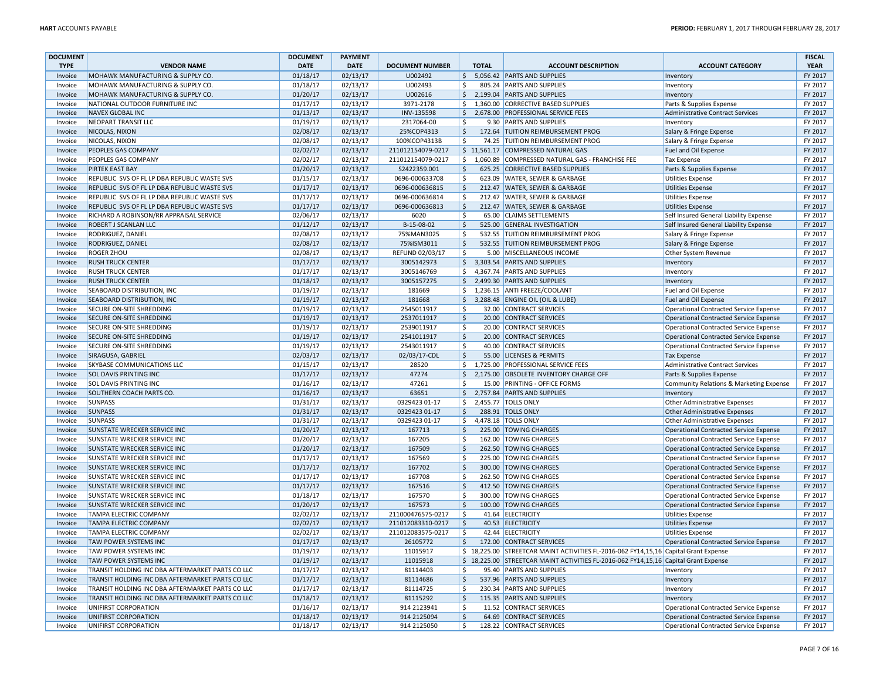| DOCUMENT TYPE | VENDOR NAME | DOCUMENT DATE | PAYMENT DATE | DOCUMENT NUMBER | TOTAL | ACCOUNT DESCRIPTION | ACCOUNT CATEGORY | FISCAL YEAR |
|---|---|---|---|---|---|---|---|---|
| Invoice | MOHAWK MANUFACTURING & SUPPLY CO. | 01/18/17 | 02/13/17 | U002492 | $ 5,056.42 | PARTS AND SUPPLIES | Inventory | FY 2017 |
| Invoice | MOHAWK MANUFACTURING & SUPPLY CO. | 01/18/17 | 02/13/17 | U002493 | $ 805.24 | PARTS AND SUPPLIES | Inventory | FY 2017 |
| Invoice | MOHAWK MANUFACTURING & SUPPLY CO. | 01/20/17 | 02/13/17 | U002616 | $ 2,199.04 | PARTS AND SUPPLIES | Inventory | FY 2017 |
| Invoice | NATIONAL OUTDOOR FURNITURE INC | 01/17/17 | 02/13/17 | 3971-2178 | $ 1,360.00 | CORRECTIVE BASED SUPPLIES | Parts & Supplies Expense | FY 2017 |
| Invoice | NAVEX GLOBAL INC | 01/13/17 | 02/13/17 | INV-135598 | $ 2,678.00 | PROFESSIONAL SERVICE FEES | Administrative Contract Services | FY 2017 |
| Invoice | NEOPART TRANSIT LLC | 01/19/17 | 02/13/17 | 2317064-00 | $ 9.30 | PARTS AND SUPPLIES | Inventory | FY 2017 |
| Invoice | NICOLAS, NIXON | 02/08/17 | 02/13/17 | 25%COP4313 | $ 172.64 | TUITION REIMBURSEMENT PROG | Salary & Fringe Expense | FY 2017 |
| Invoice | NICOLAS, NIXON | 02/08/17 | 02/13/17 | 100%COP4313B | $ 74.25 | TUITION REIMBURSEMENT PROG | Salary & Fringe Expense | FY 2017 |
| Invoice | PEOPLES GAS COMPANY | 02/02/17 | 02/13/17 | 211012154079-0217 | $ 11,561.17 | COMPRESSED NATURAL GAS | Fuel and Oil Expense | FY 2017 |
| Invoice | PEOPLES GAS COMPANY | 02/02/17 | 02/13/17 | 211012154079-0217 | $ 1,060.89 | COMPRESSED NATURAL GAS - FRANCHISE FEE | Tax Expense | FY 2017 |
| Invoice | PIRTEK EAST BAY | 01/20/17 | 02/13/17 | S2422359.001 | $ 625.25 | CORRECTIVE BASED SUPPLIES | Parts & Supplies Expense | FY 2017 |
| Invoice | REPUBLIC SVS OF FL LP DBA REPUBLIC WASTE SVS | 01/15/17 | 02/13/17 | 0696-000633708 | $ 623.09 | WATER, SEWER & GARBAGE | Utilities Expense | FY 2017 |
| Invoice | REPUBLIC SVS OF FL LP DBA REPUBLIC WASTE SVS | 01/17/17 | 02/13/17 | 0696-000636815 | $ 212.47 | WATER, SEWER & GARBAGE | Utilities Expense | FY 2017 |
| Invoice | REPUBLIC SVS OF FL LP DBA REPUBLIC WASTE SVS | 01/17/17 | 02/13/17 | 0696-000636814 | $ 212.47 | WATER, SEWER & GARBAGE | Utilities Expense | FY 2017 |
| Invoice | REPUBLIC SVS OF FL LP DBA REPUBLIC WASTE SVS | 01/17/17 | 02/13/17 | 0696-000636813 | $ 212.47 | WATER, SEWER & GARBAGE | Utilities Expense | FY 2017 |
| Invoice | RICHARD A ROBINSON/RR APPRAISAL SERVICE | 02/06/17 | 02/13/17 | 6020 | $ 65.00 | CLAIMS SETTLEMENTS | Self Insured General Liability Expense | FY 2017 |
| Invoice | ROBERT J SCANLAN LLC | 01/12/17 | 02/13/17 | B-15-08-02 | $ 525.00 | GENERAL INVESTIGATION | Self Insured General Liability Expense | FY 2017 |
| Invoice | RODRIGUEZ, DANIEL | 02/08/17 | 02/13/17 | 75%MAN3025 | $ 532.55 | TUITION REIMBURSEMENT PROG | Salary & Fringe Expense | FY 2017 |
| Invoice | RODRIGUEZ, DANIEL | 02/08/17 | 02/13/17 | 75%ISM3011 | $ 532.55 | TUITION REIMBURSEMENT PROG | Salary & Fringe Expense | FY 2017 |
| Invoice | ROGER ZHOU | 02/08/17 | 02/13/17 | REFUND 02/03/17 | $ 5.00 | MISCELLANEOUS INCOME | Other System Revenue | FY 2017 |
| Invoice | RUSH TRUCK CENTER | 01/17/17 | 02/13/17 | 3005142973 | $ 3,303.54 | PARTS AND SUPPLIES | Inventory | FY 2017 |
| Invoice | RUSH TRUCK CENTER | 01/17/17 | 02/13/17 | 3005146769 | $ 4,367.74 | PARTS AND SUPPLIES | Inventory | FY 2017 |
| Invoice | RUSH TRUCK CENTER | 01/18/17 | 02/13/17 | 3005157275 | $ 2,499.30 | PARTS AND SUPPLIES | Inventory | FY 2017 |
| Invoice | SEABOARD DISTRIBUTION, INC | 01/19/17 | 02/13/17 | 181669 | $ 1,236.15 | ANTI FREEZE/COOLANT | Fuel and Oil Expense | FY 2017 |
| Invoice | SEABOARD DISTRIBUTION, INC | 01/19/17 | 02/13/17 | 181668 | $ 3,288.48 | ENGINE OIL (OIL & LUBE) | Fuel and Oil Expense | FY 2017 |
| Invoice | SECURE ON-SITE SHREDDING | 01/19/17 | 02/13/17 | 2545011917 | $ 32.00 | CONTRACT SERVICES | Operational Contracted Service Expense | FY 2017 |
| Invoice | SECURE ON-SITE SHREDDING | 01/19/17 | 02/13/17 | 2537011917 | $ 20.00 | CONTRACT SERVICES | Operational Contracted Service Expense | FY 2017 |
| Invoice | SECURE ON-SITE SHREDDING | 01/19/17 | 02/13/17 | 2539011917 | $ 20.00 | CONTRACT SERVICES | Operational Contracted Service Expense | FY 2017 |
| Invoice | SECURE ON-SITE SHREDDING | 01/19/17 | 02/13/17 | 2541011917 | $ 20.00 | CONTRACT SERVICES | Operational Contracted Service Expense | FY 2017 |
| Invoice | SECURE ON-SITE SHREDDING | 01/19/17 | 02/13/17 | 2543011917 | $ 40.00 | CONTRACT SERVICES | Operational Contracted Service Expense | FY 2017 |
| Invoice | SIRAGUSA, GABRIEL | 02/03/17 | 02/13/17 | 02/03/17-CDL | $ 55.00 | LICENSES & PERMITS | Tax Expense | FY 2017 |
| Invoice | SKYBASE COMMUNICATIONS LLC | 01/15/17 | 02/13/17 | 28520 | $ 1,725.00 | PROFESSIONAL SERVICE FEES | Administrative Contract Services | FY 2017 |
| Invoice | SOL DAVIS PRINTING INC | 01/17/17 | 02/13/17 | 47274 | $ 2,175.00 | OBSOLETE INVENTORY CHARGE OFF | Parts & Supplies Expense | FY 2017 |
| Invoice | SOL DAVIS PRINTING INC | 01/16/17 | 02/13/17 | 47261 | $ 15.00 | PRINTING - OFFICE FORMS | Community Relations & Marketing Expense | FY 2017 |
| Invoice | SOUTHERN COACH PARTS CO. | 01/16/17 | 02/13/17 | 63651 | $ 2,757.84 | PARTS AND SUPPLIES | Inventory | FY 2017 |
| Invoice | SUNPASS | 01/31/17 | 02/13/17 | 0329423 01-17 | $ 2,455.77 | TOLLS ONLY | Other Administrative Expenses | FY 2017 |
| Invoice | SUNPASS | 01/31/17 | 02/13/17 | 0329423 01-17 | $ 288.91 | TOLLS ONLY | Other Administrative Expenses | FY 2017 |
| Invoice | SUNPASS | 01/31/17 | 02/13/17 | 0329423 01-17 | $ 4,478.18 | TOLLS ONLY | Other Administrative Expenses | FY 2017 |
| Invoice | SUNSTATE WRECKER SERVICE INC | 01/20/17 | 02/13/17 | 167713 | $ 225.00 | TOWING CHARGES | Operational Contracted Service Expense | FY 2017 |
| Invoice | SUNSTATE WRECKER SERVICE INC | 01/20/17 | 02/13/17 | 167205 | $ 162.00 | TOWING CHARGES | Operational Contracted Service Expense | FY 2017 |
| Invoice | SUNSTATE WRECKER SERVICE INC | 01/20/17 | 02/13/17 | 167509 | $ 262.50 | TOWING CHARGES | Operational Contracted Service Expense | FY 2017 |
| Invoice | SUNSTATE WRECKER SERVICE INC | 01/17/17 | 02/13/17 | 167569 | $ 225.00 | TOWING CHARGES | Operational Contracted Service Expense | FY 2017 |
| Invoice | SUNSTATE WRECKER SERVICE INC | 01/17/17 | 02/13/17 | 167702 | $ 300.00 | TOWING CHARGES | Operational Contracted Service Expense | FY 2017 |
| Invoice | SUNSTATE WRECKER SERVICE INC | 01/17/17 | 02/13/17 | 167708 | $ 262.50 | TOWING CHARGES | Operational Contracted Service Expense | FY 2017 |
| Invoice | SUNSTATE WRECKER SERVICE INC | 01/17/17 | 02/13/17 | 167516 | $ 412.50 | TOWING CHARGES | Operational Contracted Service Expense | FY 2017 |
| Invoice | SUNSTATE WRECKER SERVICE INC | 01/18/17 | 02/13/17 | 167570 | $ 300.00 | TOWING CHARGES | Operational Contracted Service Expense | FY 2017 |
| Invoice | SUNSTATE WRECKER SERVICE INC | 01/20/17 | 02/13/17 | 167573 | $ 100.00 | TOWING CHARGES | Operational Contracted Service Expense | FY 2017 |
| Invoice | TAMPA ELECTRIC COMPANY | 02/02/17 | 02/13/17 | 211000476575-0217 | $ 41.64 | ELECTRICITY | Utilities Expense | FY 2017 |
| Invoice | TAMPA ELECTRIC COMPANY | 02/02/17 | 02/13/17 | 211012083310-0217 | $ 40.53 | ELECTRICITY | Utilities Expense | FY 2017 |
| Invoice | TAMPA ELECTRIC COMPANY | 02/02/17 | 02/13/17 | 211012083575-0217 | $ 42.44 | ELECTRICITY | Utilities Expense | FY 2017 |
| Invoice | TAW POWER SYSTEMS INC | 01/17/17 | 02/13/17 | 26105772 | $ 172.00 | CONTRACT SERVICES | Operational Contracted Service Expense | FY 2017 |
| Invoice | TAW POWER SYSTEMS INC | 01/19/17 | 02/13/17 | 11015917 | $ 18,225.00 | STREETCAR MAINT ACTIVITIES FL-2016-062 FY14,15,16 | Capital Grant Expense | FY 2017 |
| Invoice | TAW POWER SYSTEMS INC | 01/19/17 | 02/13/17 | 11015918 | $ 18,225.00 | STREETCAR MAINT ACTIVITIES FL-2016-062 FY14,15,16 | Capital Grant Expense | FY 2017 |
| Invoice | TRANSIT HOLDING INC DBA AFTERMARKET PARTS CO LLC | 01/17/17 | 02/13/17 | 81114403 | $ 95.40 | PARTS AND SUPPLIES | Inventory | FY 2017 |
| Invoice | TRANSIT HOLDING INC DBA AFTERMARKET PARTS CO LLC | 01/17/17 | 02/13/17 | 81114686 | $ 537.96 | PARTS AND SUPPLIES | Inventory | FY 2017 |
| Invoice | TRANSIT HOLDING INC DBA AFTERMARKET PARTS CO LLC | 01/17/17 | 02/13/17 | 81114725 | $ 230.34 | PARTS AND SUPPLIES | Inventory | FY 2017 |
| Invoice | TRANSIT HOLDING INC DBA AFTERMARKET PARTS CO LLC | 01/18/17 | 02/13/17 | 81115292 | $ 115.35 | PARTS AND SUPPLIES | Inventory | FY 2017 |
| Invoice | UNIFIRST CORPORATION | 01/16/17 | 02/13/17 | 914 2123941 | $ 11.52 | CONTRACT SERVICES | Operational Contracted Service Expense | FY 2017 |
| Invoice | UNIFIRST CORPORATION | 01/18/17 | 02/13/17 | 914 2125094 | $ 64.69 | CONTRACT SERVICES | Operational Contracted Service Expense | FY 2017 |
| Invoice | UNIFIRST CORPORATION | 01/18/17 | 02/13/17 | 914 2125050 | $ 128.22 | CONTRACT SERVICES | Operational Contracted Service Expense | FY 2017 |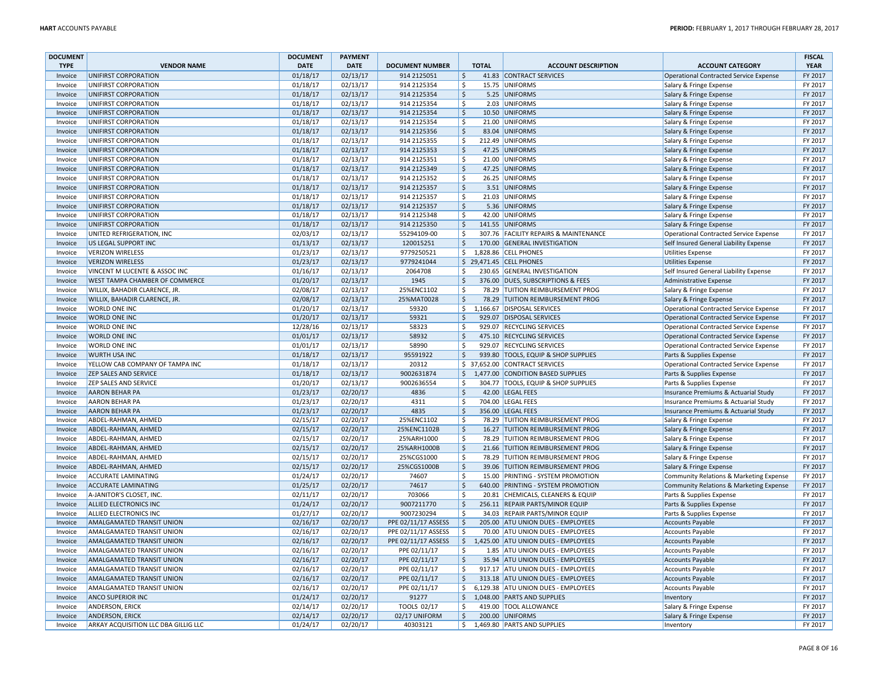| DOCUMENT TYPE | VENDOR NAME | DOCUMENT DATE | PAYMENT DATE | DOCUMENT NUMBER | TOTAL | ACCOUNT DESCRIPTION | ACCOUNT CATEGORY | FISCAL YEAR |
|---|---|---|---|---|---|---|---|---|
| Invoice | UNIFIRST CORPORATION | 01/18/17 | 02/13/17 | 914 2125051 | $ 41.83 | CONTRACT SERVICES | Operational Contracted Service Expense | FY 2017 |
| Invoice | UNIFIRST CORPORATION | 01/18/17 | 02/13/17 | 914 2125354 | $ 15.75 | UNIFORMS | Salary & Fringe Expense | FY 2017 |
| Invoice | UNIFIRST CORPORATION | 01/18/17 | 02/13/17 | 914 2125354 | $ 5.25 | UNIFORMS | Salary & Fringe Expense | FY 2017 |
| Invoice | UNIFIRST CORPORATION | 01/18/17 | 02/13/17 | 914 2125354 | $ 2.03 | UNIFORMS | Salary & Fringe Expense | FY 2017 |
| Invoice | UNIFIRST CORPORATION | 01/18/17 | 02/13/17 | 914 2125354 | $ 10.50 | UNIFORMS | Salary & Fringe Expense | FY 2017 |
| Invoice | UNIFIRST CORPORATION | 01/18/17 | 02/13/17 | 914 2125354 | $ 21.00 | UNIFORMS | Salary & Fringe Expense | FY 2017 |
| Invoice | UNIFIRST CORPORATION | 01/18/17 | 02/13/17 | 914 2125356 | $ 83.04 | UNIFORMS | Salary & Fringe Expense | FY 2017 |
| Invoice | UNIFIRST CORPORATION | 01/18/17 | 02/13/17 | 914 2125355 | $ 212.49 | UNIFORMS | Salary & Fringe Expense | FY 2017 |
| Invoice | UNIFIRST CORPORATION | 01/18/17 | 02/13/17 | 914 2125353 | $ 47.25 | UNIFORMS | Salary & Fringe Expense | FY 2017 |
| Invoice | UNIFIRST CORPORATION | 01/18/17 | 02/13/17 | 914 2125351 | $ 21.00 | UNIFORMS | Salary & Fringe Expense | FY 2017 |
| Invoice | UNIFIRST CORPORATION | 01/18/17 | 02/13/17 | 914 2125349 | $ 47.25 | UNIFORMS | Salary & Fringe Expense | FY 2017 |
| Invoice | UNIFIRST CORPORATION | 01/18/17 | 02/13/17 | 914 2125352 | $ 26.25 | UNIFORMS | Salary & Fringe Expense | FY 2017 |
| Invoice | UNIFIRST CORPORATION | 01/18/17 | 02/13/17 | 914 2125357 | $ 3.51 | UNIFORMS | Salary & Fringe Expense | FY 2017 |
| Invoice | UNIFIRST CORPORATION | 01/18/17 | 02/13/17 | 914 2125357 | $ 21.03 | UNIFORMS | Salary & Fringe Expense | FY 2017 |
| Invoice | UNIFIRST CORPORATION | 01/18/17 | 02/13/17 | 914 2125357 | $ 5.36 | UNIFORMS | Salary & Fringe Expense | FY 2017 |
| Invoice | UNIFIRST CORPORATION | 01/18/17 | 02/13/17 | 914 2125348 | $ 42.00 | UNIFORMS | Salary & Fringe Expense | FY 2017 |
| Invoice | UNIFIRST CORPORATION | 01/18/17 | 02/13/17 | 914 2125350 | $ 141.55 | UNIFORMS | Salary & Fringe Expense | FY 2017 |
| Invoice | UNITED REFRIGERATION, INC | 02/03/17 | 02/13/17 | 55294109-00 | $ 307.76 | FACILITY REPAIRS & MAINTENANCE | Operational Contracted Service Expense | FY 2017 |
| Invoice | US LEGAL SUPPORT INC | 01/13/17 | 02/13/17 | 120015251 | $ 170.00 | GENERAL INVESTIGATION | Self Insured General Liability Expense | FY 2017 |
| Invoice | VERIZON WIRELESS | 01/23/17 | 02/13/17 | 9779250521 | $ 1,828.86 | CELL PHONES | Utilities Expense | FY 2017 |
| Invoice | VERIZON WIRELESS | 01/23/17 | 02/13/17 | 9779241044 | $ 29,471.45 | CELL PHONES | Utilities Expense | FY 2017 |
| Invoice | VINCENT M LUCENTE & ASSOC INC | 01/16/17 | 02/13/17 | 2064708 | $ 230.65 | GENERAL INVESTIGATION | Self Insured General Liability Expense | FY 2017 |
| Invoice | WEST TAMPA CHAMBER OF COMMERCE | 01/20/17 | 02/13/17 | 1945 | $ 376.00 | DUES, SUBSCRIPTIONS & FEES | Administrative Expense | FY 2017 |
| Invoice | WILLIX, BAHADIR CLARENCE, JR. | 02/08/17 | 02/13/17 | 25%ENC1102 | $ 78.29 | TUITION REIMBURSEMENT PROG | Salary & Fringe Expense | FY 2017 |
| Invoice | WILLIX, BAHADIR CLARENCE, JR. | 02/08/17 | 02/13/17 | 25%MAT0028 | $ 78.29 | TUITION REIMBURSEMENT PROG | Salary & Fringe Expense | FY 2017 |
| Invoice | WORLD ONE INC | 01/20/17 | 02/13/17 | 59320 | $ 1,166.67 | DISPOSAL SERVICES | Operational Contracted Service Expense | FY 2017 |
| Invoice | WORLD ONE INC | 01/20/17 | 02/13/17 | 59321 | $ 929.07 | DISPOSAL SERVICES | Operational Contracted Service Expense | FY 2017 |
| Invoice | WORLD ONE INC | 12/28/16 | 02/13/17 | 58323 | $ 929.07 | RECYCLING SERVICES | Operational Contracted Service Expense | FY 2017 |
| Invoice | WORLD ONE INC | 01/01/17 | 02/13/17 | 58932 | $ 475.10 | RECYCLING SERVICES | Operational Contracted Service Expense | FY 2017 |
| Invoice | WORLD ONE INC | 01/01/17 | 02/13/17 | 58990 | $ 929.07 | RECYCLING SERVICES | Operational Contracted Service Expense | FY 2017 |
| Invoice | WURTH USA INC | 01/18/17 | 02/13/17 | 95591922 | $ 939.80 | TOOLS, EQUIP & SHOP SUPPLIES | Parts & Supplies Expense | FY 2017 |
| Invoice | YELLOW CAB COMPANY OF TAMPA INC | 01/18/17 | 02/13/17 | 20312 | $ 37,652.00 | CONTRACT SERVICES | Operational Contracted Service Expense | FY 2017 |
| Invoice | ZEP SALES AND SERVICE | 01/18/17 | 02/13/17 | 9002631874 | $ 1,477.00 | CONDITION BASED SUPPLIES | Parts & Supplies Expense | FY 2017 |
| Invoice | ZEP SALES AND SERVICE | 01/20/17 | 02/13/17 | 9002636554 | $ 304.77 | TOOLS, EQUIP & SHOP SUPPLIES | Parts & Supplies Expense | FY 2017 |
| Invoice | AARON BEHAR PA | 01/23/17 | 02/20/17 | 4836 | $ 42.00 | LEGAL FEES | Insurance Premiums & Actuarial Study | FY 2017 |
| Invoice | AARON BEHAR PA | 01/23/17 | 02/20/17 | 4311 | $ 704.00 | LEGAL FEES | Insurance Premiums & Actuarial Study | FY 2017 |
| Invoice | AARON BEHAR PA | 01/23/17 | 02/20/17 | 4835 | $ 356.00 | LEGAL FEES | Insurance Premiums & Actuarial Study | FY 2017 |
| Invoice | ABDEL-RAHMAN, AHMED | 02/15/17 | 02/20/17 | 25%ENC1102 | $ 78.29 | TUITION REIMBURSEMENT PROG | Salary & Fringe Expense | FY 2017 |
| Invoice | ABDEL-RAHMAN, AHMED | 02/15/17 | 02/20/17 | 25%ENC1102B | $ 16.27 | TUITION REIMBURSEMENT PROG | Salary & Fringe Expense | FY 2017 |
| Invoice | ABDEL-RAHMAN, AHMED | 02/15/17 | 02/20/17 | 25%ARH1000 | $ 78.29 | TUITION REIMBURSEMENT PROG | Salary & Fringe Expense | FY 2017 |
| Invoice | ABDEL-RAHMAN, AHMED | 02/15/17 | 02/20/17 | 25%ARH1000B | $ 21.66 | TUITION REIMBURSEMENT PROG | Salary & Fringe Expense | FY 2017 |
| Invoice | ABDEL-RAHMAN, AHMED | 02/15/17 | 02/20/17 | 25%CGS1000 | $ 78.29 | TUITION REIMBURSEMENT PROG | Salary & Fringe Expense | FY 2017 |
| Invoice | ABDEL-RAHMAN, AHMED | 02/15/17 | 02/20/17 | 25%CGS1000B | $ 39.06 | TUITION REIMBURSEMENT PROG | Salary & Fringe Expense | FY 2017 |
| Invoice | ACCURATE LAMINATING | 01/24/17 | 02/20/17 | 74607 | $ 15.00 | PRINTING - SYSTEM PROMOTION | Community Relations & Marketing Expense | FY 2017 |
| Invoice | ACCURATE LAMINATING | 01/25/17 | 02/20/17 | 74617 | $ 640.00 | PRINTING - SYSTEM PROMOTION | Community Relations & Marketing Expense | FY 2017 |
| Invoice | A-JANITOR'S CLOSET, INC. | 02/11/17 | 02/20/17 | 703066 | $ 20.81 | CHEMICALS, CLEANERS & EQUIP | Parts & Supplies Expense | FY 2017 |
| Invoice | ALLIED ELECTRONICS INC | 01/24/17 | 02/20/17 | 9007211770 | $ 256.11 | REPAIR PARTS/MINOR EQUIP | Parts & Supplies Expense | FY 2017 |
| Invoice | ALLIED ELECTRONICS INC | 01/27/17 | 02/20/17 | 9007230294 | $ 34.03 | REPAIR PARTS/MINOR EQUIP | Parts & Supplies Expense | FY 2017 |
| Invoice | AMALGAMATED TRANSIT UNION | 02/16/17 | 02/20/17 | PPE 02/11/17 ASSESS | $ 205.00 | ATU UNION DUES - EMPLOYEES | Accounts Payable | FY 2017 |
| Invoice | AMALGAMATED TRANSIT UNION | 02/16/17 | 02/20/17 | PPE 02/11/17 ASSESS | $ 70.00 | ATU UNION DUES - EMPLOYEES | Accounts Payable | FY 2017 |
| Invoice | AMALGAMATED TRANSIT UNION | 02/16/17 | 02/20/17 | PPE 02/11/17 ASSESS | $ 1,425.00 | ATU UNION DUES - EMPLOYEES | Accounts Payable | FY 2017 |
| Invoice | AMALGAMATED TRANSIT UNION | 02/16/17 | 02/20/17 | PPE 02/11/17 | $ 1.85 | ATU UNION DUES - EMPLOYEES | Accounts Payable | FY 2017 |
| Invoice | AMALGAMATED TRANSIT UNION | 02/16/17 | 02/20/17 | PPE 02/11/17 | $ 35.94 | ATU UNION DUES - EMPLOYEES | Accounts Payable | FY 2017 |
| Invoice | AMALGAMATED TRANSIT UNION | 02/16/17 | 02/20/17 | PPE 02/11/17 | $ 917.17 | ATU UNION DUES - EMPLOYEES | Accounts Payable | FY 2017 |
| Invoice | AMALGAMATED TRANSIT UNION | 02/16/17 | 02/20/17 | PPE 02/11/17 | $ 313.18 | ATU UNION DUES - EMPLOYEES | Accounts Payable | FY 2017 |
| Invoice | AMALGAMATED TRANSIT UNION | 02/16/17 | 02/20/17 | PPE 02/11/17 | $ 6,129.38 | ATU UNION DUES - EMPLOYEES | Accounts Payable | FY 2017 |
| Invoice | ANCO SUPERIOR INC | 01/24/17 | 02/20/17 | 91277 | $ 1,048.00 | PARTS AND SUPPLIES | Inventory | FY 2017 |
| Invoice | ANDERSON, ERICK | 02/14/17 | 02/20/17 | TOOLS 02/17 | $ 419.00 | TOOL ALLOWANCE | Salary & Fringe Expense | FY 2017 |
| Invoice | ANDERSON, ERICK | 02/14/17 | 02/20/17 | 02/17 UNIFORM | $ 200.00 | UNIFORMS | Salary & Fringe Expense | FY 2017 |
| Invoice | ARKAY ACQUISITION LLC DBA GILLIG LLC | 01/24/17 | 02/20/17 | 40303121 | $ 1,469.80 | PARTS AND SUPPLIES | Inventory | FY 2017 |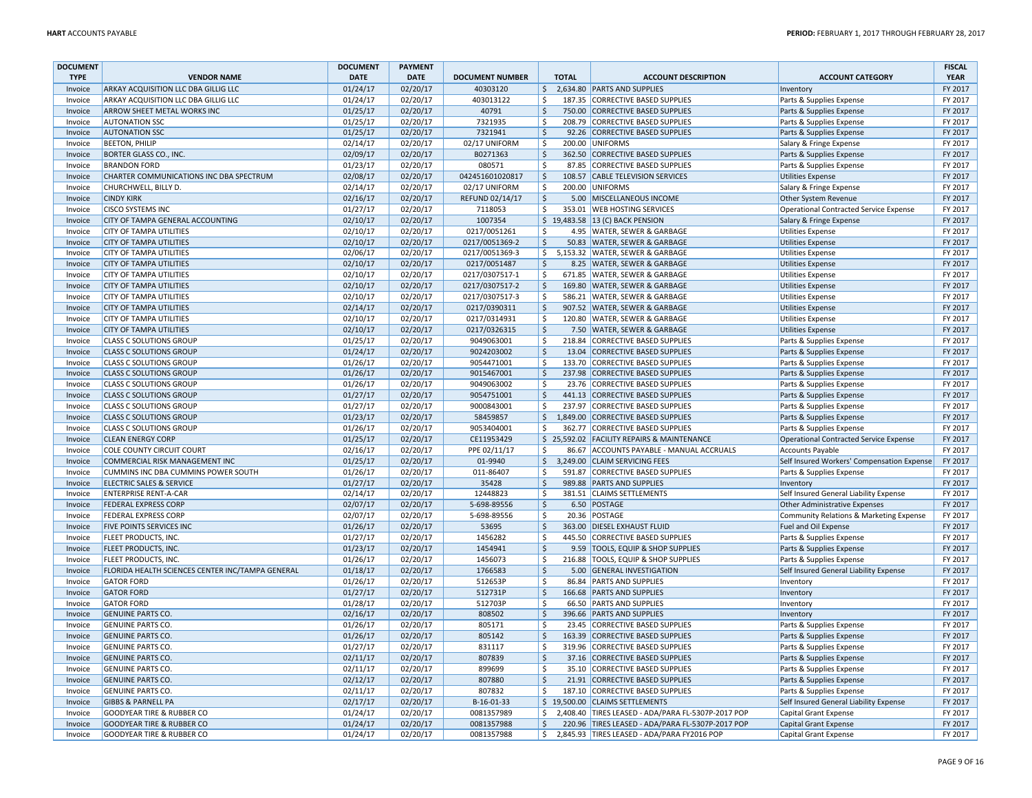| DOCUMENT TYPE | VENDOR NAME | DOCUMENT DATE | PAYMENT DATE | DOCUMENT NUMBER | TOTAL | ACCOUNT DESCRIPTION | ACCOUNT CATEGORY | FISCAL YEAR |
|---|---|---|---|---|---|---|---|---|
| Invoice | ARKAY ACQUISITION LLC DBA GILLIG LLC | 01/24/17 | 02/20/17 | 40303120 | $ 2,634.80 | PARTS AND SUPPLIES | Inventory | FY 2017 |
| Invoice | ARKAY ACQUISITION LLC DBA GILLIG LLC | 01/24/17 | 02/20/17 | 403013122 | $ 187.35 | CORRECTIVE BASED SUPPLIES | Parts & Supplies Expense | FY 2017 |
| Invoice | ARROW SHEET METAL WORKS INC | 01/25/17 | 02/20/17 | 40791 | $ 750.00 | CORRECTIVE BASED SUPPLIES | Parts & Supplies Expense | FY 2017 |
| Invoice | AUTONATION SSC | 01/25/17 | 02/20/17 | 7321935 | $ 208.79 | CORRECTIVE BASED SUPPLIES | Parts & Supplies Expense | FY 2017 |
| Invoice | AUTONATION SSC | 01/25/17 | 02/20/17 | 7321941 | $ 92.26 | CORRECTIVE BASED SUPPLIES | Parts & Supplies Expense | FY 2017 |
| Invoice | BEETON, PHILIP | 02/14/17 | 02/20/17 | 02/17 UNIFORM | $ 200.00 | UNIFORMS | Salary & Fringe Expense | FY 2017 |
| Invoice | BORTER GLASS CO., INC. | 02/09/17 | 02/20/17 | B0271363 | $ 362.50 | CORRECTIVE BASED SUPPLIES | Parts & Supplies Expense | FY 2017 |
| Invoice | BRANDON FORD | 01/23/17 | 02/20/17 | 080571 | $ 87.85 | CORRECTIVE BASED SUPPLIES | Parts & Supplies Expense | FY 2017 |
| Invoice | CHARTER COMMUNICATIONS INC DBA SPECTRUM | 02/08/17 | 02/20/17 | 042451601020817 | $ 108.57 | CABLE TELEVISION SERVICES | Utilities Expense | FY 2017 |
| Invoice | CHURCHWELL, BILLY D. | 02/14/17 | 02/20/17 | 02/17 UNIFORM | $ 200.00 | UNIFORMS | Salary & Fringe Expense | FY 2017 |
| Invoice | CINDY KIRK | 02/16/17 | 02/20/17 | REFUND 02/14/17 | $ 5.00 | MISCELLANEOUS INCOME | Other System Revenue | FY 2017 |
| Invoice | CISCO SYSTEMS INC | 01/27/17 | 02/20/17 | 7118053 | $ 353.01 | WEB HOSTING SERVICES | Operational Contracted Service Expense | FY 2017 |
| Invoice | CITY OF TAMPA GENERAL ACCOUNTING | 02/10/17 | 02/20/17 | 1007354 | $ 19,483.58 | 13 (C) BACK PENSION | Salary & Fringe Expense | FY 2017 |
| Invoice | CITY OF TAMPA UTILITIES | 02/10/17 | 02/20/17 | 0217/0051261 | $ 4.95 | WATER, SEWER & GARBAGE | Utilities Expense | FY 2017 |
| Invoice | CITY OF TAMPA UTILITIES | 02/10/17 | 02/20/17 | 0217/0051369-2 | $ 50.83 | WATER, SEWER & GARBAGE | Utilities Expense | FY 2017 |
| Invoice | CITY OF TAMPA UTILITIES | 02/06/17 | 02/20/17 | 0217/0051369-3 | $ 5,153.32 | WATER, SEWER & GARBAGE | Utilities Expense | FY 2017 |
| Invoice | CITY OF TAMPA UTILITIES | 02/10/17 | 02/20/17 | 0217/0051487 | $ 8.25 | WATER, SEWER & GARBAGE | Utilities Expense | FY 2017 |
| Invoice | CITY OF TAMPA UTILITIES | 02/10/17 | 02/20/17 | 0217/0307517-1 | $ 671.85 | WATER, SEWER & GARBAGE | Utilities Expense | FY 2017 |
| Invoice | CITY OF TAMPA UTILITIES | 02/10/17 | 02/20/17 | 0217/0307517-2 | $ 169.80 | WATER, SEWER & GARBAGE | Utilities Expense | FY 2017 |
| Invoice | CITY OF TAMPA UTILITIES | 02/10/17 | 02/20/17 | 0217/0307517-3 | $ 586.21 | WATER, SEWER & GARBAGE | Utilities Expense | FY 2017 |
| Invoice | CITY OF TAMPA UTILITIES | 02/14/17 | 02/20/17 | 0217/0390311 | $ 907.52 | WATER, SEWER & GARBAGE | Utilities Expense | FY 2017 |
| Invoice | CITY OF TAMPA UTILITIES | 02/10/17 | 02/20/17 | 0217/0314931 | $ 120.80 | WATER, SEWER & GARBAGE | Utilities Expense | FY 2017 |
| Invoice | CITY OF TAMPA UTILITIES | 02/10/17 | 02/20/17 | 0217/0326315 | $ 7.50 | WATER, SEWER & GARBAGE | Utilities Expense | FY 2017 |
| Invoice | CLASS C SOLUTIONS GROUP | 01/25/17 | 02/20/17 | 9049063001 | $ 218.84 | CORRECTIVE BASED SUPPLIES | Parts & Supplies Expense | FY 2017 |
| Invoice | CLASS C SOLUTIONS GROUP | 01/24/17 | 02/20/17 | 9024203002 | $ 13.04 | CORRECTIVE BASED SUPPLIES | Parts & Supplies Expense | FY 2017 |
| Invoice | CLASS C SOLUTIONS GROUP | 01/26/17 | 02/20/17 | 9054471001 | $ 133.70 | CORRECTIVE BASED SUPPLIES | Parts & Supplies Expense | FY 2017 |
| Invoice | CLASS C SOLUTIONS GROUP | 01/26/17 | 02/20/17 | 9015467001 | $ 237.98 | CORRECTIVE BASED SUPPLIES | Parts & Supplies Expense | FY 2017 |
| Invoice | CLASS C SOLUTIONS GROUP | 01/26/17 | 02/20/17 | 9049063002 | $ 23.76 | CORRECTIVE BASED SUPPLIES | Parts & Supplies Expense | FY 2017 |
| Invoice | CLASS C SOLUTIONS GROUP | 01/27/17 | 02/20/17 | 9054751001 | $ 441.13 | CORRECTIVE BASED SUPPLIES | Parts & Supplies Expense | FY 2017 |
| Invoice | CLASS C SOLUTIONS GROUP | 01/27/17 | 02/20/17 | 9000843001 | $ 237.97 | CORRECTIVE BASED SUPPLIES | Parts & Supplies Expense | FY 2017 |
| Invoice | CLASS C SOLUTIONS GROUP | 01/23/17 | 02/20/17 | 58459857 | $ 1,849.00 | CORRECTIVE BASED SUPPLIES | Parts & Supplies Expense | FY 2017 |
| Invoice | CLASS C SOLUTIONS GROUP | 01/26/17 | 02/20/17 | 9053404001 | $ 362.77 | CORRECTIVE BASED SUPPLIES | Parts & Supplies Expense | FY 2017 |
| Invoice | CLEAN ENERGY CORP | 01/25/17 | 02/20/17 | CE11953429 | $ 25,592.02 | FACILITY REPAIRS & MAINTENANCE | Operational Contracted Service Expense | FY 2017 |
| Invoice | COLE COUNTY CIRCUIT COURT | 02/16/17 | 02/20/17 | PPE 02/11/17 | $ 86.67 | ACCOUNTS PAYABLE - MANUAL ACCRUALS | Accounts Payable | FY 2017 |
| Invoice | COMMERCIAL RISK MANAGEMENT INC | 01/25/17 | 02/20/17 | 01-9940 | $ 3,249.00 | CLAIM SERVICING FEES | Self Insured Workers' Compensation Expense | FY 2017 |
| Invoice | CUMMINS INC DBA CUMMINS POWER SOUTH | 01/26/17 | 02/20/17 | 011-86407 | $ 591.87 | CORRECTIVE BASED SUPPLIES | Parts & Supplies Expense | FY 2017 |
| Invoice | ELECTRIC SALES & SERVICE | 01/27/17 | 02/20/17 | 35428 | $ 989.88 | PARTS AND SUPPLIES | Inventory | FY 2017 |
| Invoice | ENTERPRISE RENT-A-CAR | 02/14/17 | 02/20/17 | 12448823 | $ 381.51 | CLAIMS SETTLEMENTS | Self Insured General Liability Expense | FY 2017 |
| Invoice | FEDERAL EXPRESS CORP | 02/07/17 | 02/20/17 | 5-698-89556 | $ 6.50 | POSTAGE | Other Administrative Expenses | FY 2017 |
| Invoice | FEDERAL EXPRESS CORP | 02/07/17 | 02/20/17 | 5-698-89556 | $ 20.36 | POSTAGE | Community Relations & Marketing Expense | FY 2017 |
| Invoice | FIVE POINTS SERVICES INC | 01/26/17 | 02/20/17 | 53695 | $ 363.00 | DIESEL EXHAUST FLUID | Fuel and Oil Expense | FY 2017 |
| Invoice | FLEET PRODUCTS, INC. | 01/27/17 | 02/20/17 | 1456282 | $ 445.50 | CORRECTIVE BASED SUPPLIES | Parts & Supplies Expense | FY 2017 |
| Invoice | FLEET PRODUCTS, INC. | 01/23/17 | 02/20/17 | 1454941 | $ 9.59 | TOOLS, EQUIP & SHOP SUPPLIES | Parts & Supplies Expense | FY 2017 |
| Invoice | FLEET PRODUCTS, INC. | 01/26/17 | 02/20/17 | 1456073 | $ 216.88 | TOOLS, EQUIP & SHOP SUPPLIES | Parts & Supplies Expense | FY 2017 |
| Invoice | FLORIDA HEALTH SCIENCES CENTER INC/TAMPA GENERAL | 01/18/17 | 02/20/17 | 1766583 | $ 5.00 | GENERAL INVESTIGATION | Self Insured General Liability Expense | FY 2017 |
| Invoice | GATOR FORD | 01/26/17 | 02/20/17 | 512653P | $ 86.84 | PARTS AND SUPPLIES | Inventory | FY 2017 |
| Invoice | GATOR FORD | 01/27/17 | 02/20/17 | 512731P | $ 166.68 | PARTS AND SUPPLIES | Inventory | FY 2017 |
| Invoice | GATOR FORD | 01/28/17 | 02/20/17 | 512703P | $ 66.50 | PARTS AND SUPPLIES | Inventory | FY 2017 |
| Invoice | GENUINE PARTS CO. | 02/16/17 | 02/20/17 | 808502 | $ 396.66 | PARTS AND SUPPLIES | Inventory | FY 2017 |
| Invoice | GENUINE PARTS CO. | 01/26/17 | 02/20/17 | 805171 | $ 23.45 | CORRECTIVE BASED SUPPLIES | Parts & Supplies Expense | FY 2017 |
| Invoice | GENUINE PARTS CO. | 01/26/17 | 02/20/17 | 805142 | $ 163.39 | CORRECTIVE BASED SUPPLIES | Parts & Supplies Expense | FY 2017 |
| Invoice | GENUINE PARTS CO. | 01/27/17 | 02/20/17 | 831117 | $ 319.96 | CORRECTIVE BASED SUPPLIES | Parts & Supplies Expense | FY 2017 |
| Invoice | GENUINE PARTS CO. | 02/11/17 | 02/20/17 | 807839 | $ 37.16 | CORRECTIVE BASED SUPPLIES | Parts & Supplies Expense | FY 2017 |
| Invoice | GENUINE PARTS CO. | 02/11/17 | 02/20/17 | 899699 | $ 35.10 | CORRECTIVE BASED SUPPLIES | Parts & Supplies Expense | FY 2017 |
| Invoice | GENUINE PARTS CO. | 02/12/17 | 02/20/17 | 807880 | $ 21.91 | CORRECTIVE BASED SUPPLIES | Parts & Supplies Expense | FY 2017 |
| Invoice | GENUINE PARTS CO. | 02/11/17 | 02/20/17 | 807832 | $ 187.10 | CORRECTIVE BASED SUPPLIES | Parts & Supplies Expense | FY 2017 |
| Invoice | GIBBS & PARNELL PA | 02/17/17 | 02/20/17 | B-16-01-33 | $ 19,500.00 | CLAIMS SETTLEMENTS | Self Insured General Liability Expense | FY 2017 |
| Invoice | GOODYEAR TIRE & RUBBER CO | 01/24/17 | 02/20/17 | 0081357989 | $ 2,408.40 | TIRES LEASED - ADA/PARA FL-5307P-2017 POP | Capital Grant Expense | FY 2017 |
| Invoice | GOODYEAR TIRE & RUBBER CO | 01/24/17 | 02/20/17 | 0081357988 | $ 220.96 | TIRES LEASED - ADA/PARA FL-5307P-2017 POP | Capital Grant Expense | FY 2017 |
| Invoice | GOODYEAR TIRE & RUBBER CO | 01/24/17 | 02/20/17 | 0081357988 | $ 2,845.93 | TIRES LEASED - ADA/PARA FY2016 POP | Capital Grant Expense | FY 2017 |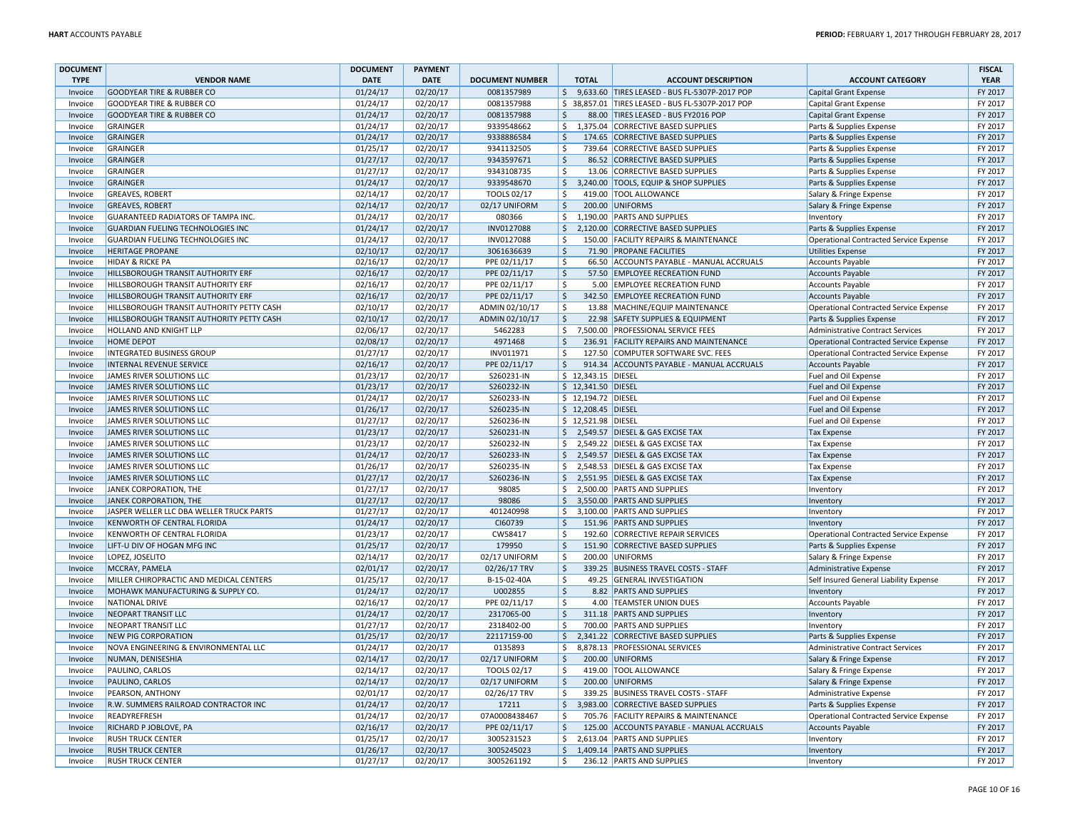| DOCUMENT TYPE | VENDOR NAME | DOCUMENT DATE | PAYMENT DATE | DOCUMENT NUMBER | TOTAL | ACCOUNT DESCRIPTION | ACCOUNT CATEGORY | FISCAL YEAR |
|---|---|---|---|---|---|---|---|---|
| Invoice | GOODYEAR TIRE & RUBBER CO | 01/24/17 | 02/20/17 | 0081357989 | $ 9,633.60 | TIRES LEASED - BUS FL-5307P-2017 POP | Capital Grant Expense | FY 2017 |
| Invoice | GOODYEAR TIRE & RUBBER CO | 01/24/17 | 02/20/17 | 0081357988 | $ 38,857.01 | TIRES LEASED - BUS FL-5307P-2017 POP | Capital Grant Expense | FY 2017 |
| Invoice | GOODYEAR TIRE & RUBBER CO | 01/24/17 | 02/20/17 | 0081357988 | $ 88.00 | TIRES LEASED - BUS FY2016 POP | Capital Grant Expense | FY 2017 |
| Invoice | GRAINGER | 01/24/17 | 02/20/17 | 9339548662 | $ 1,375.04 | CORRECTIVE BASED SUPPLIES | Parts & Supplies Expense | FY 2017 |
| Invoice | GRAINGER | 01/24/17 | 02/20/17 | 9338886584 | $ 174.65 | CORRECTIVE BASED SUPPLIES | Parts & Supplies Expense | FY 2017 |
| Invoice | GRAINGER | 01/25/17 | 02/20/17 | 9341132505 | $ 739.64 | CORRECTIVE BASED SUPPLIES | Parts & Supplies Expense | FY 2017 |
| Invoice | GRAINGER | 01/27/17 | 02/20/17 | 9343597671 | $ 86.52 | CORRECTIVE BASED SUPPLIES | Parts & Supplies Expense | FY 2017 |
| Invoice | GRAINGER | 01/27/17 | 02/20/17 | 9343108735 | $ 13.06 | CORRECTIVE BASED SUPPLIES | Parts & Supplies Expense | FY 2017 |
| Invoice | GRAINGER | 01/24/17 | 02/20/17 | 9339548670 | $ 3,240.00 | TOOLS, EQUIP & SHOP SUPPLIES | Parts & Supplies Expense | FY 2017 |
| Invoice | GREAVES, ROBERT | 02/14/17 | 02/20/17 | TOOLS 02/17 | $ 419.00 | TOOL ALLOWANCE | Salary & Fringe Expense | FY 2017 |
| Invoice | GREAVES, ROBERT | 02/14/17 | 02/20/17 | 02/17 UNIFORM | $ 200.00 | UNIFORMS | Salary & Fringe Expense | FY 2017 |
| Invoice | GUARANTEED RADIATORS OF TAMPA INC. | 01/24/17 | 02/20/17 | 080366 | $ 1,190.00 | PARTS AND SUPPLIES | Inventory | FY 2017 |
| Invoice | GUARDIAN FUELING TECHNOLOGIES INC | 01/24/17 | 02/20/17 | INV0127088 | $ 2,120.00 | CORRECTIVE BASED SUPPLIES | Parts & Supplies Expense | FY 2017 |
| Invoice | GUARDIAN FUELING TECHNOLOGIES INC | 01/24/17 | 02/20/17 | INV0127088 | $ 150.00 | FACILITY REPAIRS & MAINTENANCE | Operational Contracted Service Expense | FY 2017 |
| Invoice | HERITAGE PROPANE | 02/10/17 | 02/20/17 | 3061636639 | $ 71.90 | PROPANE FACILITIES | Utilities Expense | FY 2017 |
| Invoice | HIDAY & RICKE PA | 02/16/17 | 02/20/17 | PPE 02/11/17 | $ 66.50 | ACCOUNTS PAYABLE - MANUAL ACCRUALS | Accounts Payable | FY 2017 |
| Invoice | HILLSBOROUGH TRANSIT AUTHORITY ERF | 02/16/17 | 02/20/17 | PPE 02/11/17 | $ 57.50 | EMPLOYEE RECREATION FUND | Accounts Payable | FY 2017 |
| Invoice | HILLSBOROUGH TRANSIT AUTHORITY ERF | 02/16/17 | 02/20/17 | PPE 02/11/17 | $ 5.00 | EMPLOYEE RECREATION FUND | Accounts Payable | FY 2017 |
| Invoice | HILLSBOROUGH TRANSIT AUTHORITY ERF | 02/16/17 | 02/20/17 | PPE 02/11/17 | $ 342.50 | EMPLOYEE RECREATION FUND | Accounts Payable | FY 2017 |
| Invoice | HILLSBOROUGH TRANSIT AUTHORITY PETTY CASH | 02/10/17 | 02/20/17 | ADMIN 02/10/17 | $ 13.88 | MACHINE/EQUIP MAINTENANCE | Operational Contracted Service Expense | FY 2017 |
| Invoice | HILLSBOROUGH TRANSIT AUTHORITY PETTY CASH | 02/10/17 | 02/20/17 | ADMIN 02/10/17 | $ 22.98 | SAFETY SUPPLIES & EQUIPMENT | Parts & Supplies Expense | FY 2017 |
| Invoice | HOLLAND AND KNIGHT LLP | 02/06/17 | 02/20/17 | 5462283 | $ 7,500.00 | PROFESSIONAL SERVICE FEES | Administrative Contract Services | FY 2017 |
| Invoice | HOME DEPOT | 02/08/17 | 02/20/17 | 4971468 | $ 236.91 | FACILITY REPAIRS AND MAINTENANCE | Operational Contracted Service Expense | FY 2017 |
| Invoice | INTEGRATED BUSINESS GROUP | 01/27/17 | 02/20/17 | INV011971 | $ 127.50 | COMPUTER SOFTWARE SVC. FEES | Operational Contracted Service Expense | FY 2017 |
| Invoice | INTERNAL REVENUE SERVICE | 02/16/17 | 02/20/17 | PPE 02/11/17 | $ 914.34 | ACCOUNTS PAYABLE - MANUAL ACCRUALS | Accounts Payable | FY 2017 |
| Invoice | JAMES RIVER SOLUTIONS LLC | 01/23/17 | 02/20/17 | S260231-IN | $ 12,343.15 | DIESEL | Fuel and Oil Expense | FY 2017 |
| Invoice | JAMES RIVER SOLUTIONS LLC | 01/23/17 | 02/20/17 | S260232-IN | $ 12,341.50 | DIESEL | Fuel and Oil Expense | FY 2017 |
| Invoice | JAMES RIVER SOLUTIONS LLC | 01/24/17 | 02/20/17 | S260233-IN | $ 12,194.72 | DIESEL | Fuel and Oil Expense | FY 2017 |
| Invoice | JAMES RIVER SOLUTIONS LLC | 01/26/17 | 02/20/17 | S260235-IN | $ 12,208.45 | DIESEL | Fuel and Oil Expense | FY 2017 |
| Invoice | JAMES RIVER SOLUTIONS LLC | 01/27/17 | 02/20/17 | S260236-IN | $ 12,521.98 | DIESEL | Fuel and Oil Expense | FY 2017 |
| Invoice | JAMES RIVER SOLUTIONS LLC | 01/23/17 | 02/20/17 | S260231-IN | $ 2,549.57 | DIESEL & GAS EXCISE TAX | Tax Expense | FY 2017 |
| Invoice | JAMES RIVER SOLUTIONS LLC | 01/23/17 | 02/20/17 | S260232-IN | $ 2,549.22 | DIESEL & GAS EXCISE TAX | Tax Expense | FY 2017 |
| Invoice | JAMES RIVER SOLUTIONS LLC | 01/24/17 | 02/20/17 | S260233-IN | $ 2,549.57 | DIESEL & GAS EXCISE TAX | Tax Expense | FY 2017 |
| Invoice | JAMES RIVER SOLUTIONS LLC | 01/26/17 | 02/20/17 | S260235-IN | $ 2,548.53 | DIESEL & GAS EXCISE TAX | Tax Expense | FY 2017 |
| Invoice | JAMES RIVER SOLUTIONS LLC | 01/27/17 | 02/20/17 | S260236-IN | $ 2,551.95 | DIESEL & GAS EXCISE TAX | Tax Expense | FY 2017 |
| Invoice | JANEK CORPORATION, THE | 01/27/17 | 02/20/17 | 98085 | $ 2,500.00 | PARTS AND SUPPLIES | Inventory | FY 2017 |
| Invoice | JANEK CORPORATION, THE | 01/27/17 | 02/20/17 | 98086 | $ 3,550.00 | PARTS AND SUPPLIES | Inventory | FY 2017 |
| Invoice | JASPER WELLER LLC DBA WELLER TRUCK PARTS | 01/27/17 | 02/20/17 | 401240998 | $ 3,100.00 | PARTS AND SUPPLIES | Inventory | FY 2017 |
| Invoice | KENWORTH OF CENTRAL FLORIDA | 01/24/17 | 02/20/17 | CI60739 | $ 151.96 | PARTS AND SUPPLIES | Inventory | FY 2017 |
| Invoice | KENWORTH OF CENTRAL FLORIDA | 01/23/17 | 02/20/17 | CW58417 | $ 192.60 | CORRECTIVE REPAIR SERVICES | Operational Contracted Service Expense | FY 2017 |
| Invoice | LIFT-U DIV OF HOGAN MFG INC | 01/25/17 | 02/20/17 | 179950 | $ 151.90 | CORRECTIVE BASED SUPPLIES | Parts & Supplies Expense | FY 2017 |
| Invoice | LOPEZ, JOSELITO | 02/14/17 | 02/20/17 | 02/17 UNIFORM | $ 200.00 | UNIFORMS | Salary & Fringe Expense | FY 2017 |
| Invoice | MCCRAY, PAMELA | 02/01/17 | 02/20/17 | 02/26/17 TRV | $ 339.25 | BUSINESS TRAVEL COSTS - STAFF | Administrative Expense | FY 2017 |
| Invoice | MILLER CHIROPRACTIC AND MEDICAL CENTERS | 01/25/17 | 02/20/17 | B-15-02-40A | $ 49.25 | GENERAL INVESTIGATION | Self Insured General Liability Expense | FY 2017 |
| Invoice | MOHAWK MANUFACTURING & SUPPLY CO. | 01/24/17 | 02/20/17 | U002855 | $ 8.82 | PARTS AND SUPPLIES | Inventory | FY 2017 |
| Invoice | NATIONAL DRIVE | 02/16/17 | 02/20/17 | PPE 02/11/17 | $ 4.00 | TEAMSTER UNION DUES | Accounts Payable | FY 2017 |
| Invoice | NEOPART TRANSIT LLC | 01/24/17 | 02/20/17 | 2317065-00 | $ 311.18 | PARTS AND SUPPLIES | Inventory | FY 2017 |
| Invoice | NEOPART TRANSIT LLC | 01/27/17 | 02/20/17 | 2318402-00 | $ 700.00 | PARTS AND SUPPLIES | Inventory | FY 2017 |
| Invoice | NEW PIG CORPORATION | 01/25/17 | 02/20/17 | 22117159-00 | $ 2,341.22 | CORRECTIVE BASED SUPPLIES | Parts & Supplies Expense | FY 2017 |
| Invoice | NOVA ENGINEERING & ENVIRONMENTAL LLC | 01/24/17 | 02/20/17 | 0135893 | $ 8,878.13 | PROFESSIONAL SERVICES | Administrative Contract Services | FY 2017 |
| Invoice | NUMAN, DENISESHIA | 02/14/17 | 02/20/17 | 02/17 UNIFORM | $ 200.00 | UNIFORMS | Salary & Fringe Expense | FY 2017 |
| Invoice | PAULINO, CARLOS | 02/14/17 | 02/20/17 | TOOLS 02/17 | $ 419.00 | TOOL ALLOWANCE | Salary & Fringe Expense | FY 2017 |
| Invoice | PAULINO, CARLOS | 02/14/17 | 02/20/17 | 02/17 UNIFORM | $ 200.00 | UNIFORMS | Salary & Fringe Expense | FY 2017 |
| Invoice | PEARSON, ANTHONY | 02/01/17 | 02/20/17 | 02/26/17 TRV | $ 339.25 | BUSINESS TRAVEL COSTS - STAFF | Administrative Expense | FY 2017 |
| Invoice | R.W. SUMMERS RAILROAD CONTRACTOR INC | 01/24/17 | 02/20/17 | 17211 | $ 3,983.00 | CORRECTIVE BASED SUPPLIES | Parts & Supplies Expense | FY 2017 |
| Invoice | READYREFRESH | 01/24/17 | 02/20/17 | 07A0008438467 | $ 705.76 | FACILITY REPAIRS & MAINTENANCE | Operational Contracted Service Expense | FY 2017 |
| Invoice | RICHARD P JOBLOVE, PA | 02/16/17 | 02/20/17 | PPE 02/11/17 | $ 125.00 | ACCOUNTS PAYABLE - MANUAL ACCRUALS | Accounts Payable | FY 2017 |
| Invoice | RUSH TRUCK CENTER | 01/25/17 | 02/20/17 | 3005231523 | $ 2,613.04 | PARTS AND SUPPLIES | Inventory | FY 2017 |
| Invoice | RUSH TRUCK CENTER | 01/26/17 | 02/20/17 | 3005245023 | $ 1,409.14 | PARTS AND SUPPLIES | Inventory | FY 2017 |
| Invoice | RUSH TRUCK CENTER | 01/27/17 | 02/20/17 | 3005261192 | $ 236.12 | PARTS AND SUPPLIES | Inventory | FY 2017 |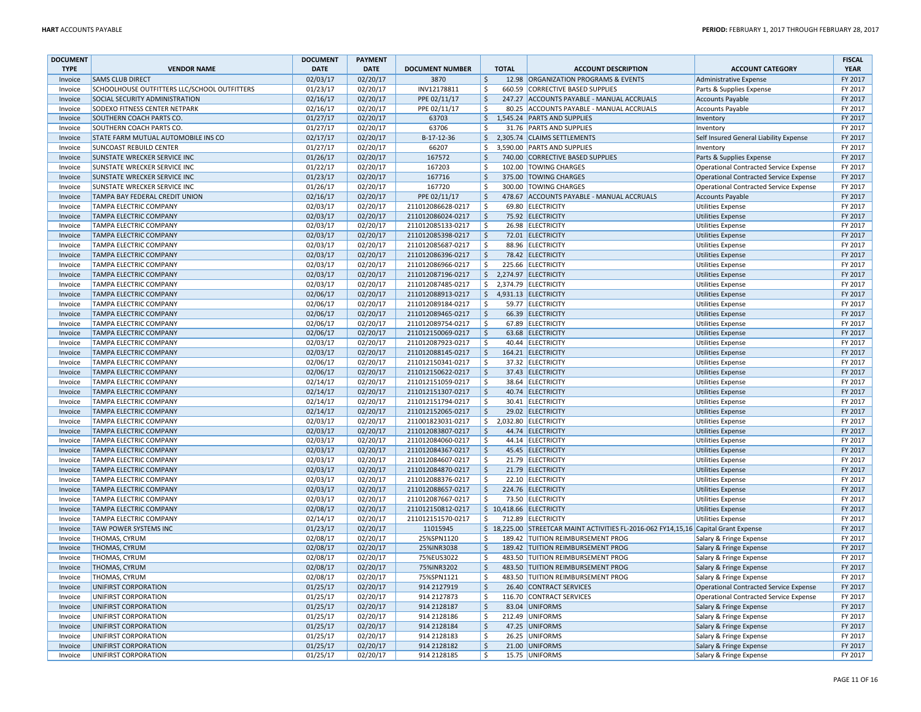| DOCUMENT TYPE | VENDOR NAME | DOCUMENT DATE | PAYMENT DATE | DOCUMENT NUMBER | TOTAL | ACCOUNT DESCRIPTION | ACCOUNT CATEGORY | FISCAL YEAR |
|---|---|---|---|---|---|---|---|---|
| Invoice | SAMS CLUB DIRECT | 02/03/17 | 02/20/17 | 3870 | $ 12.98 | ORGANIZATION PROGRAMS & EVENTS | Administrative Expense | FY 2017 |
| Invoice | SCHOOLHOUSE OUTFITTERS LLC/SCHOOL OUTFITTERS | 01/23/17 | 02/20/17 | INV12178811 | $ 660.59 | CORRECTIVE BASED SUPPLIES | Parts & Supplies Expense | FY 2017 |
| Invoice | SOCIAL SECURITY ADMINISTRATION | 02/16/17 | 02/20/17 | PPE 02/11/17 | $ 247.27 | ACCOUNTS PAYABLE - MANUAL ACCRUALS | Accounts Payable | FY 2017 |
| Invoice | SODEXO FITNESS CENTER NETPARK | 02/16/17 | 02/20/17 | PPE 02/11/17 | $ 80.25 | ACCOUNTS PAYABLE - MANUAL ACCRUALS | Accounts Payable | FY 2017 |
| Invoice | SOUTHERN COACH PARTS CO. | 01/27/17 | 02/20/17 | 63703 | $ 1,545.24 | PARTS AND SUPPLIES | Inventory | FY 2017 |
| Invoice | SOUTHERN COACH PARTS CO. | 01/27/17 | 02/20/17 | 63706 | $ 31.76 | PARTS AND SUPPLIES | Inventory | FY 2017 |
| Invoice | STATE FARM MUTUAL AUTOMOBILE INS CO | 02/17/17 | 02/20/17 | B-17-12-36 | $ 2,305.74 | CLAIMS SETTLEMENTS | Self Insured General Liability Expense | FY 2017 |
| Invoice | SUNCOAST REBUILD CENTER | 01/27/17 | 02/20/17 | 66207 | $ 3,590.00 | PARTS AND SUPPLIES | Inventory | FY 2017 |
| Invoice | SUNSTATE WRECKER SERVICE INC | 01/26/17 | 02/20/17 | 167572 | $ 740.00 | CORRECTIVE BASED SUPPLIES | Parts & Supplies Expense | FY 2017 |
| Invoice | SUNSTATE WRECKER SERVICE INC | 01/22/17 | 02/20/17 | 167203 | $ 102.00 | TOWING CHARGES | Operational Contracted Service Expense | FY 2017 |
| Invoice | SUNSTATE WRECKER SERVICE INC | 01/23/17 | 02/20/17 | 167716 | $ 375.00 | TOWING CHARGES | Operational Contracted Service Expense | FY 2017 |
| Invoice | SUNSTATE WRECKER SERVICE INC | 01/26/17 | 02/20/17 | 167720 | $ 300.00 | TOWING CHARGES | Operational Contracted Service Expense | FY 2017 |
| Invoice | TAMPA BAY FEDERAL CREDIT UNION | 02/16/17 | 02/20/17 | PPE 02/11/17 | $ 478.67 | ACCOUNTS PAYABLE - MANUAL ACCRUALS | Accounts Payable | FY 2017 |
| Invoice | TAMPA ELECTRIC COMPANY | 02/03/17 | 02/20/17 | 211012086628-0217 | $ 69.80 | ELECTRICITY | Utilities Expense | FY 2017 |
| Invoice | TAMPA ELECTRIC COMPANY | 02/03/17 | 02/20/17 | 211012086024-0217 | $ 75.92 | ELECTRICITY | Utilities Expense | FY 2017 |
| Invoice | TAMPA ELECTRIC COMPANY | 02/03/17 | 02/20/17 | 211012085133-0217 | $ 26.98 | ELECTRICITY | Utilities Expense | FY 2017 |
| Invoice | TAMPA ELECTRIC COMPANY | 02/03/17 | 02/20/17 | 211012085398-0217 | $ 72.01 | ELECTRICITY | Utilities Expense | FY 2017 |
| Invoice | TAMPA ELECTRIC COMPANY | 02/03/17 | 02/20/17 | 211012085687-0217 | $ 88.96 | ELECTRICITY | Utilities Expense | FY 2017 |
| Invoice | TAMPA ELECTRIC COMPANY | 02/03/17 | 02/20/17 | 211012086396-0217 | $ 78.42 | ELECTRICITY | Utilities Expense | FY 2017 |
| Invoice | TAMPA ELECTRIC COMPANY | 02/03/17 | 02/20/17 | 211012086966-0217 | $ 225.66 | ELECTRICITY | Utilities Expense | FY 2017 |
| Invoice | TAMPA ELECTRIC COMPANY | 02/03/17 | 02/20/17 | 211012087196-0217 | $ 2,274.97 | ELECTRICITY | Utilities Expense | FY 2017 |
| Invoice | TAMPA ELECTRIC COMPANY | 02/03/17 | 02/20/17 | 211012087485-0217 | $ 2,374.79 | ELECTRICITY | Utilities Expense | FY 2017 |
| Invoice | TAMPA ELECTRIC COMPANY | 02/06/17 | 02/20/17 | 211012088913-0217 | $ 4,931.13 | ELECTRICITY | Utilities Expense | FY 2017 |
| Invoice | TAMPA ELECTRIC COMPANY | 02/06/17 | 02/20/17 | 211012089184-0217 | $ 59.77 | ELECTRICITY | Utilities Expense | FY 2017 |
| Invoice | TAMPA ELECTRIC COMPANY | 02/06/17 | 02/20/17 | 211012089465-0217 | $ 66.39 | ELECTRICITY | Utilities Expense | FY 2017 |
| Invoice | TAMPA ELECTRIC COMPANY | 02/06/17 | 02/20/17 | 211012089754-0217 | $ 67.89 | ELECTRICITY | Utilities Expense | FY 2017 |
| Invoice | TAMPA ELECTRIC COMPANY | 02/06/17 | 02/20/17 | 211012150069-0217 | $ 63.68 | ELECTRICITY | Utilities Expense | FY 2017 |
| Invoice | TAMPA ELECTRIC COMPANY | 02/03/17 | 02/20/17 | 211012087923-0217 | $ 40.44 | ELECTRICITY | Utilities Expense | FY 2017 |
| Invoice | TAMPA ELECTRIC COMPANY | 02/03/17 | 02/20/17 | 211012088145-0217 | $ 164.21 | ELECTRICITY | Utilities Expense | FY 2017 |
| Invoice | TAMPA ELECTRIC COMPANY | 02/06/17 | 02/20/17 | 211012150341-0217 | $ 37.32 | ELECTRICITY | Utilities Expense | FY 2017 |
| Invoice | TAMPA ELECTRIC COMPANY | 02/06/17 | 02/20/17 | 211012150622-0217 | $ 37.43 | ELECTRICITY | Utilities Expense | FY 2017 |
| Invoice | TAMPA ELECTRIC COMPANY | 02/14/17 | 02/20/17 | 211012151059-0217 | $ 38.64 | ELECTRICITY | Utilities Expense | FY 2017 |
| Invoice | TAMPA ELECTRIC COMPANY | 02/14/17 | 02/20/17 | 211012151307-0217 | $ 40.74 | ELECTRICITY | Utilities Expense | FY 2017 |
| Invoice | TAMPA ELECTRIC COMPANY | 02/14/17 | 02/20/17 | 211012151794-0217 | $ 30.41 | ELECTRICITY | Utilities Expense | FY 2017 |
| Invoice | TAMPA ELECTRIC COMPANY | 02/14/17 | 02/20/17 | 211012152065-0217 | $ 29.02 | ELECTRICITY | Utilities Expense | FY 2017 |
| Invoice | TAMPA ELECTRIC COMPANY | 02/03/17 | 02/20/17 | 211001823031-0217 | $ 2,032.80 | ELECTRICITY | Utilities Expense | FY 2017 |
| Invoice | TAMPA ELECTRIC COMPANY | 02/03/17 | 02/20/17 | 211012083807-0217 | $ 44.74 | ELECTRICITY | Utilities Expense | FY 2017 |
| Invoice | TAMPA ELECTRIC COMPANY | 02/03/17 | 02/20/17 | 211012084060-0217 | $ 44.14 | ELECTRICITY | Utilities Expense | FY 2017 |
| Invoice | TAMPA ELECTRIC COMPANY | 02/03/17 | 02/20/17 | 211012084367-0217 | $ 45.45 | ELECTRICITY | Utilities Expense | FY 2017 |
| Invoice | TAMPA ELECTRIC COMPANY | 02/03/17 | 02/20/17 | 211012084607-0217 | $ 21.79 | ELECTRICITY | Utilities Expense | FY 2017 |
| Invoice | TAMPA ELECTRIC COMPANY | 02/03/17 | 02/20/17 | 211012084870-0217 | $ 21.79 | ELECTRICITY | Utilities Expense | FY 2017 |
| Invoice | TAMPA ELECTRIC COMPANY | 02/03/17 | 02/20/17 | 211012088376-0217 | $ 22.10 | ELECTRICITY | Utilities Expense | FY 2017 |
| Invoice | TAMPA ELECTRIC COMPANY | 02/03/17 | 02/20/17 | 211012088657-0217 | $ 224.76 | ELECTRICITY | Utilities Expense | FY 2017 |
| Invoice | TAMPA ELECTRIC COMPANY | 02/03/17 | 02/20/17 | 211012087667-0217 | $ 73.50 | ELECTRICITY | Utilities Expense | FY 2017 |
| Invoice | TAMPA ELECTRIC COMPANY | 02/08/17 | 02/20/17 | 211012150812-0217 | $ 10,418.66 | ELECTRICITY | Utilities Expense | FY 2017 |
| Invoice | TAMPA ELECTRIC COMPANY | 02/14/17 | 02/20/17 | 211012151570-0217 | $ 712.89 | ELECTRICITY | Utilities Expense | FY 2017 |
| Invoice | TAW POWER SYSTEMS INC | 01/23/17 | 02/20/17 | 11015945 | $ 18,225.00 | STREETCAR MAINT ACTIVITIES FL-2016-062 FY14,15,16 | Capital Grant Expense | FY 2017 |
| Invoice | THOMAS, CYRUM | 02/08/17 | 02/20/17 | 25%SPN1120 | $ 189.42 | TUITION REIMBURSEMENT PROG | Salary & Fringe Expense | FY 2017 |
| Invoice | THOMAS, CYRUM | 02/08/17 | 02/20/17 | 25%INR3038 | $ 189.42 | TUITION REIMBURSEMENT PROG | Salary & Fringe Expense | FY 2017 |
| Invoice | THOMAS, CYRUM | 02/08/17 | 02/20/17 | 75%EUS3022 | $ 483.50 | TUITION REIMBURSEMENT PROG | Salary & Fringe Expense | FY 2017 |
| Invoice | THOMAS, CYRUM | 02/08/17 | 02/20/17 | 75%INR3202 | $ 483.50 | TUITION REIMBURSEMENT PROG | Salary & Fringe Expense | FY 2017 |
| Invoice | THOMAS, CYRUM | 02/08/17 | 02/20/17 | 75%SPN1121 | $ 483.50 | TUITION REIMBURSEMENT PROG | Salary & Fringe Expense | FY 2017 |
| Invoice | UNIFIRST CORPORATION | 01/25/17 | 02/20/17 | 914 2127919 | $ 26.40 | CONTRACT SERVICES | Operational Contracted Service Expense | FY 2017 |
| Invoice | UNIFIRST CORPORATION | 01/25/17 | 02/20/17 | 914 2127873 | $ 116.70 | CONTRACT SERVICES | Operational Contracted Service Expense | FY 2017 |
| Invoice | UNIFIRST CORPORATION | 01/25/17 | 02/20/17 | 914 2128187 | $ 83.04 | UNIFORMS | Salary & Fringe Expense | FY 2017 |
| Invoice | UNIFIRST CORPORATION | 01/25/17 | 02/20/17 | 914 2128186 | $ 212.49 | UNIFORMS | Salary & Fringe Expense | FY 2017 |
| Invoice | UNIFIRST CORPORATION | 01/25/17 | 02/20/17 | 914 2128184 | $ 47.25 | UNIFORMS | Salary & Fringe Expense | FY 2017 |
| Invoice | UNIFIRST CORPORATION | 01/25/17 | 02/20/17 | 914 2128183 | $ 26.25 | UNIFORMS | Salary & Fringe Expense | FY 2017 |
| Invoice | UNIFIRST CORPORATION | 01/25/17 | 02/20/17 | 914 2128182 | $ 21.00 | UNIFORMS | Salary & Fringe Expense | FY 2017 |
| Invoice | UNIFIRST CORPORATION | 01/25/17 | 02/20/17 | 914 2128185 | $ 15.75 | UNIFORMS | Salary & Fringe Expense | FY 2017 |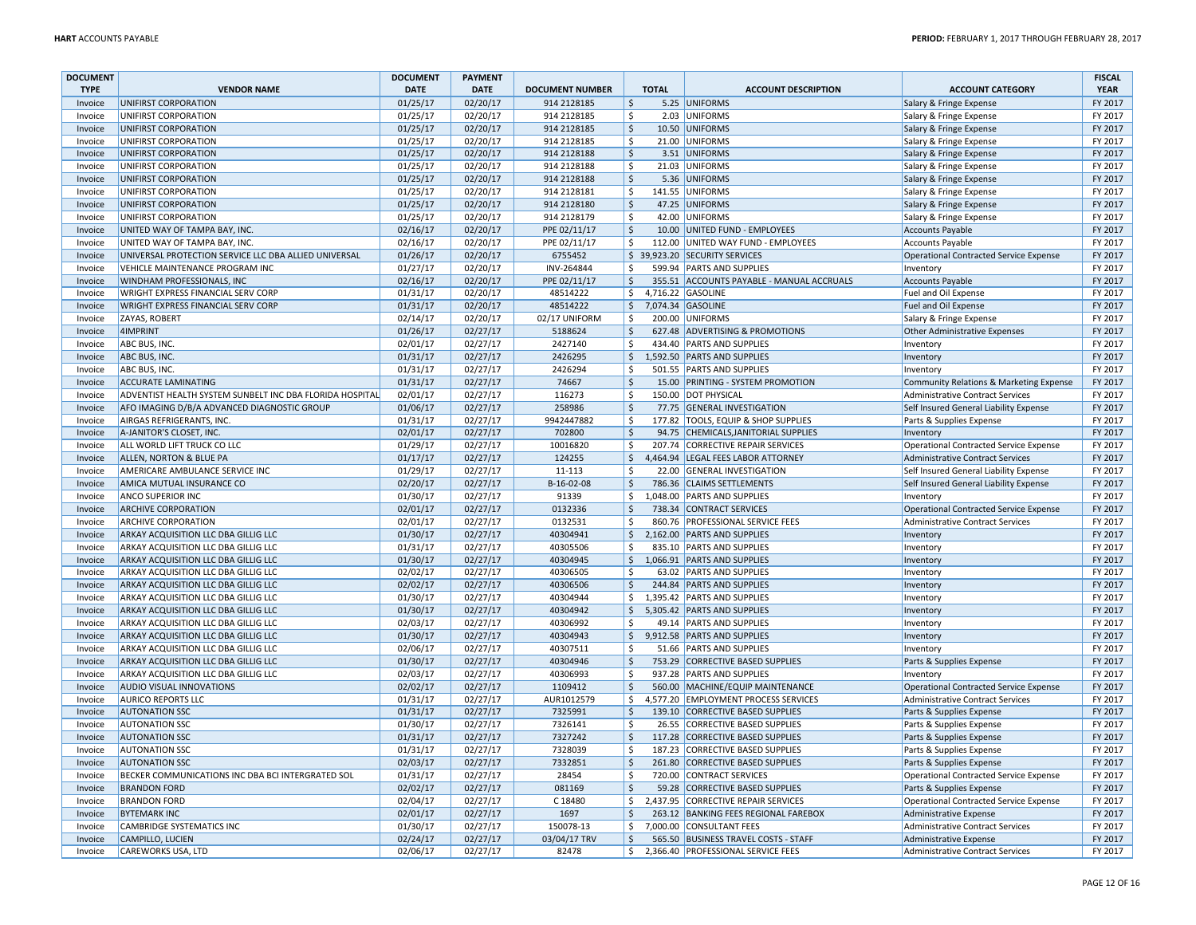| DOCUMENT TYPE | VENDOR NAME | DOCUMENT DATE | PAYMENT DATE | DOCUMENT NUMBER | TOTAL | ACCOUNT DESCRIPTION | ACCOUNT CATEGORY | FISCAL YEAR |
|---|---|---|---|---|---|---|---|---|
| Invoice | UNIFIRST CORPORATION | 01/25/17 | 02/20/17 | 914 2128185 | $ 5.25 | UNIFORMS | Salary & Fringe Expense | FY 2017 |
| Invoice | UNIFIRST CORPORATION | 01/25/17 | 02/20/17 | 914 2128185 | $ 2.03 | UNIFORMS | Salary & Fringe Expense | FY 2017 |
| Invoice | UNIFIRST CORPORATION | 01/25/17 | 02/20/17 | 914 2128185 | $ 10.50 | UNIFORMS | Salary & Fringe Expense | FY 2017 |
| Invoice | UNIFIRST CORPORATION | 01/25/17 | 02/20/17 | 914 2128185 | $ 21.00 | UNIFORMS | Salary & Fringe Expense | FY 2017 |
| Invoice | UNIFIRST CORPORATION | 01/25/17 | 02/20/17 | 914 2128188 | $ 3.51 | UNIFORMS | Salary & Fringe Expense | FY 2017 |
| Invoice | UNIFIRST CORPORATION | 01/25/17 | 02/20/17 | 914 2128188 | $ 21.03 | UNIFORMS | Salary & Fringe Expense | FY 2017 |
| Invoice | UNIFIRST CORPORATION | 01/25/17 | 02/20/17 | 914 2128188 | $ 5.36 | UNIFORMS | Salary & Fringe Expense | FY 2017 |
| Invoice | UNIFIRST CORPORATION | 01/25/17 | 02/20/17 | 914 2128181 | $ 141.55 | UNIFORMS | Salary & Fringe Expense | FY 2017 |
| Invoice | UNIFIRST CORPORATION | 01/25/17 | 02/20/17 | 914 2128180 | $ 47.25 | UNIFORMS | Salary & Fringe Expense | FY 2017 |
| Invoice | UNIFIRST CORPORATION | 01/25/17 | 02/20/17 | 914 2128179 | $ 42.00 | UNIFORMS | Salary & Fringe Expense | FY 2017 |
| Invoice | UNITED WAY OF TAMPA BAY, INC. | 02/16/17 | 02/20/17 | PPE 02/11/17 | $ 10.00 | UNITED FUND - EMPLOYEES | Accounts Payable | FY 2017 |
| Invoice | UNITED WAY OF TAMPA BAY, INC. | 02/16/17 | 02/20/17 | PPE 02/11/17 | $ 112.00 | UNITED WAY FUND - EMPLOYEES | Accounts Payable | FY 2017 |
| Invoice | UNIVERSAL PROTECTION SERVICE LLC DBA ALLIED UNIVERSAL | 01/26/17 | 02/20/17 | 6755452 | $ 39,923.20 | SECURITY SERVICES | Operational Contracted Service Expense | FY 2017 |
| Invoice | VEHICLE MAINTENANCE PROGRAM INC | 01/27/17 | 02/20/17 | INV-264844 | $ 599.94 | PARTS AND SUPPLIES | Inventory | FY 2017 |
| Invoice | WINDHAM PROFESSIONALS, INC | 02/16/17 | 02/20/17 | PPE 02/11/17 | $ 355.51 | ACCOUNTS PAYABLE - MANUAL ACCRUALS | Accounts Payable | FY 2017 |
| Invoice | WRIGHT EXPRESS FINANCIAL SERV CORP | 01/31/17 | 02/20/17 | 48514222 | $ 4,716.22 | GASOLINE | Fuel and Oil Expense | FY 2017 |
| Invoice | WRIGHT EXPRESS FINANCIAL SERV CORP | 01/31/17 | 02/20/17 | 48514222 | $ 7,074.34 | GASOLINE | Fuel and Oil Expense | FY 2017 |
| Invoice | ZAYAS, ROBERT | 02/14/17 | 02/20/17 | 02/17 UNIFORM | $ 200.00 | UNIFORMS | Salary & Fringe Expense | FY 2017 |
| Invoice | 4IMPRINT | 01/26/17 | 02/27/17 | 5188624 | $ 627.48 | ADVERTISING & PROMOTIONS | Other Administrative Expenses | FY 2017 |
| Invoice | ABC BUS, INC. | 02/01/17 | 02/27/17 | 2427140 | $ 434.40 | PARTS AND SUPPLIES | Inventory | FY 2017 |
| Invoice | ABC BUS, INC. | 01/31/17 | 02/27/17 | 2426295 | $ 1,592.50 | PARTS AND SUPPLIES | Inventory | FY 2017 |
| Invoice | ABC BUS, INC. | 01/31/17 | 02/27/17 | 2426294 | $ 501.55 | PARTS AND SUPPLIES | Inventory | FY 2017 |
| Invoice | ACCURATE LAMINATING | 01/31/17 | 02/27/17 | 74667 | $ 15.00 | PRINTING - SYSTEM PROMOTION | Community Relations & Marketing Expense | FY 2017 |
| Invoice | ADVENTIST HEALTH SYSTEM SUNBELT INC DBA FLORIDA HOSPITAL | 02/01/17 | 02/27/17 | 116273 | $ 150.00 | DOT PHYSICAL | Administrative Contract Services | FY 2017 |
| Invoice | AFO IMAGING D/B/A ADVANCED DIAGNOSTIC GROUP | 01/06/17 | 02/27/17 | 258986 | $ 77.75 | GENERAL INVESTIGATION | Self Insured General Liability Expense | FY 2017 |
| Invoice | AIRGAS REFRIGERANTS, INC. | 01/31/17 | 02/27/17 | 9942447882 | $ 177.82 | TOOLS, EQUIP & SHOP SUPPLIES | Parts & Supplies Expense | FY 2017 |
| Invoice | A-JANITOR'S CLOSET, INC. | 02/01/17 | 02/27/17 | 702800 | $ 94.75 | CHEMICALS,JANITORIAL SUPPLIES | Inventory | FY 2017 |
| Invoice | ALL WORLD LIFT TRUCK CO LLC | 01/29/17 | 02/27/17 | 10016820 | $ 207.74 | CORRECTIVE REPAIR SERVICES | Operational Contracted Service Expense | FY 2017 |
| Invoice | ALLEN, NORTON & BLUE PA | 01/17/17 | 02/27/17 | 124255 | $ 4,464.94 | LEGAL FEES LABOR ATTORNEY | Administrative Contract Services | FY 2017 |
| Invoice | AMERICARE AMBULANCE SERVICE INC | 01/29/17 | 02/27/17 | 11-113 | $ 22.00 | GENERAL INVESTIGATION | Self Insured General Liability Expense | FY 2017 |
| Invoice | AMICA MUTUAL INSURANCE CO | 02/20/17 | 02/27/17 | B-16-02-08 | $ 786.36 | CLAIMS SETTLEMENTS | Self Insured General Liability Expense | FY 2017 |
| Invoice | ANCO SUPERIOR INC | 01/30/17 | 02/27/17 | 91339 | $ 1,048.00 | PARTS AND SUPPLIES | Inventory | FY 2017 |
| Invoice | ARCHIVE CORPORATION | 02/01/17 | 02/27/17 | 0132336 | $ 738.34 | CONTRACT SERVICES | Operational Contracted Service Expense | FY 2017 |
| Invoice | ARCHIVE CORPORATION | 02/01/17 | 02/27/17 | 0132531 | $ 860.76 | PROFESSIONAL SERVICE FEES | Administrative Contract Services | FY 2017 |
| Invoice | ARKAY ACQUISITION LLC DBA GILLIG LLC | 01/30/17 | 02/27/17 | 40304941 | $ 2,162.00 | PARTS AND SUPPLIES | Inventory | FY 2017 |
| Invoice | ARKAY ACQUISITION LLC DBA GILLIG LLC | 01/31/17 | 02/27/17 | 40305506 | $ 835.10 | PARTS AND SUPPLIES | Inventory | FY 2017 |
| Invoice | ARKAY ACQUISITION LLC DBA GILLIG LLC | 01/30/17 | 02/27/17 | 40304945 | $ 1,066.91 | PARTS AND SUPPLIES | Inventory | FY 2017 |
| Invoice | ARKAY ACQUISITION LLC DBA GILLIG LLC | 02/02/17 | 02/27/17 | 40306505 | $ 63.02 | PARTS AND SUPPLIES | Inventory | FY 2017 |
| Invoice | ARKAY ACQUISITION LLC DBA GILLIG LLC | 02/02/17 | 02/27/17 | 40306506 | $ 244.84 | PARTS AND SUPPLIES | Inventory | FY 2017 |
| Invoice | ARKAY ACQUISITION LLC DBA GILLIG LLC | 01/30/17 | 02/27/17 | 40304944 | $ 1,395.42 | PARTS AND SUPPLIES | Inventory | FY 2017 |
| Invoice | ARKAY ACQUISITION LLC DBA GILLIG LLC | 01/30/17 | 02/27/17 | 40304942 | $ 5,305.42 | PARTS AND SUPPLIES | Inventory | FY 2017 |
| Invoice | ARKAY ACQUISITION LLC DBA GILLIG LLC | 02/03/17 | 02/27/17 | 40306992 | $ 49.14 | PARTS AND SUPPLIES | Inventory | FY 2017 |
| Invoice | ARKAY ACQUISITION LLC DBA GILLIG LLC | 01/30/17 | 02/27/17 | 40304943 | $ 9,912.58 | PARTS AND SUPPLIES | Inventory | FY 2017 |
| Invoice | ARKAY ACQUISITION LLC DBA GILLIG LLC | 02/06/17 | 02/27/17 | 40307511 | $ 51.66 | PARTS AND SUPPLIES | Inventory | FY 2017 |
| Invoice | ARKAY ACQUISITION LLC DBA GILLIG LLC | 01/30/17 | 02/27/17 | 40304946 | $ 753.29 | CORRECTIVE BASED SUPPLIES | Parts & Supplies Expense | FY 2017 |
| Invoice | ARKAY ACQUISITION LLC DBA GILLIG LLC | 02/03/17 | 02/27/17 | 40306993 | $ 937.28 | PARTS AND SUPPLIES | Inventory | FY 2017 |
| Invoice | AUDIO VISUAL INNOVATIONS | 02/02/17 | 02/27/17 | 1109412 | $ 560.00 | MACHINE/EQUIP MAINTENANCE | Operational Contracted Service Expense | FY 2017 |
| Invoice | AURICO REPORTS LLC | 01/31/17 | 02/27/17 | AUR1012579 | $ 4,577.20 | EMPLOYMENT PROCESS SERVICES | Administrative Contract Services | FY 2017 |
| Invoice | AUTONATION SSC | 01/31/17 | 02/27/17 | 7325991 | $ 139.10 | CORRECTIVE BASED SUPPLIES | Parts & Supplies Expense | FY 2017 |
| Invoice | AUTONATION SSC | 01/30/17 | 02/27/17 | 7326141 | $ 26.55 | CORRECTIVE BASED SUPPLIES | Parts & Supplies Expense | FY 2017 |
| Invoice | AUTONATION SSC | 01/31/17 | 02/27/17 | 7327242 | $ 117.28 | CORRECTIVE BASED SUPPLIES | Parts & Supplies Expense | FY 2017 |
| Invoice | AUTONATION SSC | 01/31/17 | 02/27/17 | 7328039 | $ 187.23 | CORRECTIVE BASED SUPPLIES | Parts & Supplies Expense | FY 2017 |
| Invoice | AUTONATION SSC | 02/03/17 | 02/27/17 | 7332851 | $ 261.80 | CORRECTIVE BASED SUPPLIES | Parts & Supplies Expense | FY 2017 |
| Invoice | BECKER COMMUNICATIONS INC DBA BCI INTERGRATED SOL | 01/31/17 | 02/27/17 | 28454 | $ 720.00 | CONTRACT SERVICES | Operational Contracted Service Expense | FY 2017 |
| Invoice | BRANDON FORD | 02/02/17 | 02/27/17 | 081169 | $ 59.28 | CORRECTIVE BASED SUPPLIES | Parts & Supplies Expense | FY 2017 |
| Invoice | BRANDON FORD | 02/04/17 | 02/27/17 | C 18480 | $ 2,437.95 | CORRECTIVE REPAIR SERVICES | Operational Contracted Service Expense | FY 2017 |
| Invoice | BYTEMARK INC | 02/01/17 | 02/27/17 | 1697 | $ 263.12 | BANKING FEES REGIONAL FAREBOX | Administrative Expense | FY 2017 |
| Invoice | CAMBRIDGE SYSTEMATICS INC | 01/30/17 | 02/27/17 | 150078-13 | $ 7,000.00 | CONSULTANT FEES | Administrative Contract Services | FY 2017 |
| Invoice | CAMPILLO, LUCIEN | 02/24/17 | 02/27/17 | 03/04/17 TRV | $ 565.50 | BUSINESS TRAVEL COSTS - STAFF | Administrative Expense | FY 2017 |
| Invoice | CAREWORKS USA, LTD | 02/06/17 | 02/27/17 | 82478 | $ 2,366.40 | PROFESSIONAL SERVICE FEES | Administrative Contract Services | FY 2017 |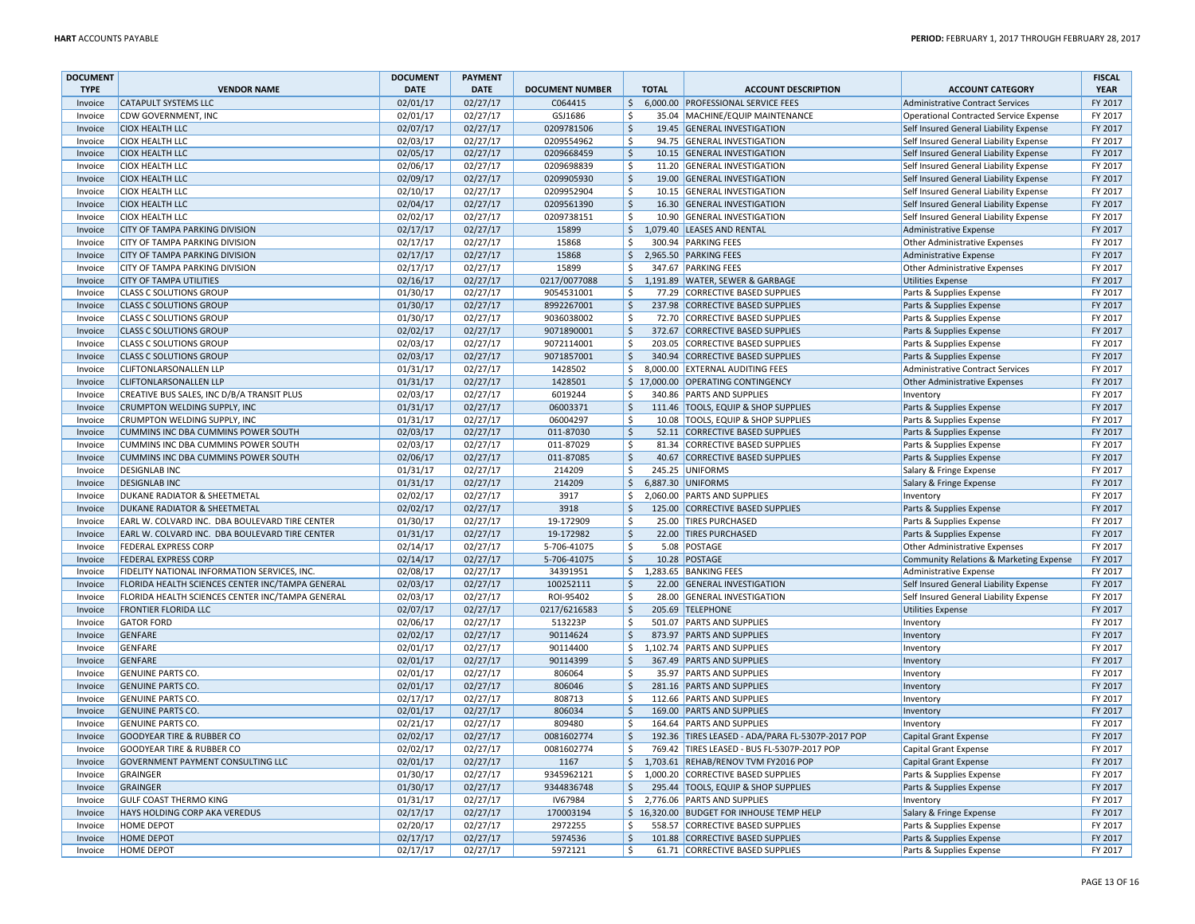| DOCUMENT TYPE | VENDOR NAME | DOCUMENT DATE | PAYMENT DATE | DOCUMENT NUMBER | TOTAL | ACCOUNT DESCRIPTION | ACCOUNT CATEGORY | FISCAL YEAR |
|---|---|---|---|---|---|---|---|---|
| Invoice | CATAPULT SYSTEMS LLC | 02/01/17 | 02/27/17 | C064415 | $ 6,000.00 | PROFESSIONAL SERVICE FEES | Administrative Contract Services | FY 2017 |
| Invoice | CDW GOVERNMENT, INC | 02/01/17 | 02/27/17 | GSJ1686 | $ 35.04 | MACHINE/EQUIP MAINTENANCE | Operational Contracted Service Expense | FY 2017 |
| Invoice | CIOX HEALTH LLC | 02/07/17 | 02/27/17 | 0209781506 | $ 19.45 | GENERAL INVESTIGATION | Self Insured General Liability Expense | FY 2017 |
| Invoice | CIOX HEALTH LLC | 02/03/17 | 02/27/17 | 0209554962 | $ 94.75 | GENERAL INVESTIGATION | Self Insured General Liability Expense | FY 2017 |
| Invoice | CIOX HEALTH LLC | 02/05/17 | 02/27/17 | 0209668459 | $ 10.15 | GENERAL INVESTIGATION | Self Insured General Liability Expense | FY 2017 |
| Invoice | CIOX HEALTH LLC | 02/06/17 | 02/27/17 | 0209698839 | $ 11.20 | GENERAL INVESTIGATION | Self Insured General Liability Expense | FY 2017 |
| Invoice | CIOX HEALTH LLC | 02/09/17 | 02/27/17 | 0209905930 | $ 19.00 | GENERAL INVESTIGATION | Self Insured General Liability Expense | FY 2017 |
| Invoice | CIOX HEALTH LLC | 02/10/17 | 02/27/17 | 0209952904 | $ 10.15 | GENERAL INVESTIGATION | Self Insured General Liability Expense | FY 2017 |
| Invoice | CIOX HEALTH LLC | 02/04/17 | 02/27/17 | 0209561390 | $ 16.30 | GENERAL INVESTIGATION | Self Insured General Liability Expense | FY 2017 |
| Invoice | CIOX HEALTH LLC | 02/02/17 | 02/27/17 | 0209738151 | $ 10.90 | GENERAL INVESTIGATION | Self Insured General Liability Expense | FY 2017 |
| Invoice | CITY OF TAMPA PARKING DIVISION | 02/17/17 | 02/27/17 | 15899 | $ 1,079.40 | LEASES AND RENTAL | Administrative Expense | FY 2017 |
| Invoice | CITY OF TAMPA PARKING DIVISION | 02/17/17 | 02/27/17 | 15868 | $ 300.94 | PARKING FEES | Other Administrative Expenses | FY 2017 |
| Invoice | CITY OF TAMPA PARKING DIVISION | 02/17/17 | 02/27/17 | 15868 | $ 2,965.50 | PARKING FEES | Administrative Expense | FY 2017 |
| Invoice | CITY OF TAMPA PARKING DIVISION | 02/17/17 | 02/27/17 | 15899 | $ 347.67 | PARKING FEES | Other Administrative Expenses | FY 2017 |
| Invoice | CITY OF TAMPA UTILITIES | 02/16/17 | 02/27/17 | 0217/0077088 | $ 1,191.89 | WATER, SEWER & GARBAGE | Utilities Expense | FY 2017 |
| Invoice | CLASS C SOLUTIONS GROUP | 01/30/17 | 02/27/17 | 9054531001 | $ 77.29 | CORRECTIVE BASED SUPPLIES | Parts & Supplies Expense | FY 2017 |
| Invoice | CLASS C SOLUTIONS GROUP | 01/30/17 | 02/27/17 | 8992267001 | $ 237.98 | CORRECTIVE BASED SUPPLIES | Parts & Supplies Expense | FY 2017 |
| Invoice | CLASS C SOLUTIONS GROUP | 01/30/17 | 02/27/17 | 9036038002 | $ 72.70 | CORRECTIVE BASED SUPPLIES | Parts & Supplies Expense | FY 2017 |
| Invoice | CLASS C SOLUTIONS GROUP | 02/02/17 | 02/27/17 | 9071890001 | $ 372.67 | CORRECTIVE BASED SUPPLIES | Parts & Supplies Expense | FY 2017 |
| Invoice | CLASS C SOLUTIONS GROUP | 02/03/17 | 02/27/17 | 9072114001 | $ 203.05 | CORRECTIVE BASED SUPPLIES | Parts & Supplies Expense | FY 2017 |
| Invoice | CLASS C SOLUTIONS GROUP | 02/03/17 | 02/27/17 | 9071857001 | $ 340.94 | CORRECTIVE BASED SUPPLIES | Parts & Supplies Expense | FY 2017 |
| Invoice | CLIFTONLARSONALLEN LLP | 01/31/17 | 02/27/17 | 1428502 | $ 8,000.00 | EXTERNAL AUDITING FEES | Administrative Contract Services | FY 2017 |
| Invoice | CLIFTONLARSONALLEN LLP | 01/31/17 | 02/27/17 | 1428501 | $ 17,000.00 | OPERATING CONTINGENCY | Other Administrative Expenses | FY 2017 |
| Invoice | CREATIVE BUS SALES, INC D/B/A TRANSIT PLUS | 02/03/17 | 02/27/17 | 6019244 | $ 340.86 | PARTS AND SUPPLIES | Inventory | FY 2017 |
| Invoice | CRUMPTON WELDING SUPPLY, INC | 01/31/17 | 02/27/17 | 06003371 | $ 111.46 | TOOLS, EQUIP & SHOP SUPPLIES | Parts & Supplies Expense | FY 2017 |
| Invoice | CRUMPTON WELDING SUPPLY, INC | 01/31/17 | 02/27/17 | 06004297 | $ 10.08 | TOOLS, EQUIP & SHOP SUPPLIES | Parts & Supplies Expense | FY 2017 |
| Invoice | CUMMINS INC DBA CUMMINS POWER SOUTH | 02/03/17 | 02/27/17 | 011-87030 | $ 52.11 | CORRECTIVE BASED SUPPLIES | Parts & Supplies Expense | FY 2017 |
| Invoice | CUMMINS INC DBA CUMMINS POWER SOUTH | 02/03/17 | 02/27/17 | 011-87029 | $ 81.34 | CORRECTIVE BASED SUPPLIES | Parts & Supplies Expense | FY 2017 |
| Invoice | CUMMINS INC DBA CUMMINS POWER SOUTH | 02/06/17 | 02/27/17 | 011-87085 | $ 40.67 | CORRECTIVE BASED SUPPLIES | Parts & Supplies Expense | FY 2017 |
| Invoice | DESIGNLAB INC | 01/31/17 | 02/27/17 | 214209 | $ 245.25 | UNIFORMS | Salary & Fringe Expense | FY 2017 |
| Invoice | DESIGNLAB INC | 01/31/17 | 02/27/17 | 214209 | $ 6,887.30 | UNIFORMS | Salary & Fringe Expense | FY 2017 |
| Invoice | DUKANE RADIATOR & SHEETMETAL | 02/02/17 | 02/27/17 | 3917 | $ 2,060.00 | PARTS AND SUPPLIES | Inventory | FY 2017 |
| Invoice | DUKANE RADIATOR & SHEETMETAL | 02/02/17 | 02/27/17 | 3918 | $ 125.00 | CORRECTIVE BASED SUPPLIES | Parts & Supplies Expense | FY 2017 |
| Invoice | EARL W. COLVARD INC. DBA BOULEVARD TIRE CENTER | 01/30/17 | 02/27/17 | 19-172909 | $ 25.00 | TIRES PURCHASED | Parts & Supplies Expense | FY 2017 |
| Invoice | EARL W. COLVARD INC. DBA BOULEVARD TIRE CENTER | 01/31/17 | 02/27/17 | 19-172982 | $ 22.00 | TIRES PURCHASED | Parts & Supplies Expense | FY 2017 |
| Invoice | FEDERAL EXPRESS CORP | 02/14/17 | 02/27/17 | 5-706-41075 | $ 5.08 | POSTAGE | Other Administrative Expenses | FY 2017 |
| Invoice | FEDERAL EXPRESS CORP | 02/14/17 | 02/27/17 | 5-706-41075 | $ 10.28 | POSTAGE | Community Relations & Marketing Expense | FY 2017 |
| Invoice | FIDELITY NATIONAL INFORMATION SERVICES, INC. | 02/08/17 | 02/27/17 | 34391951 | $ 1,283.65 | BANKING FEES | Administrative Expense | FY 2017 |
| Invoice | FLORIDA HEALTH SCIENCES CENTER INC/TAMPA GENERAL | 02/03/17 | 02/27/17 | 100252111 | $ 22.00 | GENERAL INVESTIGATION | Self Insured General Liability Expense | FY 2017 |
| Invoice | FLORIDA HEALTH SCIENCES CENTER INC/TAMPA GENERAL | 02/03/17 | 02/27/17 | ROI-95402 | $ 28.00 | GENERAL INVESTIGATION | Self Insured General Liability Expense | FY 2017 |
| Invoice | FRONTIER FLORIDA LLC | 02/07/17 | 02/27/17 | 0217/6216583 | $ 205.69 | TELEPHONE | Utilities Expense | FY 2017 |
| Invoice | GATOR FORD | 02/06/17 | 02/27/17 | 513223P | $ 501.07 | PARTS AND SUPPLIES | Inventory | FY 2017 |
| Invoice | GENFARE | 02/02/17 | 02/27/17 | 90114624 | $ 873.97 | PARTS AND SUPPLIES | Inventory | FY 2017 |
| Invoice | GENFARE | 02/01/17 | 02/27/17 | 90114400 | $ 1,102.74 | PARTS AND SUPPLIES | Inventory | FY 2017 |
| Invoice | GENFARE | 02/01/17 | 02/27/17 | 90114399 | $ 367.49 | PARTS AND SUPPLIES | Inventory | FY 2017 |
| Invoice | GENUINE PARTS CO. | 02/01/17 | 02/27/17 | 806064 | $ 35.97 | PARTS AND SUPPLIES | Inventory | FY 2017 |
| Invoice | GENUINE PARTS CO. | 02/01/17 | 02/27/17 | 806046 | $ 281.16 | PARTS AND SUPPLIES | Inventory | FY 2017 |
| Invoice | GENUINE PARTS CO. | 02/17/17 | 02/27/17 | 808713 | $ 112.66 | PARTS AND SUPPLIES | Inventory | FY 2017 |
| Invoice | GENUINE PARTS CO. | 02/01/17 | 02/27/17 | 806034 | $ 169.00 | PARTS AND SUPPLIES | Inventory | FY 2017 |
| Invoice | GENUINE PARTS CO. | 02/21/17 | 02/27/17 | 809480 | $ 164.64 | PARTS AND SUPPLIES | Inventory | FY 2017 |
| Invoice | GOODYEAR TIRE & RUBBER CO | 02/02/17 | 02/27/17 | 0081602774 | $ 192.36 | TIRES LEASED - ADA/PARA FL-5307P-2017 POP | Capital Grant Expense | FY 2017 |
| Invoice | GOODYEAR TIRE & RUBBER CO | 02/02/17 | 02/27/17 | 0081602774 | $ 769.42 | TIRES LEASED - BUS FL-5307P-2017 POP | Capital Grant Expense | FY 2017 |
| Invoice | GOVERNMENT PAYMENT CONSULTING LLC | 02/01/17 | 02/27/17 | 1167 | $ 1,703.61 | REHAB/RENOV TVM FY2016 POP | Capital Grant Expense | FY 2017 |
| Invoice | GRAINGER | 01/30/17 | 02/27/17 | 9345962121 | $ 1,000.20 | CORRECTIVE BASED SUPPLIES | Parts & Supplies Expense | FY 2017 |
| Invoice | GRAINGER | 01/30/17 | 02/27/17 | 9344836748 | $ 295.44 | TOOLS, EQUIP & SHOP SUPPLIES | Parts & Supplies Expense | FY 2017 |
| Invoice | GULF COAST THERMO KING | 01/31/17 | 02/27/17 | IV67984 | $ 2,776.06 | PARTS AND SUPPLIES | Inventory | FY 2017 |
| Invoice | HAYS HOLDING CORP AKA VEREDUS | 02/17/17 | 02/27/17 | 170003194 | $ 16,320.00 | BUDGET FOR INHOUSE TEMP HELP | Salary & Fringe Expense | FY 2017 |
| Invoice | HOME DEPOT | 02/20/17 | 02/27/17 | 2972255 | $ 558.57 | CORRECTIVE BASED SUPPLIES | Parts & Supplies Expense | FY 2017 |
| Invoice | HOME DEPOT | 02/17/17 | 02/27/17 | 5974536 | $ 101.88 | CORRECTIVE BASED SUPPLIES | Parts & Supplies Expense | FY 2017 |
| Invoice | HOME DEPOT | 02/17/17 | 02/27/17 | 5972121 | $ 61.71 | CORRECTIVE BASED SUPPLIES | Parts & Supplies Expense | FY 2017 |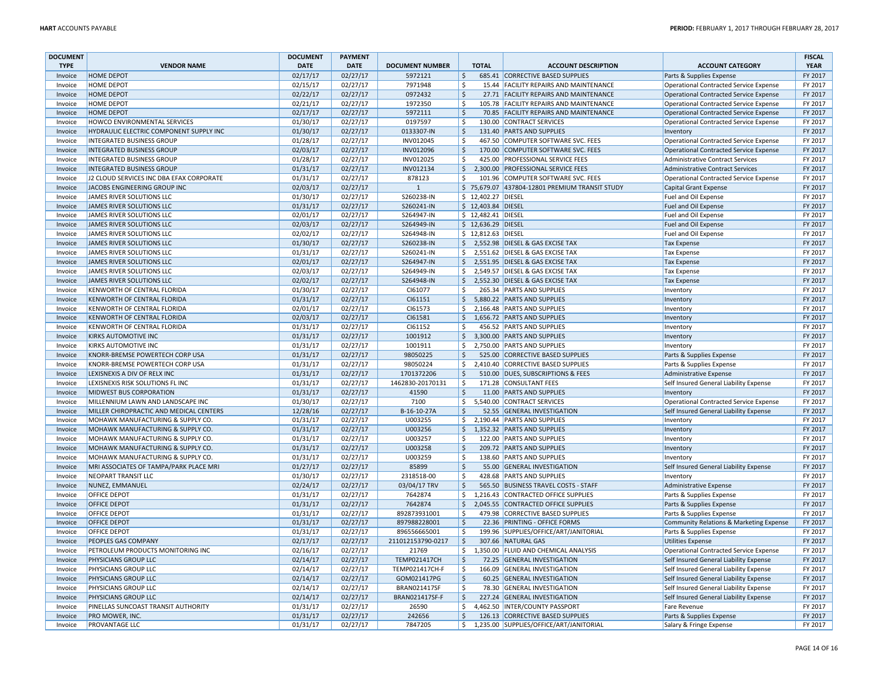| DOCUMENT TYPE | VENDOR NAME | DOCUMENT DATE | PAYMENT DATE | DOCUMENT NUMBER | TOTAL | ACCOUNT DESCRIPTION | ACCOUNT CATEGORY | FISCAL YEAR |
|---|---|---|---|---|---|---|---|---|
| Invoice | HOME DEPOT | 02/17/17 | 02/27/17 | 5972121 | $ 685.41 | CORRECTIVE BASED SUPPLIES | Parts & Supplies Expense | FY 2017 |
| Invoice | HOME DEPOT | 02/15/17 | 02/27/17 | 7971948 | $ 15.44 | FACILITY REPAIRS AND MAINTENANCE | Operational Contracted Service Expense | FY 2017 |
| Invoice | HOME DEPOT | 02/22/17 | 02/27/17 | 0972432 | $ 27.71 | FACILITY REPAIRS AND MAINTENANCE | Operational Contracted Service Expense | FY 2017 |
| Invoice | HOME DEPOT | 02/21/17 | 02/27/17 | 1972350 | $ 105.78 | FACILITY REPAIRS AND MAINTENANCE | Operational Contracted Service Expense | FY 2017 |
| Invoice | HOME DEPOT | 02/17/17 | 02/27/17 | 5972111 | $ 70.85 | FACILITY REPAIRS AND MAINTENANCE | Operational Contracted Service Expense | FY 2017 |
| Invoice | HOWCO ENVIRONMENTAL SERVICES | 01/30/17 | 02/27/17 | 0197597 | $ 130.00 | CONTRACT SERVICES | Operational Contracted Service Expense | FY 2017 |
| Invoice | HYDRAULIC ELECTRIC COMPONENT SUPPLY INC | 01/30/17 | 02/27/17 | 0133307-IN | $ 131.40 | PARTS AND SUPPLIES | Inventory | FY 2017 |
| Invoice | INTEGRATED BUSINESS GROUP | 01/28/17 | 02/27/17 | INV012045 | $ 467.50 | COMPUTER SOFTWARE SVC. FEES | Operational Contracted Service Expense | FY 2017 |
| Invoice | INTEGRATED BUSINESS GROUP | 02/03/17 | 02/27/17 | INV012096 | $ 170.00 | COMPUTER SOFTWARE SVC. FEES | Operational Contracted Service Expense | FY 2017 |
| Invoice | INTEGRATED BUSINESS GROUP | 01/28/17 | 02/27/17 | INV012025 | $ 425.00 | PROFESSIONAL SERVICE FEES | Administrative Contract Services | FY 2017 |
| Invoice | INTEGRATED BUSINESS GROUP | 01/31/17 | 02/27/17 | INV012134 | $ 2,300.00 | PROFESSIONAL SERVICE FEES | Administrative Contract Services | FY 2017 |
| Invoice | J2 CLOUD SERVICES INC DBA EFAX CORPORATE | 01/31/17 | 02/27/17 | 878123 | $ 101.96 | COMPUTER SOFTWARE SVC. FEES | Operational Contracted Service Expense | FY 2017 |
| Invoice | JACOBS ENGINEERING GROUP INC | 02/03/17 | 02/27/17 | 1 | $ 75,679.07 | 437804-12801 PREMIUM TRANSIT STUDY | Capital Grant Expense | FY 2017 |
| Invoice | JAMES RIVER SOLUTIONS LLC | 01/30/17 | 02/27/17 | S260238-IN | $ 12,402.27 | DIESEL | Fuel and Oil Expense | FY 2017 |
| Invoice | JAMES RIVER SOLUTIONS LLC | 01/31/17 | 02/27/17 | S260241-IN | $ 12,403.84 | DIESEL | Fuel and Oil Expense | FY 2017 |
| Invoice | JAMES RIVER SOLUTIONS LLC | 02/01/17 | 02/27/17 | S264947-IN | $ 12,482.41 | DIESEL | Fuel and Oil Expense | FY 2017 |
| Invoice | JAMES RIVER SOLUTIONS LLC | 02/03/17 | 02/27/17 | S264949-IN | $ 12,636.29 | DIESEL | Fuel and Oil Expense | FY 2017 |
| Invoice | JAMES RIVER SOLUTIONS LLC | 02/02/17 | 02/27/17 | S264948-IN | $ 12,812.63 | DIESEL | Fuel and Oil Expense | FY 2017 |
| Invoice | JAMES RIVER SOLUTIONS LLC | 01/30/17 | 02/27/17 | S260238-IN | $ 2,552.98 | DIESEL & GAS EXCISE TAX | Tax Expense | FY 2017 |
| Invoice | JAMES RIVER SOLUTIONS LLC | 01/31/17 | 02/27/17 | S260241-IN | $ 2,551.62 | DIESEL & GAS EXCISE TAX | Tax Expense | FY 2017 |
| Invoice | JAMES RIVER SOLUTIONS LLC | 02/01/17 | 02/27/17 | S264947-IN | $ 2,551.95 | DIESEL & GAS EXCISE TAX | Tax Expense | FY 2017 |
| Invoice | JAMES RIVER SOLUTIONS LLC | 02/03/17 | 02/27/17 | S264949-IN | $ 2,549.57 | DIESEL & GAS EXCISE TAX | Tax Expense | FY 2017 |
| Invoice | JAMES RIVER SOLUTIONS LLC | 02/02/17 | 02/27/17 | S264948-IN | $ 2,552.30 | DIESEL & GAS EXCISE TAX | Tax Expense | FY 2017 |
| Invoice | KENWORTH OF CENTRAL FLORIDA | 01/30/17 | 02/27/17 | CI61077 | $ 265.34 | PARTS AND SUPPLIES | Inventory | FY 2017 |
| Invoice | KENWORTH OF CENTRAL FLORIDA | 01/31/17 | 02/27/17 | CI61151 | $ 5,880.22 | PARTS AND SUPPLIES | Inventory | FY 2017 |
| Invoice | KENWORTH OF CENTRAL FLORIDA | 02/01/17 | 02/27/17 | CI61573 | $ 2,166.48 | PARTS AND SUPPLIES | Inventory | FY 2017 |
| Invoice | KENWORTH OF CENTRAL FLORIDA | 02/03/17 | 02/27/17 | CI61581 | $ 1,656.72 | PARTS AND SUPPLIES | Inventory | FY 2017 |
| Invoice | KENWORTH OF CENTRAL FLORIDA | 01/31/17 | 02/27/17 | CI61152 | $ 456.52 | PARTS AND SUPPLIES | Inventory | FY 2017 |
| Invoice | KIRKS AUTOMOTIVE INC | 01/31/17 | 02/27/17 | 1001912 | $ 3,300.00 | PARTS AND SUPPLIES | Inventory | FY 2017 |
| Invoice | KIRKS AUTOMOTIVE INC | 01/31/17 | 02/27/17 | 1001911 | $ 2,750.00 | PARTS AND SUPPLIES | Inventory | FY 2017 |
| Invoice | KNORR-BREMSE POWERTECH CORP USA | 01/31/17 | 02/27/17 | 98050225 | $ 525.00 | CORRECTIVE BASED SUPPLIES | Parts & Supplies Expense | FY 2017 |
| Invoice | KNORR-BREMSE POWERTECH CORP USA | 01/31/17 | 02/27/17 | 98050224 | $ 2,410.40 | CORRECTIVE BASED SUPPLIES | Parts & Supplies Expense | FY 2017 |
| Invoice | LEXISNEXIS A DIV OF RELX INC | 01/31/17 | 02/27/17 | 1701372206 | $ 510.00 | DUES, SUBSCRIPTIONS & FEES | Administrative Expense | FY 2017 |
| Invoice | LEXISNEXIS RISK SOLUTIONS FL INC | 01/31/17 | 02/27/17 | 1462830-20170131 | $ 171.28 | CONSULTANT FEES | Self Insured General Liability Expense | FY 2017 |
| Invoice | MIDWEST BUS CORPORATION | 01/31/17 | 02/27/17 | 41590 | $ 11.00 | PARTS AND SUPPLIES | Inventory | FY 2017 |
| Invoice | MILLENNIUM LAWN AND LANDSCAPE INC | 01/30/17 | 02/27/17 | 7100 | $ 5,540.00 | CONTRACT SERVICES | Operational Contracted Service Expense | FY 2017 |
| Invoice | MILLER CHIROPRACTIC AND MEDICAL CENTERS | 12/28/16 | 02/27/17 | B-16-10-27A | $ 52.55 | GENERAL INVESTIGATION | Self Insured General Liability Expense | FY 2017 |
| Invoice | MOHAWK MANUFACTURING & SUPPLY CO. | 01/31/17 | 02/27/17 | U003255 | $ 2,190.44 | PARTS AND SUPPLIES | Inventory | FY 2017 |
| Invoice | MOHAWK MANUFACTURING & SUPPLY CO. | 01/31/17 | 02/27/17 | U003256 | $ 1,352.32 | PARTS AND SUPPLIES | Inventory | FY 2017 |
| Invoice | MOHAWK MANUFACTURING & SUPPLY CO. | 01/31/17 | 02/27/17 | U003257 | $ 122.00 | PARTS AND SUPPLIES | Inventory | FY 2017 |
| Invoice | MOHAWK MANUFACTURING & SUPPLY CO. | 01/31/17 | 02/27/17 | U003258 | $ 209.72 | PARTS AND SUPPLIES | Inventory | FY 2017 |
| Invoice | MOHAWK MANUFACTURING & SUPPLY CO. | 01/31/17 | 02/27/17 | U003259 | $ 138.60 | PARTS AND SUPPLIES | Inventory | FY 2017 |
| Invoice | MRI ASSOCIATES OF TAMPA/PARK PLACE MRI | 01/27/17 | 02/27/17 | 85899 | $ 55.00 | GENERAL INVESTIGATION | Self Insured General Liability Expense | FY 2017 |
| Invoice | NEOPART TRANSIT LLC | 01/30/17 | 02/27/17 | 2318518-00 | $ 428.68 | PARTS AND SUPPLIES | Inventory | FY 2017 |
| Invoice | NUNEZ, EMMANUEL | 02/24/17 | 02/27/17 | 03/04/17 TRV | $ 565.50 | BUSINESS TRAVEL COSTS - STAFF | Administrative Expense | FY 2017 |
| Invoice | OFFICE DEPOT | 01/31/17 | 02/27/17 | 7642874 | $ 1,216.43 | CONTRACTED OFFICE SUPPLIES | Parts & Supplies Expense | FY 2017 |
| Invoice | OFFICE DEPOT | 01/31/17 | 02/27/17 | 7642874 | $ 2,045.55 | CONTRACTED OFFICE SUPPLIES | Parts & Supplies Expense | FY 2017 |
| Invoice | OFFICE DEPOT | 01/31/17 | 02/27/17 | 892873931001 | $ 479.98 | CORRECTIVE BASED SUPPLIES | Parts & Supplies Expense | FY 2017 |
| Invoice | OFFICE DEPOT | 01/31/17 | 02/27/17 | 897988228001 | $ 22.36 | PRINTING - OFFICE FORMS | Community Relations & Marketing Expense | FY 2017 |
| Invoice | OFFICE DEPOT | 01/31/17 | 02/27/17 | 896556665001 | $ 199.96 | SUPPLIES/OFFICE/ART/JANITORIAL | Parts & Supplies Expense | FY 2017 |
| Invoice | PEOPLES GAS COMPANY | 02/17/17 | 02/27/17 | 211012153790-0217 | $ 307.66 | NATURAL GAS | Utilities Expense | FY 2017 |
| Invoice | PETROLEUM PRODUCTS MONITORING INC | 02/16/17 | 02/27/17 | 21769 | $ 1,350.00 | FLUID AND CHEMICAL ANALYSIS | Operational Contracted Service Expense | FY 2017 |
| Invoice | PHYSICIANS GROUP LLC | 02/14/17 | 02/27/17 | TEMP021417CH | $ 72.25 | GENERAL INVESTIGATION | Self Insured General Liability Expense | FY 2017 |
| Invoice | PHYSICIANS GROUP LLC | 02/14/17 | 02/27/17 | TEMP021417CH-F | $ 166.09 | GENERAL INVESTIGATION | Self Insured General Liability Expense | FY 2017 |
| Invoice | PHYSICIANS GROUP LLC | 02/14/17 | 02/27/17 | GOM021417PG | $ 60.25 | GENERAL INVESTIGATION | Self Insured General Liability Expense | FY 2017 |
| Invoice | PHYSICIANS GROUP LLC | 02/14/17 | 02/27/17 | BRAN021417SF | $ 78.30 | GENERAL INVESTIGATION | Self Insured General Liability Expense | FY 2017 |
| Invoice | PHYSICIANS GROUP LLC | 02/14/17 | 02/27/17 | BRAN021417SF-F | $ 227.24 | GENERAL INVESTIGATION | Self Insured General Liability Expense | FY 2017 |
| Invoice | PINELLAS SUNCOAST TRANSIT AUTHORITY | 01/31/17 | 02/27/17 | 26590 | $ 4,462.50 | INTER/COUNTY PASSPORT | Fare Revenue | FY 2017 |
| Invoice | PRO MOWER, INC. | 01/31/17 | 02/27/17 | 242656 | $ 126.13 | CORRECTIVE BASED SUPPLIES | Parts & Supplies Expense | FY 2017 |
| Invoice | PROVANTAGE LLC | 01/31/17 | 02/27/17 | 7847205 | $ 1,235.00 | SUPPLIES/OFFICE/ART/JANITORIAL | Salary & Fringe Expense | FY 2017 |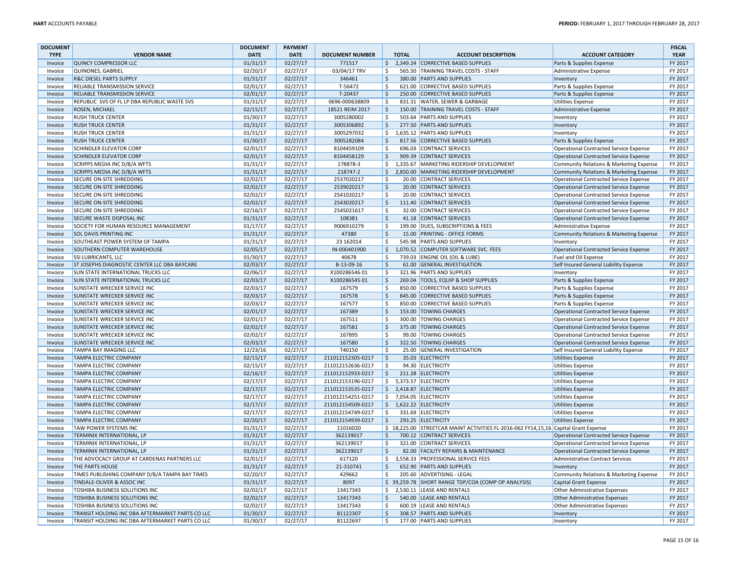| DOCUMENT TYPE | VENDOR NAME | DOCUMENT DATE | PAYMENT DATE | DOCUMENT NUMBER | TOTAL | ACCOUNT DESCRIPTION | ACCOUNT CATEGORY | FISCAL YEAR |
|---|---|---|---|---|---|---|---|---|
| Invoice | QUINCY COMPRESSOR LLC | 01/31/17 | 02/27/17 | 771517 | $ 2,349.24 | CORRECTIVE BASED SUPPLIES | Parts & Supplies Expense | FY 2017 |
| Invoice | QUINONES, GABRIEL | 02/20/17 | 02/27/17 | 03/04/17 TRV | $ 565.50 | TRAINING TRAVEL COSTS - STAFF | Administrative Expense | FY 2017 |
| Invoice | R&C DIESEL PARTS SUPPLY | 01/31/17 | 02/27/17 | 346461 | $ 380.00 | PARTS AND SUPPLIES | Inventory | FY 2017 |
| Invoice | RELIABLE TRANSMISSION SERVICE | 02/01/17 | 02/27/17 | T-56472 | $ 621.00 | CORRECTIVE BASED SUPPLIES | Parts & Supplies Expense | FY 2017 |
| Invoice | RELIABLE TRANSMISSION SERVICE | 02/01/17 | 02/27/17 | T-20437 | $ 250.00 | CORRECTIVE BASED SUPPLIES | Parts & Supplies Expense | FY 2017 |
| Invoice | REPUBLIC SVS OF FL LP DBA REPUBLIC WASTE SVS | 01/31/17 | 02/27/17 | 0696-000638809 | $ 831.31 | WATER, SEWER & GARBAGE | Utilities Expense | FY 2017 |
| Invoice | ROSEN, MICHAEL | 02/15/17 | 02/27/17 | 18521 REIM 2017 | $ 150.00 | TRAINING TRAVEL COSTS - STAFF | Administrative Expense | FY 2017 |
| Invoice | RUSH TRUCK CENTER | 01/30/17 | 02/27/17 | 3005280002 | $ 503.64 | PARTS AND SUPPLIES | Inventory | FY 2017 |
| Invoice | RUSH TRUCK CENTER | 01/31/17 | 02/27/17 | 3005306892 | $ 277.50 | PARTS AND SUPPLIES | Inventory | FY 2017 |
| Invoice | RUSH TRUCK CENTER | 01/31/17 | 02/27/17 | 3005297032 | $ 1,635.12 | PARTS AND SUPPLIES | Inventory | FY 2017 |
| Invoice | RUSH TRUCK CENTER | 01/30/17 | 02/27/17 | 3005282084 | $ 817.56 | CORRECTIVE BASED SUPPLIES | Parts & Supplies Expense | FY 2017 |
| Invoice | SCHINDLER ELEVATOR CORP | 02/01/17 | 02/27/17 | 8104459109 | $ 696.03 | CONTRACT SERVICES | Operational Contracted Service Expense | FY 2017 |
| Invoice | SCHINDLER ELEVATOR CORP | 02/01/17 | 02/27/17 | 8104458129 | $ 909.39 | CONTRACT SERVICES | Operational Contracted Service Expense | FY 2017 |
| Invoice | SCRIPPS MEDIA INC D/B/A WFTS | 01/31/17 | 02/27/17 | 178878-3 | $ 1,335.67 | MARKETING RIDERSHIP DEVELOPMENT | Community Relations & Marketing Expense | FY 2017 |
| Invoice | SCRIPPS MEDIA INC D/B/A WFTS | 01/31/17 | 02/27/17 | 218747-2 | $ 2,850.00 | MARKETING RIDERSHIP DEVELOPMENT | Community Relations & Marketing Expense | FY 2017 |
| Invoice | SECURE ON-SITE SHREDDING | 02/02/17 | 02/27/17 | 2537020217 | $ 20.00 | CONTRACT SERVICES | Operational Contracted Service Expense | FY 2017 |
| Invoice | SECURE ON-SITE SHREDDING | 02/02/17 | 02/27/17 | 2539020217 | $ 20.00 | CONTRACT SERVICES | Operational Contracted Service Expense | FY 2017 |
| Invoice | SECURE ON-SITE SHREDDING | 02/02/17 | 02/27/17 | 2541020217 | $ 20.00 | CONTRACT SERVICES | Operational Contracted Service Expense | FY 2017 |
| Invoice | SECURE ON-SITE SHREDDING | 02/02/17 | 02/27/17 | 2543020217 | $ 111.40 | CONTRACT SERVICES | Operational Contracted Service Expense | FY 2017 |
| Invoice | SECURE ON-SITE SHREDDING | 02/16/17 | 02/27/17 | 2545021617 | $ 32.00 | CONTRACT SERVICES | Operational Contracted Service Expense | FY 2017 |
| Invoice | SECURE WASTE DISPOSAL INC | 01/31/17 | 02/27/17 | 108381 | $ 41.18 | CONTRACT SERVICES | Operational Contracted Service Expense | FY 2017 |
| Invoice | SOCIETY FOR HUMAN RESOURCE MANAGEMENT | 01/17/17 | 02/27/17 | 9006910279 | $ 199.00 | DUES, SUBSCRIPTIONS & FEES | Administrative Expense | FY 2017 |
| Invoice | SOL DAVIS PRINTING INC | 01/31/17 | 02/27/17 | 47380 | $ 15.00 | PRINTING - OFFICE FORMS | Community Relations & Marketing Expense | FY 2017 |
| Invoice | SOUTHEAST POWER SYSTEM OF TAMPA | 01/31/17 | 02/27/17 | 23 162014 | $ 545.98 | PARTS AND SUPPLIES | Inventory | FY 2017 |
| Invoice | SOUTHERN COMPUTER WAREHOUSE | 02/05/17 | 02/27/17 | IN-000401900 | $ 1,070.52 | COMPUTER SOFTWARE SVC. FEES | Operational Contracted Service Expense | FY 2017 |
| Invoice | SSI LUBRICANTS, LLC | 01/30/17 | 02/27/17 | 40678 | $ 739.03 | ENGINE OIL (OIL & LUBE) | Fuel and Oil Expense | FY 2017 |
| Invoice | ST JOSEPHS DIAGNOSTIC CENTER LLC DBA BAYCARE | 02/03/17 | 02/27/17 | B-13-09-16 | $ 61.00 | GENERAL INVESTIGATION | Self Insured General Liability Expense | FY 2017 |
| Invoice | SUN STATE INTERNATIONAL TRUCKS LLC | 02/06/17 | 02/27/17 | X100286546 01 | $ 321.96 | PARTS AND SUPPLIES | Inventory | FY 2017 |
| Invoice | SUN STATE INTERNATIONAL TRUCKS LLC | 02/03/17 | 02/27/17 | X100286545 01 | $ 269.04 | TOOLS, EQUIP & SHOP SUPPLIES | Parts & Supplies Expense | FY 2017 |
| Invoice | SUNSTATE WRECKER SERVICE INC | 02/03/17 | 02/27/17 | 167579 | $ 850.00 | CORRECTIVE BASED SUPPLIES | Parts & Supplies Expense | FY 2017 |
| Invoice | SUNSTATE WRECKER SERVICE INC | 02/03/17 | 02/27/17 | 167578 | $ 845.00 | CORRECTIVE BASED SUPPLIES | Parts & Supplies Expense | FY 2017 |
| Invoice | SUNSTATE WRECKER SERVICE INC | 02/03/17 | 02/27/17 | 167577 | $ 850.00 | CORRECTIVE BASED SUPPLIES | Parts & Supplies Expense | FY 2017 |
| Invoice | SUNSTATE WRECKER SERVICE INC | 02/01/17 | 02/27/17 | 167389 | $ 153.00 | TOWING CHARGES | Operational Contracted Service Expense | FY 2017 |
| Invoice | SUNSTATE WRECKER SERVICE INC | 02/01/17 | 02/27/17 | 167511 | $ 300.00 | TOWING CHARGES | Operational Contracted Service Expense | FY 2017 |
| Invoice | SUNSTATE WRECKER SERVICE INC | 02/02/17 | 02/27/17 | 167581 | $ 375.00 | TOWING CHARGES | Operational Contracted Service Expense | FY 2017 |
| Invoice | SUNSTATE WRECKER SERVICE INC | 02/02/17 | 02/27/17 | 167895 | $ 99.00 | TOWING CHARGES | Operational Contracted Service Expense | FY 2017 |
| Invoice | SUNSTATE WRECKER SERVICE INC | 02/03/17 | 02/27/17 | 167580 | $ 322.50 | TOWING CHARGES | Operational Contracted Service Expense | FY 2017 |
| Invoice | TAMPA BAY IMAGING LLC | 12/23/16 | 02/27/17 | T40150 | $ 25.00 | GENERAL INVESTIGATION | Self Insured General Liability Expense | FY 2017 |
| Invoice | TAMPA ELECTRIC COMPANY | 02/15/17 | 02/27/17 | 211012152305-0217 | $ 35.03 | ELECTRICITY | Utilities Expense | FY 2017 |
| Invoice | TAMPA ELECTRIC COMPANY | 02/15/17 | 02/27/17 | 211012152636-0217 | $ 94.30 | ELECTRICITY | Utilities Expense | FY 2017 |
| Invoice | TAMPA ELECTRIC COMPANY | 02/16/17 | 02/27/17 | 211012152933-0217 | $ 211.28 | ELECTRICITY | Utilities Expense | FY 2017 |
| Invoice | TAMPA ELECTRIC COMPANY | 02/17/17 | 02/27/17 | 211012153196-0217 | $ 5,373.57 | ELECTRICITY | Utilities Expense | FY 2017 |
| Invoice | TAMPA ELECTRIC COMPANY | 02/17/17 | 02/27/17 | 211012153535-0217 | $ 2,418.87 | ELECTRICITY | Utilities Expense | FY 2017 |
| Invoice | TAMPA ELECTRIC COMPANY | 02/17/17 | 02/27/17 | 211012154251-0217 | $ 7,054.05 | ELECTRICITY | Utilities Expense | FY 2017 |
| Invoice | TAMPA ELECTRIC COMPANY | 02/17/17 | 02/27/17 | 211012154509-0217 | $ 1,622.22 | ELECTRICITY | Utilities Expense | FY 2017 |
| Invoice | TAMPA ELECTRIC COMPANY | 02/17/17 | 02/27/17 | 211012154749-0217 | $ 331.69 | ELECTRICITY | Utilities Expense | FY 2017 |
| Invoice | TAMPA ELECTRIC COMPANY | 02/20/17 | 02/27/17 | 211012154939-0217 | $ 293.25 | ELECTRICITY | Utilities Expense | FY 2017 |
| Invoice | TAW POWER SYSTEMS INC | 01/31/17 | 02/27/17 | 11016020 | $ 18,225.00 | STREETCAR MAINT ACTIVITIES FL-2016-062 FY14,15,16 | Capital Grant Expense | FY 2017 |
| Invoice | TERMINIX INTERNATIONAL, LP | 01/31/17 | 02/27/17 | 362139017 | $ 700.12 | CONTRACT SERVICES | Operational Contracted Service Expense | FY 2017 |
| Invoice | TERMINIX INTERNATIONAL, LP | 01/31/17 | 02/27/17 | 362139017 | $ 321.00 | CONTRACT SERVICES | Operational Contracted Service Expense | FY 2017 |
| Invoice | TERMINIX INTERNATIONAL, LP | 01/31/17 | 02/27/17 | 362139017 | $ 82.00 | FACILITY REPAIRS & MAINTENANCE | Operational Contracted Service Expense | FY 2017 |
| Invoice | THE ADVOCACY GROUP AT CARDENAS PARTNERS LLC | 02/01/17 | 02/27/17 | 617120 | $ 3,558.33 | PROFESSIONAL SERVICE FEES | Administrative Contract Services | FY 2017 |
| Invoice | THE PARTS HOUSE | 01/31/17 | 02/27/17 | 21-310741 | $ 652.90 | PARTS AND SUPPLIES | Inventory | FY 2017 |
| Invoice | TIMES PUBLISHING COMPANY D/B/A TAMPA BAY TIMES | 02/20/17 | 02/27/17 | 429662 | $ 205.60 | ADVERTISING - LEGAL | Community Relations & Marketing Expense | FY 2017 |
| Invoice | TINDALE-OLIVER & ASSOC INC | 01/31/17 | 02/27/17 | 8097 | $ 39,259.78 | SHORT RANGE TDP/COA (COMP OP ANALYSIS) | Capital Grant Expense | FY 2017 |
| Invoice | TOSHIBA BUSINESS SOLUTIONS INC | 02/02/17 | 02/27/17 | 13417343 | $ 2,530.11 | LEASE AND RENTALS | Other Administrative Expenses | FY 2017 |
| Invoice | TOSHIBA BUSINESS SOLUTIONS INC | 02/02/17 | 02/27/17 | 13417343 | $ 540.00 | LEASE AND RENTALS | Other Administrative Expenses | FY 2017 |
| Invoice | TOSHIBA BUSINESS SOLUTIONS INC | 02/02/17 | 02/27/17 | 13417343 | $ 600.19 | LEASE AND RENTALS | Other Administrative Expenses | FY 2017 |
| Invoice | TRANSIT HOLDING INC DBA AFTERMARKET PARTS CO LLC | 01/30/17 | 02/27/17 | 81122307 | $ 308.57 | PARTS AND SUPPLIES | Inventory | FY 2017 |
| Invoice | TRANSIT HOLDING INC DBA AFTERMARKET PARTS CO LLC | 01/30/17 | 02/27/17 | 81122697 | $ 177.00 | PARTS AND SUPPLIES | Inventory | FY 2017 |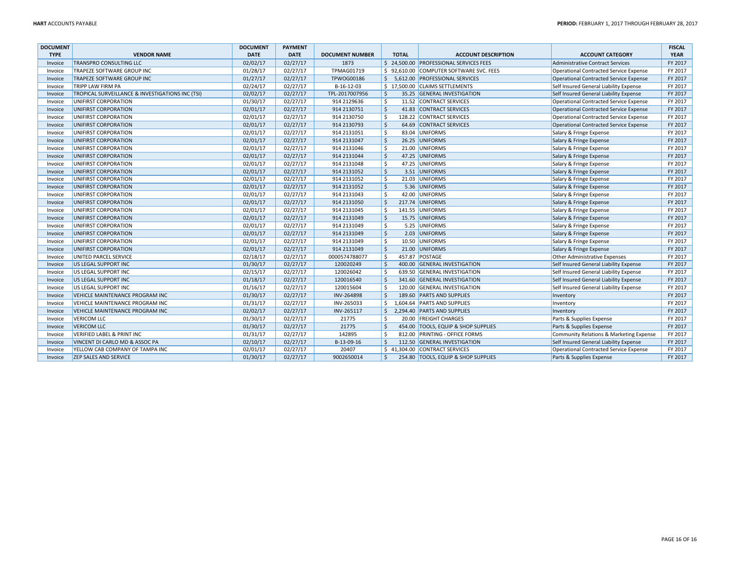| DOCUMENT TYPE | VENDOR NAME | DOCUMENT DATE | PAYMENT DATE | DOCUMENT NUMBER | TOTAL | ACCOUNT DESCRIPTION | ACCOUNT CATEGORY | FISCAL YEAR |
|---|---|---|---|---|---|---|---|---|
| Invoice | TRANSPRO CONSULTING LLC | 02/02/17 | 02/27/17 | 1873 | $ 24,500.00 | PROFESSIONAL SERVICES FEES | Administrative Contract Services | FY 2017 |
| Invoice | TRAPEZE SOFTWARE GROUP INC | 01/28/17 | 02/27/17 | TPMAG01719 | $ 92,610.00 | COMPUTER SOFTWARE SVC. FEES | Operational Contracted Service Expense | FY 2017 |
| Invoice | TRAPEZE SOFTWARE GROUP INC | 01/27/17 | 02/27/17 | TPWOG00186 | $ 5,612.00 | PROFESSIONAL SERVICES | Operational Contracted Service Expense | FY 2017 |
| Invoice | TRIPP LAW FIRM PA | 02/24/17 | 02/27/17 | B-16-12-03 | $ 17,500.00 | CLAIMS SETTLEMENTS | Self Insured General Liability Expense | FY 2017 |
| Invoice | TROPICAL SURVEILLANCE & INVESTIGATIONS INC (TSI) | 02/02/17 | 02/27/17 | TPL-2017007956 | $ 35.25 | GENERAL INVESTIGATION | Self Insured General Liability Expense | FY 2017 |
| Invoice | UNIFIRST CORPORATION | 01/30/17 | 02/27/17 | 914 2129636 | $ 11.52 | CONTRACT SERVICES | Operational Contracted Service Expense | FY 2017 |
| Invoice | UNIFIRST CORPORATION | 02/01/17 | 02/27/17 | 914 2130751 | $ 41.83 | CONTRACT SERVICES | Operational Contracted Service Expense | FY 2017 |
| Invoice | UNIFIRST CORPORATION | 02/01/17 | 02/27/17 | 914 2130750 | $ 128.22 | CONTRACT SERVICES | Operational Contracted Service Expense | FY 2017 |
| Invoice | UNIFIRST CORPORATION | 02/01/17 | 02/27/17 | 914 2130793 | $ 64.69 | CONTRACT SERVICES | Operational Contracted Service Expense | FY 2017 |
| Invoice | UNIFIRST CORPORATION | 02/01/17 | 02/27/17 | 914 2131051 | $ 83.04 | UNIFORMS | Salary & Fringe Expense | FY 2017 |
| Invoice | UNIFIRST CORPORATION | 02/01/17 | 02/27/17 | 914 2131047 | $ 26.25 | UNIFORMS | Salary & Fringe Expense | FY 2017 |
| Invoice | UNIFIRST CORPORATION | 02/01/17 | 02/27/17 | 914 2131046 | $ 21.00 | UNIFORMS | Salary & Fringe Expense | FY 2017 |
| Invoice | UNIFIRST CORPORATION | 02/01/17 | 02/27/17 | 914 2131044 | $ 47.25 | UNIFORMS | Salary & Fringe Expense | FY 2017 |
| Invoice | UNIFIRST CORPORATION | 02/01/17 | 02/27/17 | 914 2131048 | $ 47.25 | UNIFORMS | Salary & Fringe Expense | FY 2017 |
| Invoice | UNIFIRST CORPORATION | 02/01/17 | 02/27/17 | 914 2131052 | $ 3.51 | UNIFORMS | Salary & Fringe Expense | FY 2017 |
| Invoice | UNIFIRST CORPORATION | 02/01/17 | 02/27/17 | 914 2131052 | $ 21.03 | UNIFORMS | Salary & Fringe Expense | FY 2017 |
| Invoice | UNIFIRST CORPORATION | 02/01/17 | 02/27/17 | 914 2131052 | $ 5.36 | UNIFORMS | Salary & Fringe Expense | FY 2017 |
| Invoice | UNIFIRST CORPORATION | 02/01/17 | 02/27/17 | 914 2131043 | $ 42.00 | UNIFORMS | Salary & Fringe Expense | FY 2017 |
| Invoice | UNIFIRST CORPORATION | 02/01/17 | 02/27/17 | 914 2131050 | $ 217.74 | UNIFORMS | Salary & Fringe Expense | FY 2017 |
| Invoice | UNIFIRST CORPORATION | 02/01/17 | 02/27/17 | 914 2131045 | $ 141.55 | UNIFORMS | Salary & Fringe Expense | FY 2017 |
| Invoice | UNIFIRST CORPORATION | 02/01/17 | 02/27/17 | 914 2131049 | $ 15.75 | UNIFORMS | Salary & Fringe Expense | FY 2017 |
| Invoice | UNIFIRST CORPORATION | 02/01/17 | 02/27/17 | 914 2131049 | $ 5.25 | UNIFORMS | Salary & Fringe Expense | FY 2017 |
| Invoice | UNIFIRST CORPORATION | 02/01/17 | 02/27/17 | 914 2131049 | $ 2.03 | UNIFORMS | Salary & Fringe Expense | FY 2017 |
| Invoice | UNIFIRST CORPORATION | 02/01/17 | 02/27/17 | 914 2131049 | $ 10.50 | UNIFORMS | Salary & Fringe Expense | FY 2017 |
| Invoice | UNIFIRST CORPORATION | 02/01/17 | 02/27/17 | 914 2131049 | $ 21.00 | UNIFORMS | Salary & Fringe Expense | FY 2017 |
| Invoice | UNITED PARCEL SERVICE | 02/18/17 | 02/27/17 | 0000574788077 | $ 457.87 | POSTAGE | Other Administrative Expenses | FY 2017 |
| Invoice | US LEGAL SUPPORT INC | 01/30/17 | 02/27/17 | 120020249 | $ 400.00 | GENERAL INVESTIGATION | Self Insured General Liability Expense | FY 2017 |
| Invoice | US LEGAL SUPPORT INC | 02/15/17 | 02/27/17 | 120026042 | $ 639.50 | GENERAL INVESTIGATION | Self Insured General Liability Expense | FY 2017 |
| Invoice | US LEGAL SUPPORT INC | 01/18/17 | 02/27/17 | 120016540 | $ 341.60 | GENERAL INVESTIGATION | Self Insured General Liability Expense | FY 2017 |
| Invoice | US LEGAL SUPPORT INC | 01/16/17 | 02/27/17 | 120015604 | $ 120.00 | GENERAL INVESTIGATION | Self Insured General Liability Expense | FY 2017 |
| Invoice | VEHICLE MAINTENANCE PROGRAM INC | 01/30/17 | 02/27/17 | INV-264898 | $ 189.60 | PARTS AND SUPPLIES | Inventory | FY 2017 |
| Invoice | VEHICLE MAINTENANCE PROGRAM INC | 01/31/17 | 02/27/17 | INV-265033 | $ 1,604.64 | PARTS AND SUPPLIES | Inventory | FY 2017 |
| Invoice | VEHICLE MAINTENANCE PROGRAM INC | 02/02/17 | 02/27/17 | INV-265117 | $ 2,294.40 | PARTS AND SUPPLIES | Inventory | FY 2017 |
| Invoice | VERICOM LLC | 01/30/17 | 02/27/17 | 21775 | $ 20.00 | FREIGHT CHARGES | Parts & Supplies Expense | FY 2017 |
| Invoice | VERICOM LLC | 01/30/17 | 02/27/17 | 21775 | $ 454.00 | TOOLS, EQUIP & SHOP SUPPLIES | Parts & Supplies Expense | FY 2017 |
| Invoice | VERIFIED LABEL & PRINT INC | 01/31/17 | 02/27/17 | 142895 | $ 812.00 | PRINTING - OFFICE FORMS | Community Relations & Marketing Expense | FY 2017 |
| Invoice | VINCENT DI CARLO MD & ASSOC PA | 02/10/17 | 02/27/17 | B-13-09-16 | $ 112.50 | GENERAL INVESTIGATION | Self Insured General Liability Expense | FY 2017 |
| Invoice | YELLOW CAB COMPANY OF TAMPA INC | 02/01/17 | 02/27/17 | 20407 | $ 41,304.00 | CONTRACT SERVICES | Operational Contracted Service Expense | FY 2017 |
| Invoice | ZEP SALES AND SERVICE | 01/30/17 | 02/27/17 | 9002650014 | $ 254.80 | TOOLS, EQUIP & SHOP SUPPLIES | Parts & Supplies Expense | FY 2017 |